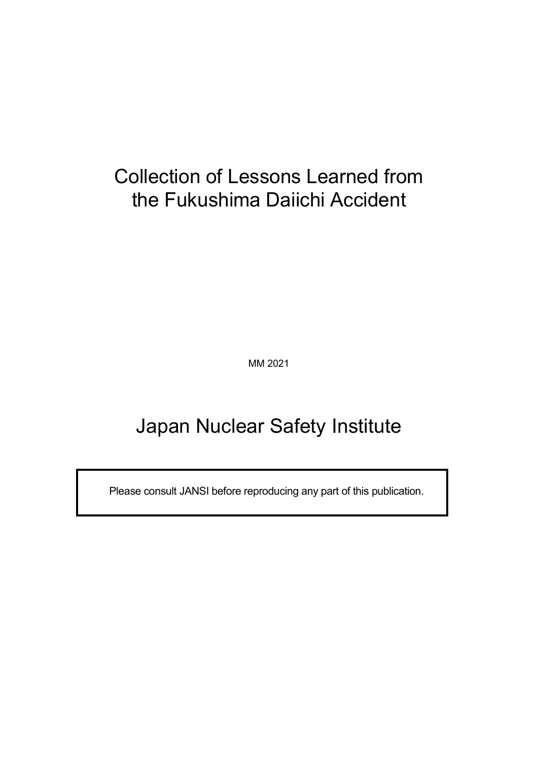# Collection of Lessons Learned from the Fukushima Daiichi Accident

MM 2021

# Japan Nuclear Safety Institute

Please consult JANSI before reproducing any part of this publication.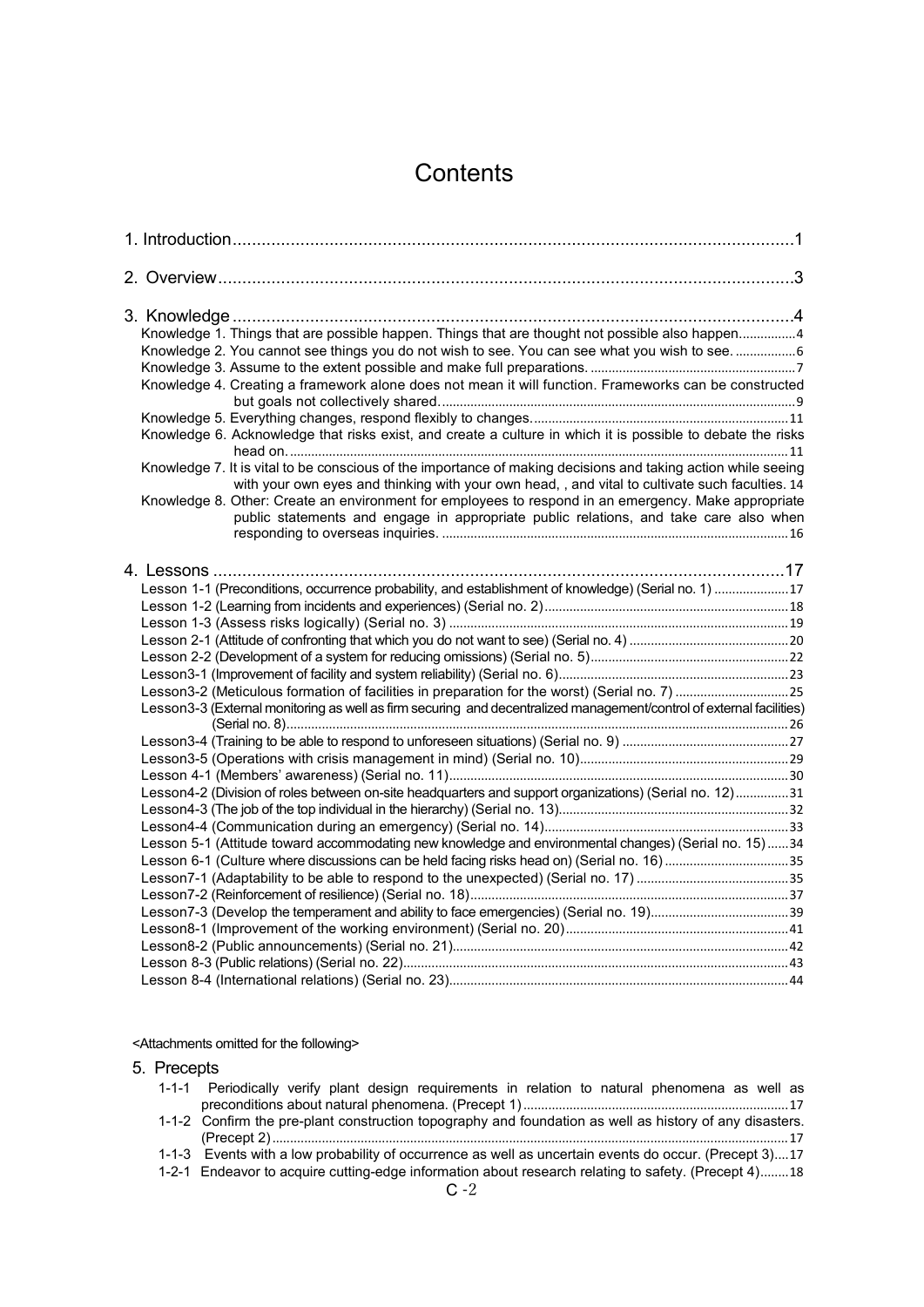# Contents

1. Introduction....................................................................1

2. Overview....................................................................3

3. Knowledge....................................................................4

- Knowledge 1. Things that are possible happen. Things that are thought not possible also happen................4
- Knowledge 2. You cannot see things you do not wish to see. You can see what you wish to see. ................6
- Knowledge 3. Assume to the extent possible and make full preparations. ................7
- Knowledge 4. Creating a framework alone does not mean it will function. Frameworks can be constructed but goals not collectively shared................9
- Knowledge 5. Everything changes, respond flexibly to changes................11
- Knowledge 6. Acknowledge that risks exist, and create a culture in which it is possible to debate the risks head on................11
- Knowledge 7. It is vital to be conscious of the importance of making decisions and taking action while seeing with your own eyes and thinking with your own head, , and vital to cultivate such faculties. 14
- Knowledge 8. Other: Create an environment for employees to respond in an emergency. Make appropriate public statements and engage in appropriate public relations, and take care also when responding to overseas inquiries. ................16

4. Lessons....................................................................17

- Lesson 1-1 (Preconditions, occurrence probability, and establishment of knowledge) (Serial no. 1) ................17
- Lesson 1-2 (Learning from incidents and experiences) (Serial no. 2)................18
- Lesson 1-3 (Assess risks logically) (Serial no. 3) ................19
- Lesson 2-1 (Attitude of confronting that which you do not want to see) (Serial no. 4) ................20
- Lesson 2-2 (Development of a system for reducing omissions) (Serial no. 5)................22
- Lesson3-1 (Improvement of facility and system reliability) (Serial no. 6)................23
- Lesson3-2 (Meticulous formation of facilities in preparation for the worst) (Serial no. 7) ................25
- Lesson3-3 (External monitoring as well as firm securing and decentralized management/control of external facilities) (Serial no. 8)................26
- Lesson3-4 (Training to be able to respond to unforeseen situations) (Serial no. 9) ................27
- Lesson3-5 (Operations with crisis management in mind) (Serial no. 10)................29
- Lesson 4-1 (Members' awareness) (Serial no. 11)................30
- Lesson4-2 (Division of roles between on-site headquarters and support organizations) (Serial no. 12)................31
- Lesson4-3 (The job of the top individual in the hierarchy) (Serial no. 13)................32
- Lesson4-4 (Communication during an emergency) (Serial no. 14)................33
- Lesson 5-1 (Attitude toward accommodating new knowledge and environmental changes) (Serial no. 15)................34
- Lesson 6-1 (Culture where discussions can be held facing risks head on) (Serial no. 16) ................35
- Lesson7-1 (Adaptability to be able to respond to the unexpected) (Serial no. 17) ................35
- Lesson7-2 (Reinforcement of resilience) (Serial no. 18)................37
- Lesson7-3 (Develop the temperament and ability to face emergencies) (Serial no. 19)................39
- Lesson8-1 (Improvement of the working environment) (Serial no. 20)................41
- Lesson8-2 (Public announcements) (Serial no. 21)................42
- Lesson 8-3 (Public relations) (Serial no. 22)................43
- Lesson 8-4 (International relations) (Serial no. 23)................44

<Attachments omitted for the following>

5. Precepts

- 1-1-1 Periodically verify plant design requirements in relation to natural phenomena as well as preconditions about natural phenomena. (Precept 1)................17
- 1-1-2 Confirm the pre-plant construction topography and foundation as well as history of any disasters. (Precept 2)................17
- 1-1-3 Events with a low probability of occurrence as well as uncertain events do occur. (Precept 3)....17
- 1-2-1 Endeavor to acquire cutting-edge information about research relating to safety. (Precept 4)........18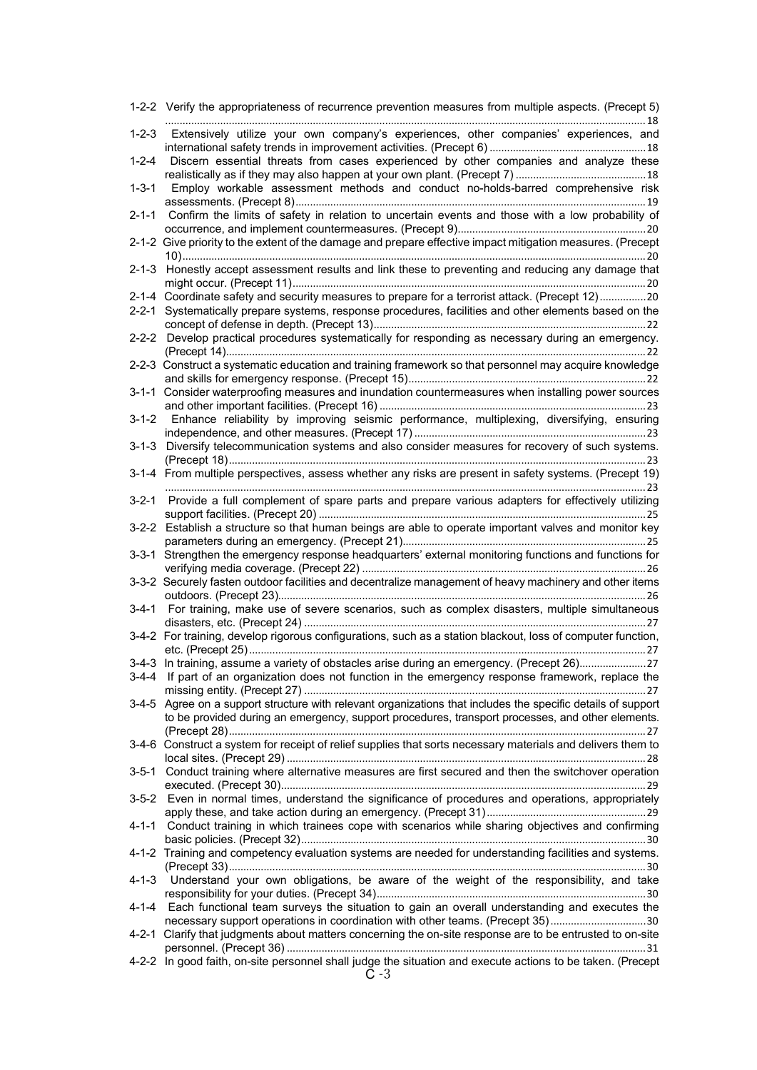1-2-2 Verify the appropriateness of recurrence prevention measures from multiple aspects. (Precept 5) ....... 18

1-2-3 Extensively utilize your own company's experiences, other companies' experiences, and international safety trends in improvement activities. (Precept 6) ....... 18

1-2-4 Discern essential threats from cases experienced by other companies and analyze these realistically as if they may also happen at your own plant. (Precept 7) ....... 18

1-3-1 Employ workable assessment methods and conduct no-holds-barred comprehensive risk assessments. (Precept 8) ....... 19

2-1-1 Confirm the limits of safety in relation to uncertain events and those with a low probability of occurrence, and implement countermeasures. (Precept 9) ....... 20

2-1-2 Give priority to the extent of the damage and prepare effective impact mitigation measures. (Precept 10) ....... 20

2-1-3 Honestly accept assessment results and link these to preventing and reducing any damage that might occur. (Precept 11) ....... 20

2-1-4 Coordinate safety and security measures to prepare for a terrorist attack. (Precept 12) ....... 20

2-2-1 Systematically prepare systems, response procedures, facilities and other elements based on the concept of defense in depth. (Precept 13) ....... 22

2-2-2 Develop practical procedures systematically for responding as necessary during an emergency. (Precept 14) ....... 22

2-2-3 Construct a systematic education and training framework so that personnel may acquire knowledge and skills for emergency response. (Precept 15) ....... 22

3-1-1 Consider waterproofing measures and inundation countermeasures when installing power sources and other important facilities. (Precept 16) ....... 23

3-1-2 Enhance reliability by improving seismic performance, multiplexing, diversifying, ensuring independence, and other measures. (Precept 17) ....... 23

3-1-3 Diversify telecommunication systems and also consider measures for recovery of such systems. (Precept 18) ....... 23

3-1-4 From multiple perspectives, assess whether any risks are present in safety systems. (Precept 19) ....... 23

3-2-1 Provide a full complement of spare parts and prepare various adapters for effectively utilizing support facilities. (Precept 20) ....... 25

3-2-2 Establish a structure so that human beings are able to operate important valves and monitor key parameters during an emergency. (Precept 21) ....... 25

3-3-1 Strengthen the emergency response headquarters' external monitoring functions and functions for verifying media coverage. (Precept 22) ....... 26

3-3-2 Securely fasten outdoor facilities and decentralize management of heavy machinery and other items outdoors. (Precept 23) ....... 26

3-4-1 For training, make use of severe scenarios, such as complex disasters, multiple simultaneous disasters, etc. (Precept 24) ....... 27

3-4-2 For training, develop rigorous configurations, such as a station blackout, loss of computer function, etc. (Precept 25) ....... 27

3-4-3 In training, assume a variety of obstacles arise during an emergency. (Precept 26) ....... 27

3-4-4 If part of an organization does not function in the emergency response framework, replace the missing entity. (Precept 27) ....... 27

3-4-5 Agree on a support structure with relevant organizations that includes the specific details of support to be provided during an emergency, support procedures, transport processes, and other elements. (Precept 28) ....... 27

3-4-6 Construct a system for receipt of relief supplies that sorts necessary materials and delivers them to local sites. (Precept 29) ....... 28

3-5-1 Conduct training where alternative measures are first secured and then the switchover operation executed. (Precept 30) ....... 29

3-5-2 Even in normal times, understand the significance of procedures and operations, appropriately apply these, and take action during an emergency. (Precept 31) ....... 29

4-1-1 Conduct training in which trainees cope with scenarios while sharing objectives and confirming basic policies. (Precept 32) ....... 30

4-1-2 Training and competency evaluation systems are needed for understanding facilities and systems. (Precept 33) ....... 30

4-1-3 Understand your own obligations, be aware of the weight of the responsibility, and take responsibility for your duties. (Precept 34) ....... 30

4-1-4 Each functional team surveys the situation to gain an overall understanding and executes the necessary support operations in coordination with other teams. (Precept 35) ....... 30

4-2-1 Clarify that judgments about matters concerning the on-site response are to be entrusted to on-site personnel. (Precept 36) ....... 31

4-2-2 In good faith, on-site personnel shall judge the situation and execute actions to be taken. (Precept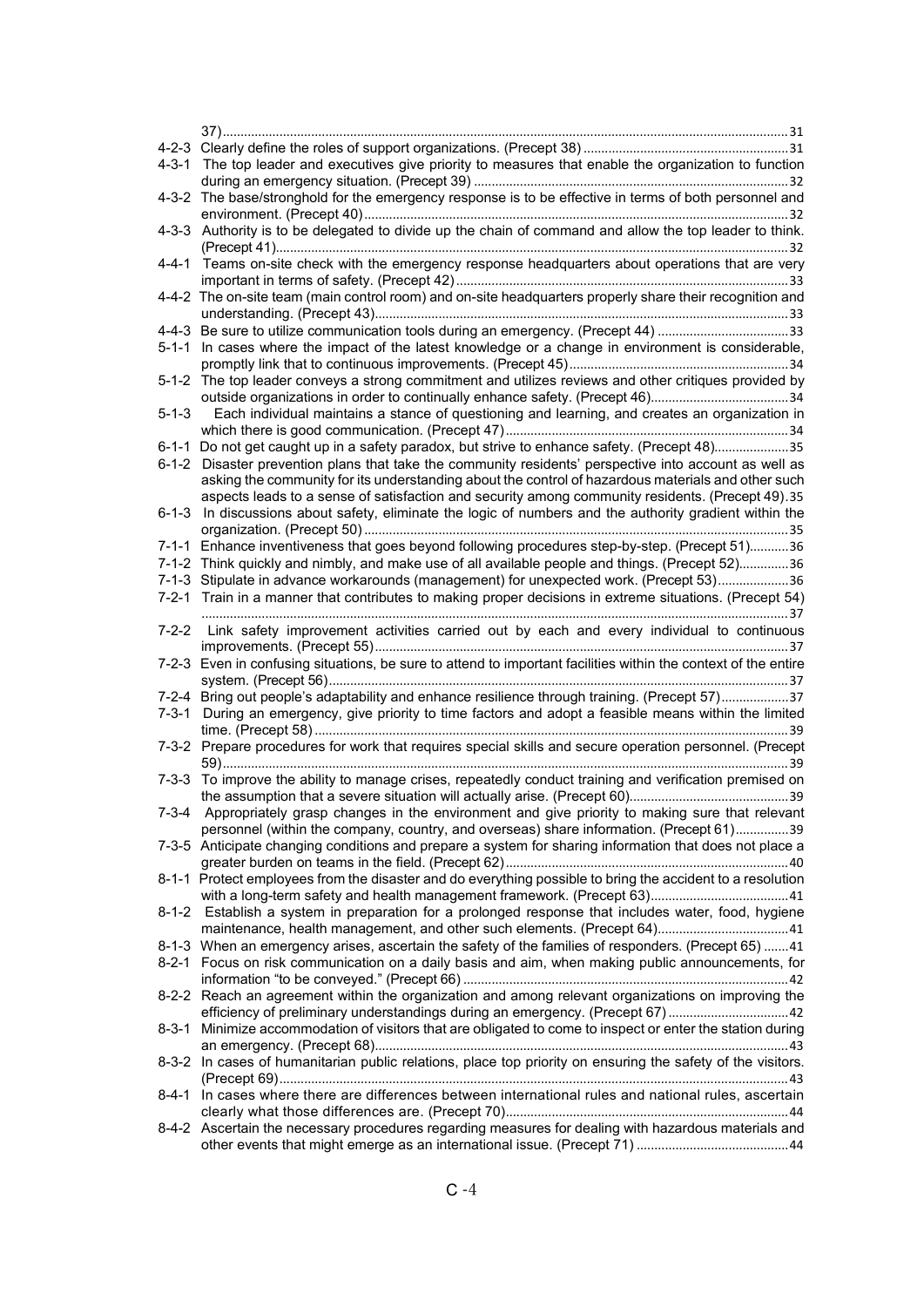37) ........ 31

4-2-3 Clearly define the roles of support organizations. (Precept 38) ........ 31

4-3-1 The top leader and executives give priority to measures that enable the organization to function during an emergency situation. (Precept 39) ........ 32

4-3-2 The base/stronghold for the emergency response is to be effective in terms of both personnel and environment. (Precept 40) ........ 32

4-3-3 Authority is to be delegated to divide up the chain of command and allow the top leader to think. (Precept 41) ........ 32

4-4-1 Teams on-site check with the emergency response headquarters about operations that are very important in terms of safety. (Precept 42) ........ 33

4-4-2 The on-site team (main control room) and on-site headquarters properly share their recognition and understanding. (Precept 43) ........ 33

4-4-3 Be sure to utilize communication tools during an emergency. (Precept 44) ........ 33

5-1-1 In cases where the impact of the latest knowledge or a change in environment is considerable, promptly link that to continuous improvements. (Precept 45) ........ 34

5-1-2 The top leader conveys a strong commitment and utilizes reviews and other critiques provided by outside organizations in order to continually enhance safety. (Precept 46) ........ 34

5-1-3 Each individual maintains a stance of questioning and learning, and creates an organization in which there is good communication. (Precept 47) ........ 34

6-1-1 Do not get caught up in a safety paradox, but strive to enhance safety. (Precept 48) ........ 35

6-1-2 Disaster prevention plans that take the community residents' perspective into account as well as asking the community for its understanding about the control of hazardous materials and other such aspects leads to a sense of satisfaction and security among community residents. (Precept 49) ........ 35

6-1-3 In discussions about safety, eliminate the logic of numbers and the authority gradient within the organization. (Precept 50) ........ 35

7-1-1 Enhance inventiveness that goes beyond following procedures step-by-step. (Precept 51) ........ 36

7-1-2 Think quickly and nimbly, and make use of all available people and things. (Precept 52) ........ 36

7-1-3 Stipulate in advance workarounds (management) for unexpected work. (Precept 53) ........ 36

7-2-1 Train in a manner that contributes to making proper decisions in extreme situations. (Precept 54) ........ 37

7-2-2 Link safety improvement activities carried out by each and every individual to continuous improvements. (Precept 55) ........ 37

7-2-3 Even in confusing situations, be sure to attend to important facilities within the context of the entire system. (Precept 56) ........ 37

7-2-4 Bring out people's adaptability and enhance resilience through training. (Precept 57) ........ 37

7-3-1 During an emergency, give priority to time factors and adopt a feasible means within the limited time. (Precept 58) ........ 39

7-3-2 Prepare procedures for work that requires special skills and secure operation personnel. (Precept 59) ........ 39

7-3-3 To improve the ability to manage crises, repeatedly conduct training and verification premised on the assumption that a severe situation will actually arise. (Precept 60) ........ 39

7-3-4 Appropriately grasp changes in the environment and give priority to making sure that relevant personnel (within the company, country, and overseas) share information. (Precept 61) ........ 39

7-3-5 Anticipate changing conditions and prepare a system for sharing information that does not place a greater burden on teams in the field. (Precept 62) ........ 40

8-1-1 Protect employees from the disaster and do everything possible to bring the accident to a resolution with a long-term safety and health management framework. (Precept 63) ........ 41

8-1-2 Establish a system in preparation for a prolonged response that includes water, food, hygiene maintenance, health management, and other such elements. (Precept 64) ........ 41

8-1-3 When an emergency arises, ascertain the safety of the families of responders. (Precept 65) ........ 41

8-2-1 Focus on risk communication on a daily basis and aim, when making public announcements, for information "to be conveyed." (Precept 66) ........ 42

8-2-2 Reach an agreement within the organization and among relevant organizations on improving the efficiency of preliminary understandings during an emergency. (Precept 67) ........ 42

8-3-1 Minimize accommodation of visitors that are obligated to come to inspect or enter the station during an emergency. (Precept 68) ........ 43

8-3-2 In cases of humanitarian public relations, place top priority on ensuring the safety of the visitors. (Precept 69) ........ 43

8-4-1 In cases where there are differences between international rules and national rules, ascertain clearly what those differences are. (Precept 70) ........ 44

8-4-2 Ascertain the necessary procedures regarding measures for dealing with hazardous materials and other events that might emerge as an international issue. (Precept 71) ........ 44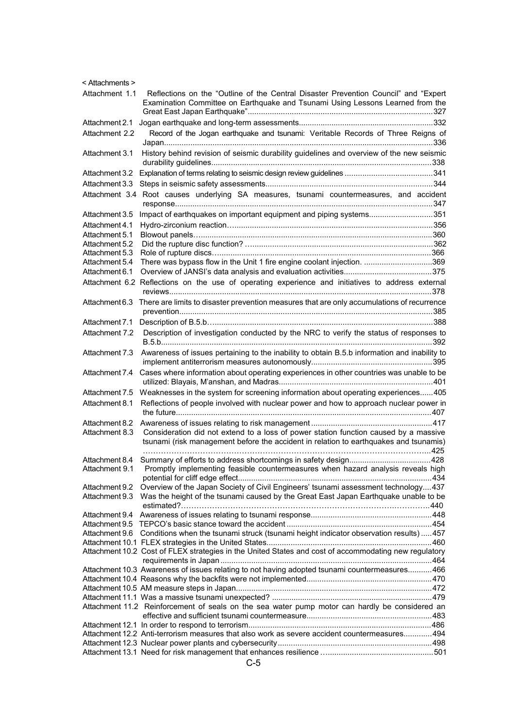< Attachments >

| | | |
|---|---|---|
| Attachment 1.1 | Reflections on the "Outline of the Central Disaster Prevention Council" and "Expert Examination Committee on Earthquake and Tsunami Using Lessons Learned from the Great East Japan Earthquake" | 327 |
| Attachment 2.1 | Jogan earthquake and long-term assessments | 332 |
| Attachment 2.2 | Record of the Jogan earthquake and tsunami: Veritable Records of Three Reigns of Japan | 336 |
| Attachment 3.1 | History behind revision of seismic durability guidelines and overview of the new seismic durability guidelines | 338 |
| Attachment 3.2 | Explanation of terms relating to seismic design review guidelines | 341 |
| Attachment 3.3 | Steps in seismic safety assessments | 344 |
| Attachment 3.4 | Root causes underlying SA measures, tsunami countermeasures, and accident response | 347 |
| Attachment 3.5 | Impact of earthquakes on important equipment and piping systems | 351 |
| Attachment 4.1 | Hydro-zirconium reaction | 356 |
| Attachment 5.1 | Blowout panels | 360 |
| Attachment 5.2 | Did the rupture disc function? | 362 |
| Attachment 5.3 | Role of rupture discs | 366 |
| Attachment 5.4 | There was bypass flow in the Unit 1 fire engine coolant injection. | 369 |
| Attachment 6.1 | Overview of JANSI's data analysis and evaluation activities | 375 |
| Attachment 6.2 | Reflections on the use of operating experience and initiatives to address external reviews | 378 |
| Attachment 6.3 | There are limits to disaster prevention measures that are only accumulations of recurrence prevention | 385 |
| Attachment 7.1 | Description of B.5.b | 388 |
| Attachment 7.2 | Description of investigation conducted by the NRC to verify the status of responses to B.5.b | 392 |
| Attachment 7.3 | Awareness of issues pertaining to the inability to obtain B.5.b information and inability to implement antiterrorism measures autonomously | 395 |
| Attachment 7.4 | Cases where information about operating experiences in other countries was unable to be utilized: Blayais, M'anshan, and Madras | 401 |
| Attachment 7.5 | Weaknesses in the system for screening information about operating experiences | 405 |
| Attachment 8.1 | Reflections of people involved with nuclear power and how to approach nuclear power in the future | 407 |
| Attachment 8.2 | Awareness of issues relating to risk management | 417 |
| Attachment 8.3 | Consideration did not extend to a loss of power station function caused by a massive tsunami (risk management before the accident in relation to earthquakes and tsunamis) | 425 |
| Attachment 8.4 | Summary of efforts to address shortcomings in safety design | 428 |
| Attachment 9.1 | Promptly implementing feasible countermeasures when hazard analysis reveals high potential for cliff edge effect | 434 |
| Attachment 9.2 | Overview of the Japan Society of Civil Engineers' tsunami assessment technology | 437 |
| Attachment 9.3 | Was the height of the tsunami caused by the Great East Japan Earthquake unable to be estimated? | 440 |
| Attachment 9.4 | Awareness of issues relating to tsunami response | 448 |
| Attachment 9.5 | TEPCO's basic stance toward the accident | 454 |
| Attachment 9.6 | Conditions when the tsunami struck (tsunami height indicator observation results) | 457 |
| Attachment 10.1 | FLEX strategies in the United States | 460 |
| Attachment 10.2 | Cost of FLEX strategies in the United States and cost of accommodating new regulatory requirements in Japan | 464 |
| Attachment 10.3 | Awareness of issues relating to not having adopted tsunami countermeasures | 466 |
| Attachment 10.4 | Reasons why the backfits were not implemented | 470 |
| Attachment 10.5 | AM measure steps in Japan | 472 |
| Attachment 11.1 | Was a massive tsunami unexpected? | 479 |
| Attachment 11.2 | Reinforcement of seals on the sea water pump motor can hardly be considered an effective and sufficient tsunami countermeasure | 483 |
| Attachment 12.1 | In order to respond to terrorism | 486 |
| Attachment 12.2 | Anti-terrorism measures that also work as severe accident countermeasures | 494 |
| Attachment 12.3 | Nuclear power plants and cybersecurity | 498 |
| Attachment 13.1 | Need for risk management that enhances resilience | 501 |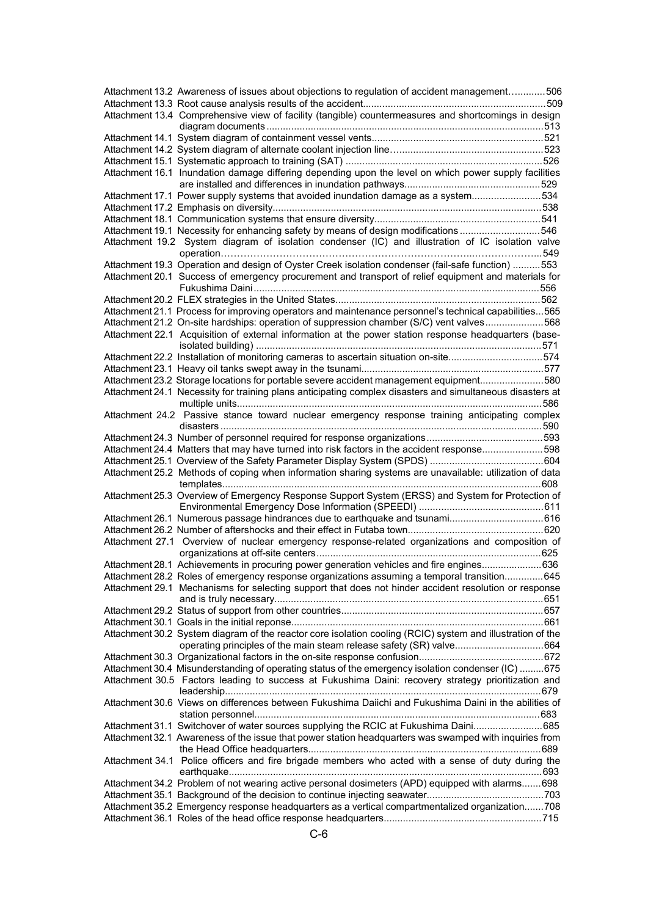Attachment 13.2 Awareness of issues about objections to regulation of accident management ............506
Attachment 13.3 Root cause analysis results of the accident .................................................................509
Attachment 13.4 Comprehensive view of facility (tangible) countermeasures and shortcomings in design diagram documents ...................................................................................................513
Attachment 14.1 System diagram of containment vessel vents .............................................................521
Attachment 14.2 System diagram of alternate coolant injection line ......................................................523
Attachment 15.1 Systematic approach to training (SAT) .......................................................................526
Attachment 16.1 Inundation damage differing depending upon the level on which power supply facilities are installed and differences in inundation pathways .................................................529
Attachment 17.1 Power supply systems that avoided inundation damage as a system .........................534
Attachment 17.2 Emphasis on diversity .................................................................................................538
Attachment 18.1 Communication systems that ensure diversity ............................................................541
Attachment 19.1 Necessity for enhancing safety by means of design modifications .............................546
Attachment 19.2 System diagram of isolation condenser (IC) and illustration of IC isolation valve operation ........................................................................................................................549
Attachment 19.3 Operation and design of Oyster Creek isolation condenser (fail-safe function) ..........553
Attachment 20.1 Success of emergency procurement and transport of relief equipment and materials for Fukushima Daini ............................................................................................................556
Attachment 20.2 FLEX strategies in the United States ..........................................................................562
Attachment 21.1 Process for improving operators and maintenance personnel's technical capabilities ...565
Attachment 21.2 On-site hardships: operation of suppression chamber (S/C) vent valves .....................568
Attachment 22.1 Acquisition of external information at the power station response headquarters (base-isolated building) .......................................................................................................571
Attachment 22.2 Installation of monitoring cameras to ascertain situation on-site ..................................574
Attachment 23.1 Heavy oil tanks swept away in the tsunami ..................................................................577
Attachment 23.2 Storage locations for portable severe accident management equipment .......................580
Attachment 24.1 Necessity for training plans anticipating complex disasters and simultaneous disasters at multiple units .............................................................................................................586
Attachment 24.2 Passive stance toward nuclear emergency response training anticipating complex disasters ........................................................................................................................590
Attachment 24.3 Number of personnel required for response organizations ..........................................593
Attachment 24.4 Matters that may have turned into risk factors in the accident response ......................598
Attachment 25.1 Overview of the Safety Parameter Display System (SPDS) .........................................604
Attachment 25.2 Methods of coping when information sharing systems are unavailable: utilization of data templates .....................................................................................................................608
Attachment 25.3 Overview of Emergency Response Support System (ERSS) and System for Protection of Environmental Emergency Dose Information (SPEEDI) ............................................611
Attachment 26.1 Numerous passage hindrances due to earthquake and tsunami ..................................616
Attachment 26.2 Number of aftershocks and their effect in Futaba town ................................................620
Attachment 27.1 Overview of nuclear emergency response-related organizations and composition of organizations at off-site centers ...................................................................................625
Attachment 28.1 Achievements in procuring power generation vehicles and fire engines ......................636
Attachment 28.2 Roles of emergency response organizations assuming a temporal transition ..............645
Attachment 29.1 Mechanisms for selecting support that does not hinder accident resolution or response and is truly necessary ....................................................................................................651
Attachment 29.2 Status of support from other countries .........................................................................657
Attachment 30.1 Goals in the initial reponse ...........................................................................................661
Attachment 30.2 System diagram of the reactor core isolation cooling (RCIC) system and illustration of the operating principles of the main steam release safety (SR) valve ................................664
Attachment 30.3 Organizational factors in the on-site response confusion .............................................672
Attachment 30.4 Misunderstanding of operating status of the emergency isolation condenser (IC) .........675
Attachment 30.5 Factors leading to success at Fukushima Daini: recovery strategy prioritization and leadership .....................................................................................................................679
Attachment 30.6 Views on differences between Fukushima Daiichi and Fukushima Daini in the abilities of station personnel ..........................................................................................................683
Attachment 31.1 Switchover of water sources supplying the RCIC at Fukushima Daini .........................685
Attachment 32.1 Awareness of the issue that power station headquarters was swamped with inquiries from the Head Office headquarters ....................................................................................689
Attachment 34.1 Police officers and fire brigade members who acted with a sense of duty during the earthquake ....................................................................................................................693
Attachment 34.2 Problem of not wearing active personal dosimeters (APD) equipped with alarms .......698
Attachment 35.1 Background of the decision to continue injecting seawater ..........................................703
Attachment 35.2 Emergency response headquarters as a vertical compartmentalized organization .......708
Attachment 36.1 Roles of the head office response headquarters .........................................................715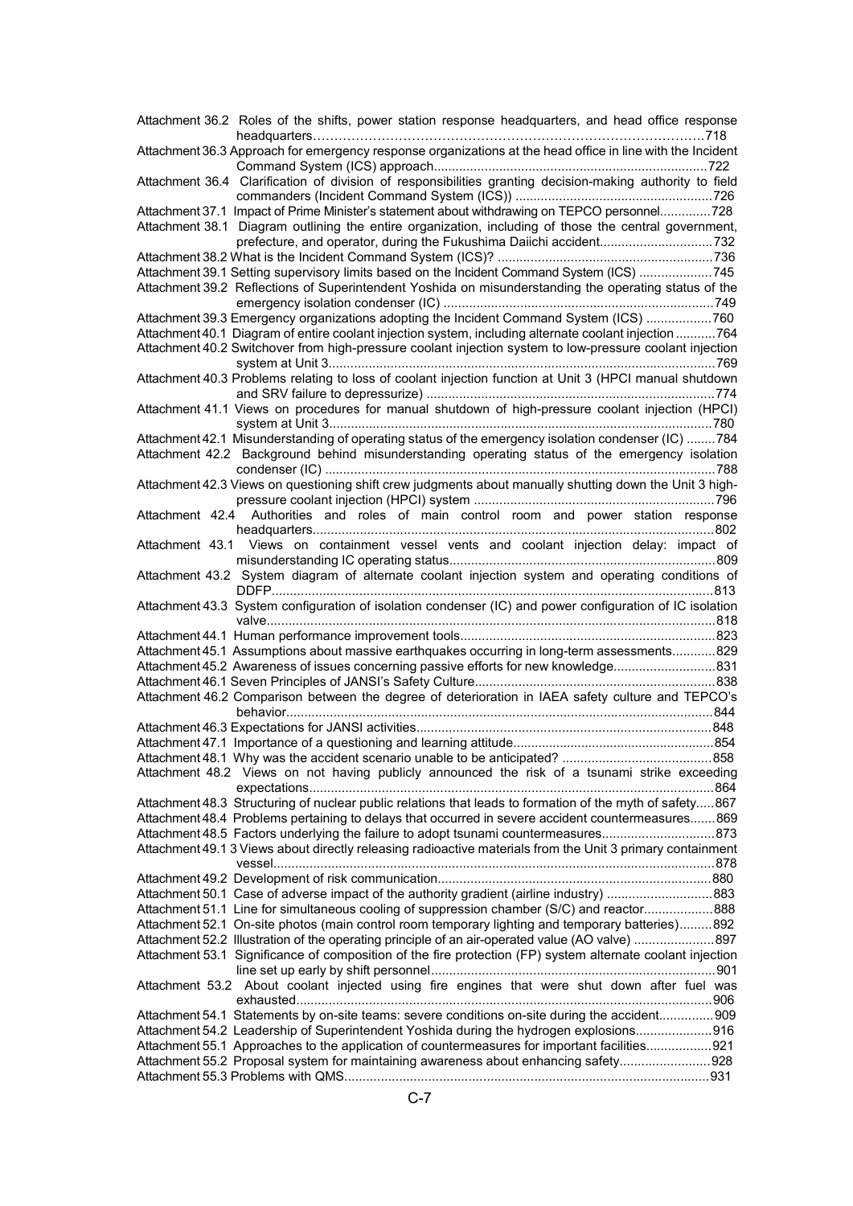Attachment 36.2 Roles of the shifts, power station response headquarters, and head office response headquarters……………………………………………………………………………….718

Attachment 36.3 Approach for emergency response organizations at the head office in line with the Incident Command System (ICS) approach.........................................................................722

Attachment 36.4 Clarification of division of responsibilities granting decision-making authority to field commanders (Incident Command System (ICS)) .....................................................726

Attachment 37.1 Impact of Prime Minister's statement about withdrawing on TEPCO personnel..............728

Attachment 38.1 Diagram outlining the entire organization, including of those the central government, prefecture, and operator, during the Fukushima Daiichi accident..............................732

Attachment 38.2 What is the Incident Command System (ICS)? ..........................................................736

Attachment 39.1 Setting supervisory limits based on the Incident Command System (ICS) ....................745

Attachment 39.2 Reflections of Superintendent Yoshida on misunderstanding the operating status of the emergency isolation condenser (IC) .........................................................................749

Attachment 39.3 Emergency organizations adopting the Incident Command System (ICS) ..................760

Attachment 40.1 Diagram of entire coolant injection system, including alternate coolant injection ...........764

Attachment 40.2 Switchover from high-pressure coolant injection system to low-pressure coolant injection system at Unit 3.........................................................................................................769

Attachment 40.3 Problems relating to loss of coolant injection function at Unit 3 (HPCI manual shutdown and SRV failure to depressurize) ..............................................................................774

Attachment 41.1 Views on procedures for manual shutdown of high-pressure coolant injection (HPCI) system at Unit 3........................................................................................................780

Attachment 42.1 Misunderstanding of operating status of the emergency isolation condenser (IC) ........784

Attachment 42.2 Background behind misunderstanding operating status of the emergency isolation condenser (IC) ..........................................................................................................788

Attachment 42.3 Views on questioning shift crew judgments about manually shutting down the Unit 3 high-pressure coolant injection (HPCI) system ...................................................................796

Attachment 42.4 Authorities and roles of main control room and power station response headquarters............................................................................................................802

Attachment 43.1 Views on containment vessel vents and coolant injection delay: impact of misunderstanding IC operating status........................................................................809

Attachment 43.2 System diagram of alternate coolant injection system and operating conditions of DDFP........................................................................................................................813

Attachment 43.3 System configuration of isolation condenser (IC) and power configuration of IC isolation valve.........................................................................................................................818

Attachment 44.1 Human performance improvement tools.....................................................................823

Attachment 45.1 Assumptions about massive earthquakes occurring in long-term assessments............829

Attachment 45.2 Awareness of issues concerning passive efforts for new knowledge............................831

Attachment 46.1 Seven Principles of JANSI's Safety Culture.................................................................838

Attachment 46.2 Comparison between the degree of deterioration in IAEA safety culture and TEPCO's behavior....................................................................................................................844

Attachment 46.3 Expectations for JANSI activities................................................................................848

Attachment 47.1 Importance of a questioning and learning attitude.......................................................854

Attachment 48.1 Why was the accident scenario unable to be anticipated? .........................................858

Attachment 48.2 Views on not having publicly announced the risk of a tsunami strike exceeding expectations.............................................................................................................864

Attachment 48.3 Structuring of nuclear public relations that leads to formation of the myth of safety.....867

Attachment 48.4 Problems pertaining to delays that occurred in severe accident countermeasures.......869

Attachment 48.5 Factors underlying the failure to adopt tsunami countermeasures...............................873

Attachment 49.1 3 Views about directly releasing radioactive materials from the Unit 3 primary containment vessel.......................................................................................................................878

Attachment 49.2 Development of risk communication..........................................................................880

Attachment 50.1 Case of adverse impact of the authority gradient (airline industry) .............................883

Attachment 51.1 Line for simultaneous cooling of suppression chamber (S/C) and reactor...................888

Attachment 52.1 On-site photos (main control room temporary lighting and temporary batteries).........892

Attachment 52.2 Illustration of the operating principle of an air-operated value (AO valve) ......................897

Attachment 53.1 Significance of composition of the fire protection (FP) system alternate coolant injection line set up early by shift personnel.............................................................................901

Attachment 53.2 About coolant injected using fire engines that were shut down after fuel was exhausted................................................................................................................906

Attachment 54.1 Statements by on-site teams: severe conditions on-site during the accident...............909

Attachment 54.2 Leadership of Superintendent Yoshida during the hydrogen explosions.....................916

Attachment 55.1 Approaches to the application of countermeasures for important facilities..................921

Attachment 55.2 Proposal system for maintaining awareness about enhancing safety.........................928

Attachment 55.3 Problems with QMS...................................................................................................931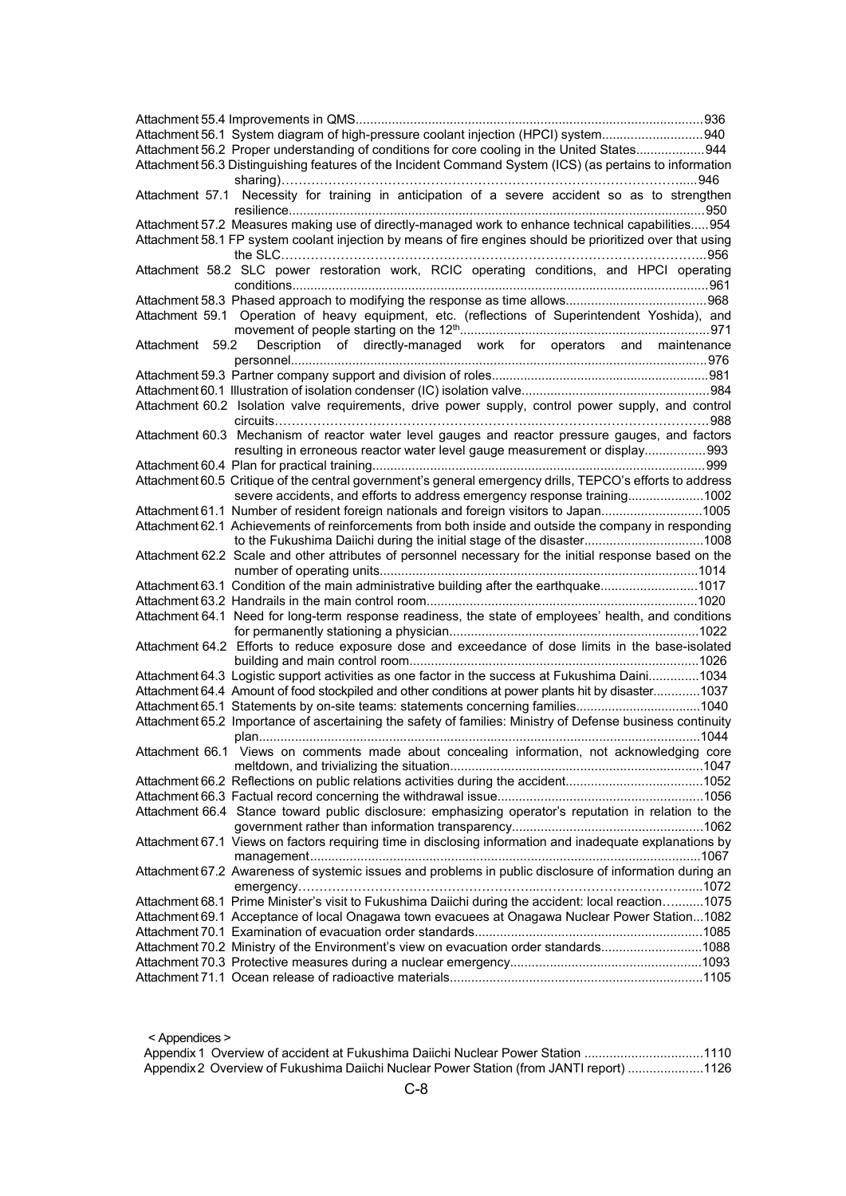Attachment 55.4 Improvements in QMS................................................................................................936

Attachment 56.1 System diagram of high-pressure coolant injection (HPCI) system............................940

Attachment 56.2 Proper understanding of conditions for core cooling in the United States...................944

Attachment 56.3 Distinguishing features of the Incident Command System (ICS) (as pertains to information sharing)………………………………………………………………………………….....946

Attachment 57.1 Necessity for training in anticipation of a severe accident so as to strengthen resilience..................................................................................................................950

Attachment 57.2 Measures making use of directly-managed work to enhance technical capabilities.....954

Attachment 58.1 FP system coolant injection by means of fire engines should be prioritized over that using the SLC……………………………………………………………………………………...956

Attachment 58.2 SLC power restoration work, RCIC operating conditions, and HPCI operating conditions...................................................................................................................961

Attachment 58.3 Phased approach to modifying the response as time allows......................................968

Attachment 59.1 Operation of heavy equipment, etc. (reflections of Superintendent Yoshida), and movement of people starting on the 12th.....................................................................971

Attachment 59.2 Description of directly-managed work for operators and maintenance personnel..................................................................................................................976

Attachment 59.3 Partner company support and division of roles............................................................981

Attachment 60.1 Illustration of isolation condenser (IC) isolation valve...................................................984

Attachment 60.2 Isolation valve requirements, drive power supply, control power supply, and control circuits………………………………………………………………………………………..988

Attachment 60.3 Mechanism of reactor water level gauges and reactor pressure gauges, and factors resulting in erroneous reactor water level gauge measurement or display.................993

Attachment 60.4 Plan for practical training............................................................................................999

Attachment 60.5 Critique of the central government's general emergency drills, TEPCO's efforts to address severe accidents, and efforts to address emergency response training.....................1002

Attachment 61.1 Number of resident foreign nationals and foreign visitors to Japan............................1005

Attachment 62.1 Achievements of reinforcements from both inside and outside the company in responding to the Fukushima Daiichi during the initial stage of the disaster.................................1008

Attachment 62.2 Scale and other attributes of personnel necessary for the initial response based on the number of operating units.......................................................................................1014

Attachment 63.1 Condition of the main administrative building after the earthquake...........................1017

Attachment 63.2 Handrails in the main control room..........................................................................1020

Attachment 64.1 Need for long-term response readiness, the state of employees' health, and conditions for permanently stationing a physician....................................................................1022

Attachment 64.2 Efforts to reduce exposure dose and exceedance of dose limits in the base-isolated building and main control room................................................................................1026

Attachment 64.3 Logistic support activities as one factor in the success at Fukushima Daini..............1034

Attachment 64.4 Amount of food stockpiled and other conditions at power plants hit by disaster.............1037

Attachment 65.1 Statements by on-site teams: statements concerning families..................................1040

Attachment 65.2 Importance of ascertaining the safety of families: Ministry of Defense business continuity plan.........................................................................................................................1044

Attachment 66.1 Views on comments made about concealing information, not acknowledging core meltdown, and trivializing the situation.....................................................................1047

Attachment 66.2 Reflections on public relations activities during the accident.....................................1052

Attachment 66.3 Factual record concerning the withdrawal issue........................................................1056

Attachment 66.4 Stance toward public disclosure: emphasizing operator's reputation in relation to the government rather than information transparency....................................................1062

Attachment 67.1 Views on factors requiring time in disclosing information and inadequate explanations by management..........................................................................................................1067

Attachment 67.2 Awareness of systemic issues and problems in public disclosure of information during an emergency……………………………………………...………………………….....1072

Attachment 68.1 Prime Minister's visit to Fukushima Daiichi during the accident: local reaction………..1075

Attachment 69.1 Acceptance of local Onagawa town evacuees at Onagawa Nuclear Power Station...1082

Attachment 70.1 Examination of evacuation order standards..............................................................1085

Attachment 70.2 Ministry of the Environment's view on evacuation order standards............................1088

Attachment 70.3 Protective measures during a nuclear emergency....................................................1093

Attachment 71.1 Ocean release of radioactive materials.....................................................................1105

< Appendices >

Appendix 1 Overview of accident at Fukushima Daiichi Nuclear Power Station .................................1110

Appendix 2 Overview of Fukushima Daiichi Nuclear Power Station (from JANTI report) .....................1126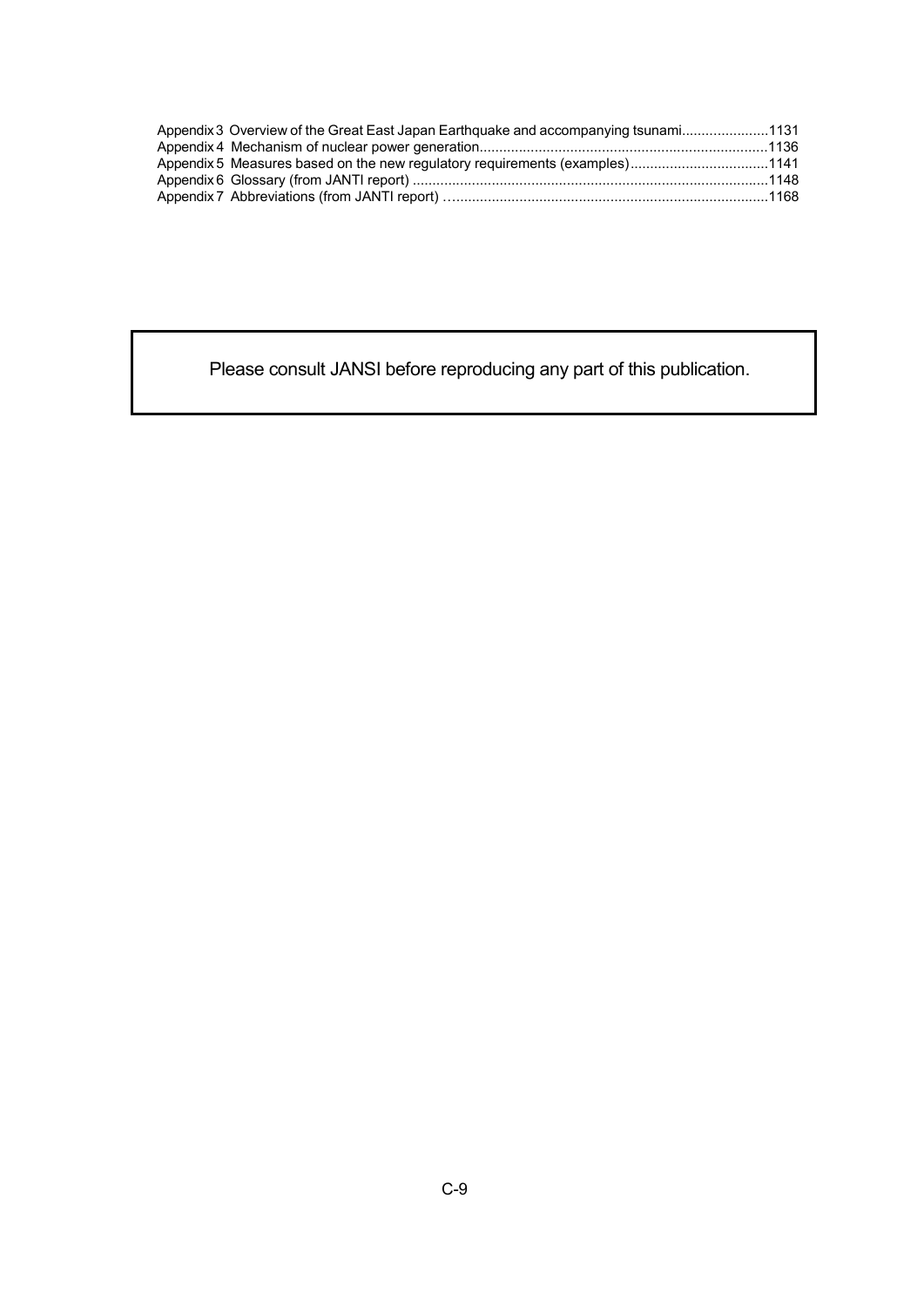Appendix 3 Overview of the Great East Japan Earthquake and accompanying tsunami......................1131
Appendix 4 Mechanism of nuclear power generation........................................................................1136
Appendix 5 Measures based on the new regulatory requirements (examples)...................................1141
Appendix 6 Glossary (from JANTI report) ..........................................................................................1148
Appendix 7 Abbreviations (from JANTI report) …..............................................................................1168

Please consult JANSI before reproducing any part of this publication.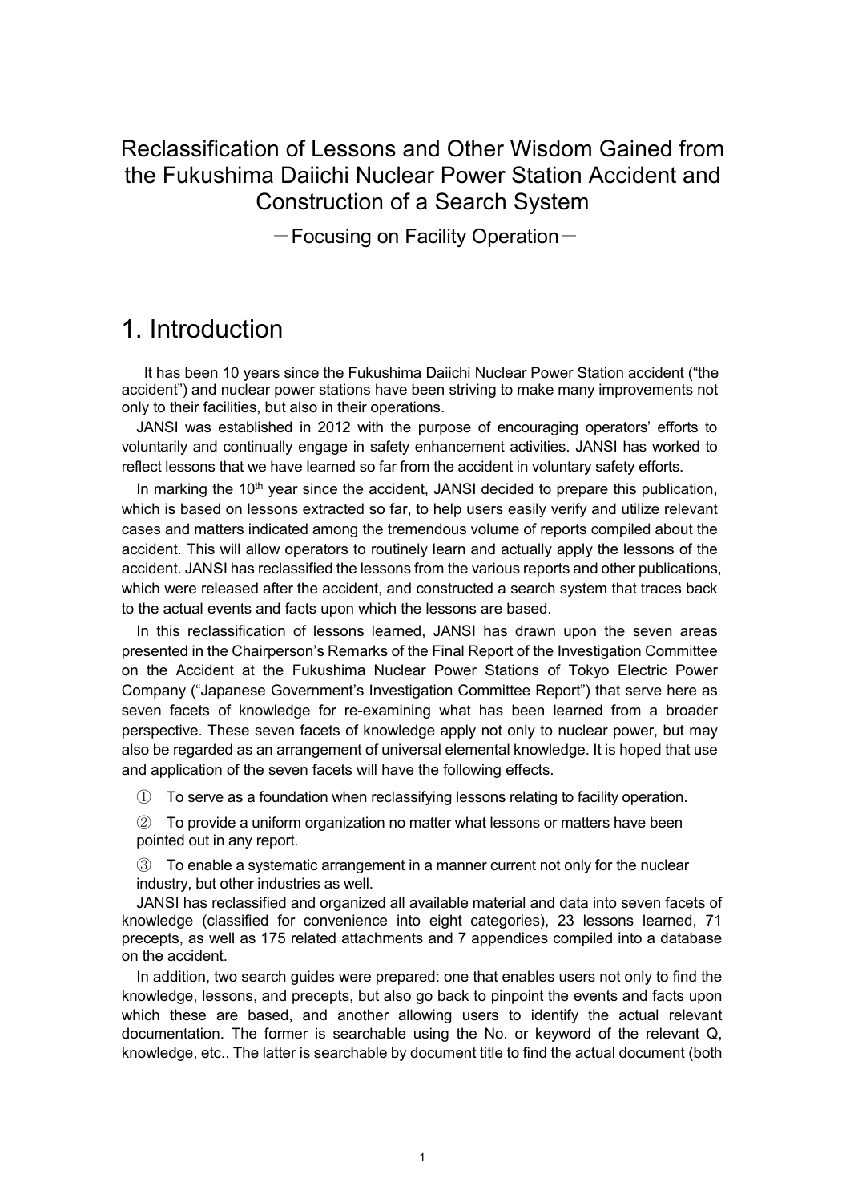# Reclassification of Lessons and Other Wisdom Gained from the Fukushima Daiichi Nuclear Power Station Accident and Construction of a Search System

－Focusing on Facility Operation－

# 1. Introduction

It has been 10 years since the Fukushima Daiichi Nuclear Power Station accident ("the accident") and nuclear power stations have been striving to make many improvements not only to their facilities, but also in their operations.

JANSI was established in 2012 with the purpose of encouraging operators' efforts to voluntarily and continually engage in safety enhancement activities. JANSI has worked to reflect lessons that we have learned so far from the accident in voluntary safety efforts.

In marking the 10th year since the accident, JANSI decided to prepare this publication, which is based on lessons extracted so far, to help users easily verify and utilize relevant cases and matters indicated among the tremendous volume of reports compiled about the accident. This will allow operators to routinely learn and actually apply the lessons of the accident. JANSI has reclassified the lessons from the various reports and other publications, which were released after the accident, and constructed a search system that traces back to the actual events and facts upon which the lessons are based.

In this reclassification of lessons learned, JANSI has drawn upon the seven areas presented in the Chairperson's Remarks of the Final Report of the Investigation Committee on the Accident at the Fukushima Nuclear Power Stations of Tokyo Electric Power Company ("Japanese Government's Investigation Committee Report") that serve here as seven facets of knowledge for re-examining what has been learned from a broader perspective. These seven facets of knowledge apply not only to nuclear power, but may also be regarded as an arrangement of universal elemental knowledge. It is hoped that use and application of the seven facets will have the following effects.

① To serve as a foundation when reclassifying lessons relating to facility operation.

② To provide a uniform organization no matter what lessons or matters have been pointed out in any report.

③ To enable a systematic arrangement in a manner current not only for the nuclear industry, but other industries as well.

JANSI has reclassified and organized all available material and data into seven facets of knowledge (classified for convenience into eight categories), 23 lessons learned, 71 precepts, as well as 175 related attachments and 7 appendices compiled into a database on the accident.

In addition, two search guides were prepared: one that enables users not only to find the knowledge, lessons, and precepts, but also go back to pinpoint the events and facts upon which these are based, and another allowing users to identify the actual relevant documentation. The former is searchable using the No. or keyword of the relevant Q, knowledge, etc.. The latter is searchable by document title to find the actual document (both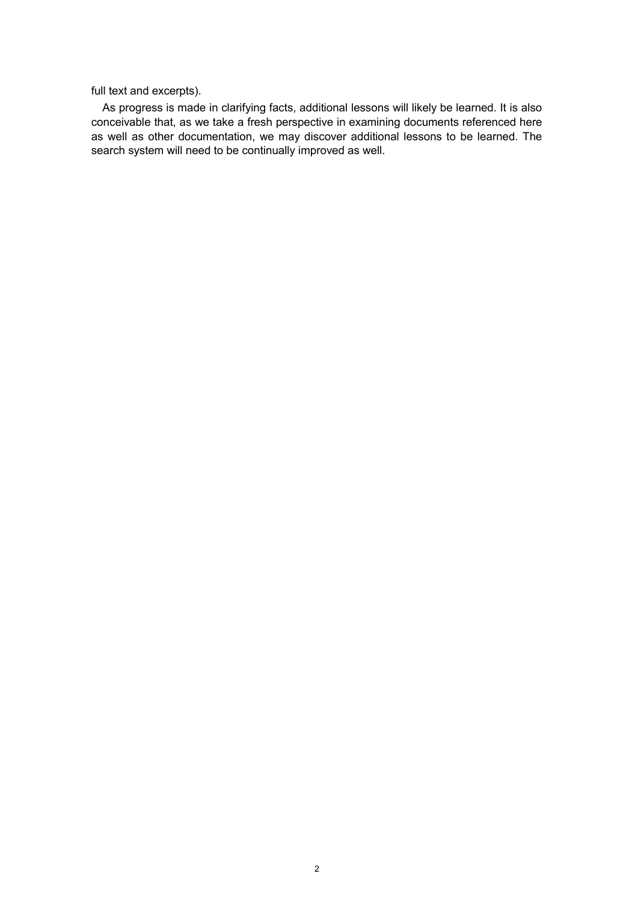full text and excerpts).

As progress is made in clarifying facts, additional lessons will likely be learned. It is also conceivable that, as we take a fresh perspective in examining documents referenced here as well as other documentation, we may discover additional lessons to be learned. The search system will need to be continually improved as well.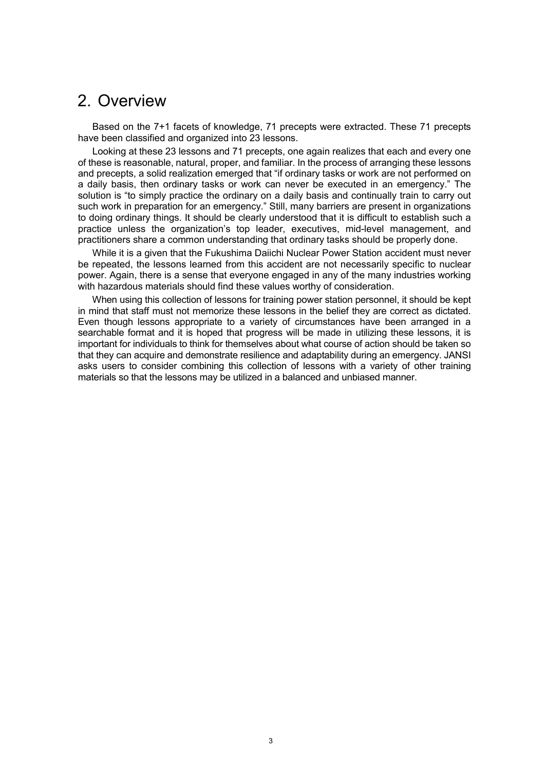## 2. Overview

Based on the 7+1 facets of knowledge, 71 precepts were extracted. These 71 precepts have been classified and organized into 23 lessons.

Looking at these 23 lessons and 71 precepts, one again realizes that each and every one of these is reasonable, natural, proper, and familiar. In the process of arranging these lessons and precepts, a solid realization emerged that "if ordinary tasks or work are not performed on a daily basis, then ordinary tasks or work can never be executed in an emergency." The solution is "to simply practice the ordinary on a daily basis and continually train to carry out such work in preparation for an emergency." Still, many barriers are present in organizations to doing ordinary things. It should be clearly understood that it is difficult to establish such a practice unless the organization's top leader, executives, mid-level management, and practitioners share a common understanding that ordinary tasks should be properly done.

While it is a given that the Fukushima Daiichi Nuclear Power Station accident must never be repeated, the lessons learned from this accident are not necessarily specific to nuclear power. Again, there is a sense that everyone engaged in any of the many industries working with hazardous materials should find these values worthy of consideration.

When using this collection of lessons for training power station personnel, it should be kept in mind that staff must not memorize these lessons in the belief they are correct as dictated. Even though lessons appropriate to a variety of circumstances have been arranged in a searchable format and it is hoped that progress will be made in utilizing these lessons, it is important for individuals to think for themselves about what course of action should be taken so that they can acquire and demonstrate resilience and adaptability during an emergency. JANSI asks users to consider combining this collection of lessons with a variety of other training materials so that the lessons may be utilized in a balanced and unbiased manner.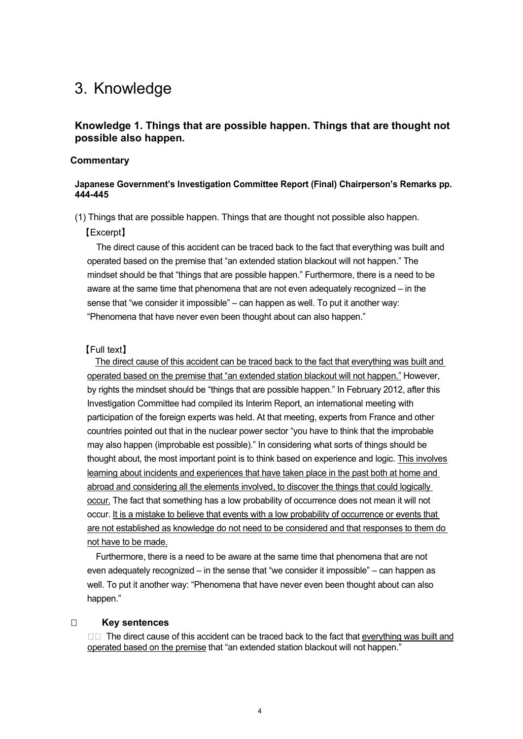# 3. Knowledge

### Knowledge 1. Things that are possible happen. Things that are thought not possible also happen.

**Commentary**

**Japanese Government's Investigation Committee Report (Final) Chairperson's Remarks pp. 444-445**

(1) Things that are possible happen. Things that are thought not possible also happen.

【Excerpt】

The direct cause of this accident can be traced back to the fact that everything was built and operated based on the premise that "an extended station blackout will not happen." The mindset should be that "things that are possible happen." Furthermore, there is a need to be aware at the same time that phenomena that are not even adequately recognized – in the sense that "we consider it impossible" – can happen as well. To put it another way: "Phenomena that have never even been thought about can also happen."

【Full text】

The direct cause of this accident can be traced back to the fact that everything was built and operated based on the premise that "an extended station blackout will not happen." However, by rights the mindset should be "things that are possible happen." In February 2012, after this Investigation Committee had compiled its Interim Report, an international meeting with participation of the foreign experts was held. At that meeting, experts from France and other countries pointed out that in the nuclear power sector "you have to think that the improbable may also happen (improbable est possible)." In considering what sorts of things should be thought about, the most important point is to think based on experience and logic. This involves learning about incidents and experiences that have taken place in the past both at home and abroad and considering all the elements involved, to discover the things that could logically occur. The fact that something has a low probability of occurrence does not mean it will not occur. It is a mistake to believe that events with a low probability of occurrence or events that are not established as knowledge do not need to be considered and that responses to them do not have to be made.

Furthermore, there is a need to be aware at the same time that phenomena that are not even adequately recognized – in the sense that "we consider it impossible" – can happen as well. To put it another way: "Phenomena that have never even been thought about can also happen."

**Key sentences**

The direct cause of this accident can be traced back to the fact that everything was built and operated based on the premise that "an extended station blackout will not happen."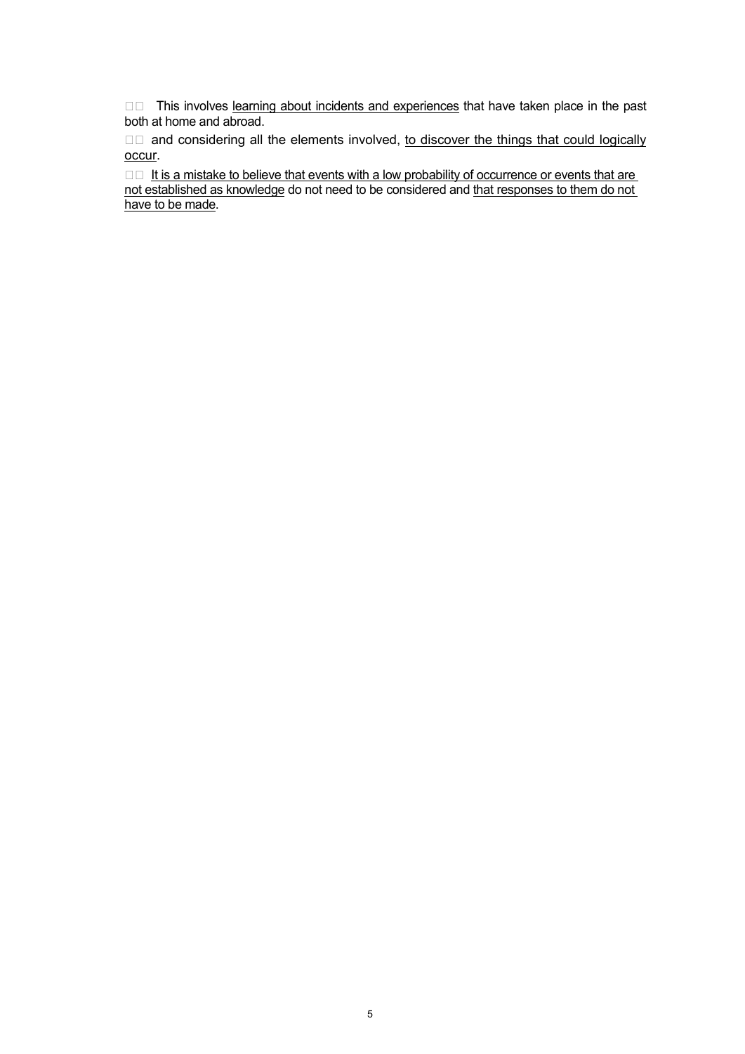□□ This involves <u>learning about incidents and experiences</u> that have taken place in the past both at home and abroad.

□□ and considering all the elements involved, <u>to discover the things that could logically occur</u>.

□□ <u>It is a mistake to believe that events with a low probability of occurrence or events that are not established as knowledge</u> do not need to be considered and <u>that responses to them do not have to be made</u>.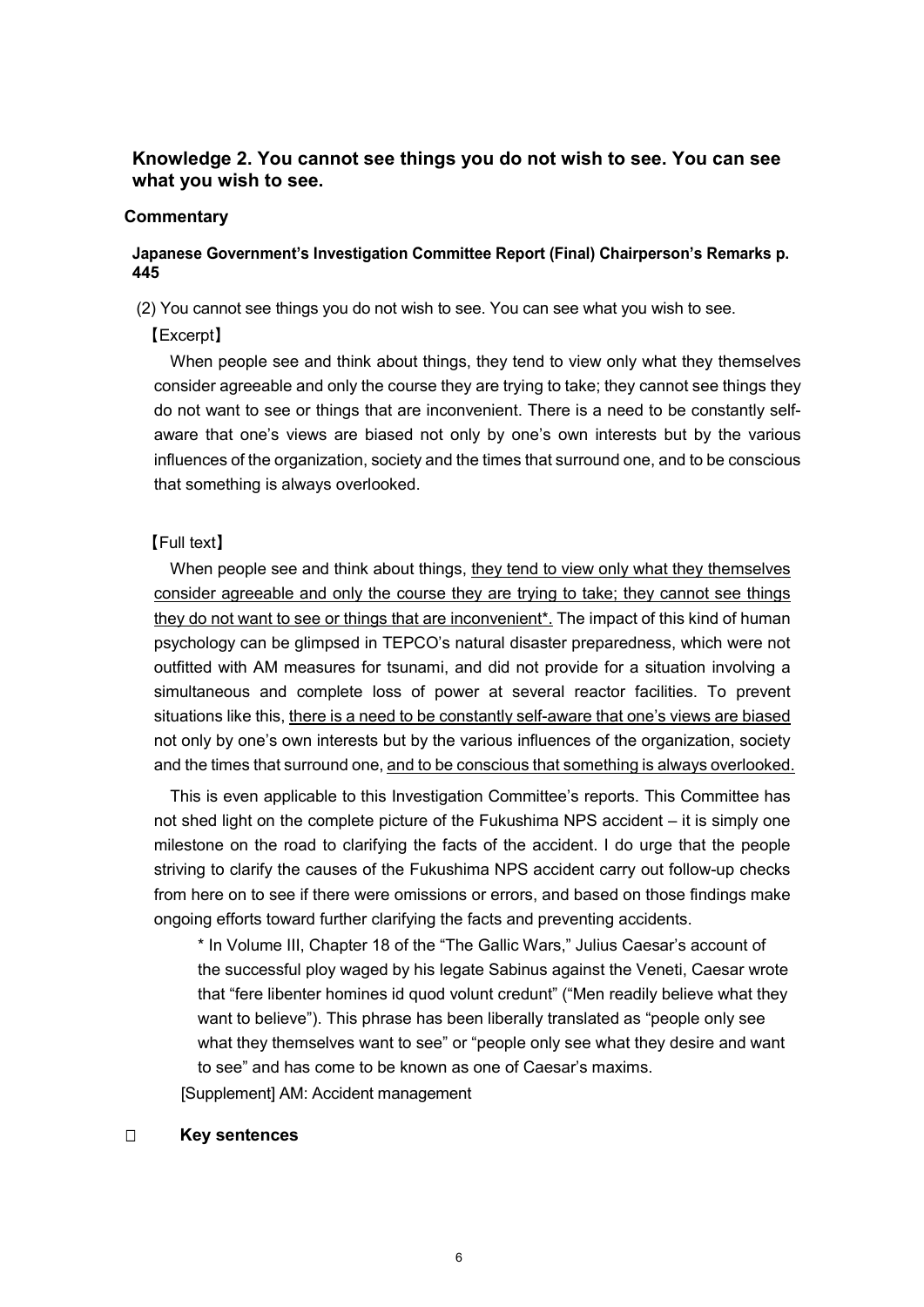## Knowledge 2. You cannot see things you do not wish to see. You can see what you wish to see.

### Commentary

#### Japanese Government's Investigation Committee Report (Final) Chairperson's Remarks p. 445

(2) You cannot see things you do not wish to see. You can see what you wish to see.

【Excerpt】

When people see and think about things, they tend to view only what they themselves consider agreeable and only the course they are trying to take; they cannot see things they do not want to see or things that are inconvenient. There is a need to be constantly self-aware that one's views are biased not only by one's own interests but by the various influences of the organization, society and the times that surround one, and to be conscious that something is always overlooked.

【Full text】

When people see and think about things, <u>they tend to view only what they themselves consider agreeable and only the course they are trying to take; they cannot see things they do not want to see or things that are inconvenient*.</u> The impact of this kind of human psychology can be glimpsed in TEPCO's natural disaster preparedness, which were not outfitted with AM measures for tsunami, and did not provide for a situation involving a simultaneous and complete loss of power at several reactor facilities. To prevent situations like this, <u>there is a need to be constantly self-aware that one's views are biased</u> not only by one's own interests but by the various influences of the organization, society and the times that surround one, <u>and to be conscious that something is always overlooked.</u>

This is even applicable to this Investigation Committee's reports. This Committee has not shed light on the complete picture of the Fukushima NPS accident – it is simply one milestone on the road to clarifying the facts of the accident. I do urge that the people striving to clarify the causes of the Fukushima NPS accident carry out follow-up checks from here on to see if there were omissions or errors, and based on those findings make ongoing efforts toward further clarifying the facts and preventing accidents.

> * In Volume III, Chapter 18 of the "The Gallic Wars," Julius Caesar's account of the successful ploy waged by his legate Sabinus against the Veneti, Caesar wrote that "fere libenter homines id quod volunt credunt" ("Men readily believe what they want to believe"). This phrase has been liberally translated as "people only see what they themselves want to see" or "people only see what they desire and want to see" and has come to be known as one of Caesar's maxims.

[Supplement] AM: Accident management

### Key sentences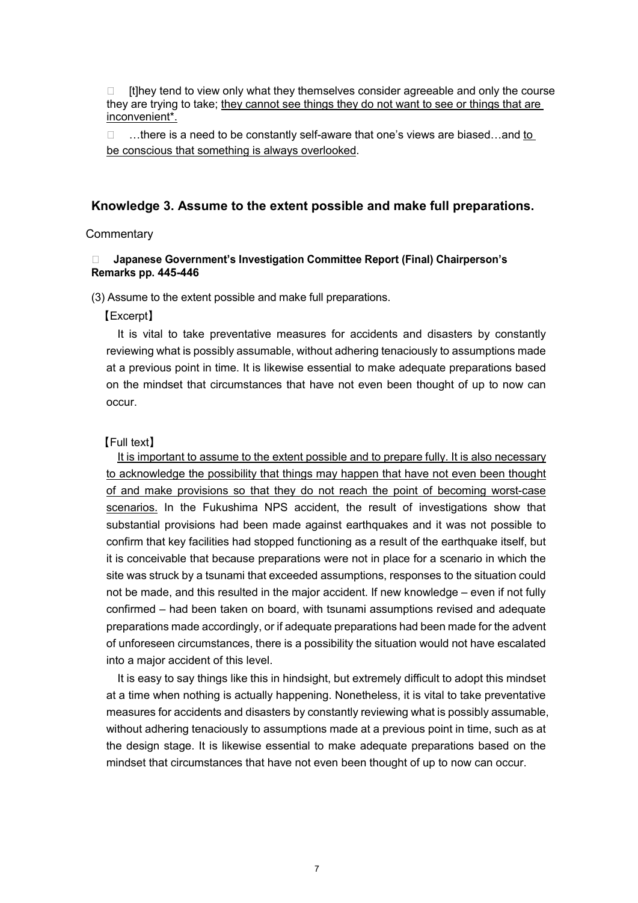- [t]hey tend to view only what they themselves consider agreeable and only the course they are trying to take; <u>they cannot see things they do not want to see or things that are inconvenient*.</u>
- …there is a need to be constantly self-aware that one's views are biased…and <u>to be conscious that something is always overlooked</u>.

## Knowledge 3. Assume to the extent possible and make full preparations.

Commentary

- **Japanese Government's Investigation Committee Report (Final) Chairperson's Remarks pp. 445-446**

(3) Assume to the extent possible and make full preparations.

【Excerpt】

It is vital to take preventative measures for accidents and disasters by constantly reviewing what is possibly assumable, without adhering tenaciously to assumptions made at a previous point in time. It is likewise essential to make adequate preparations based on the mindset that circumstances that have not even been thought of up to now can occur.

【Full text】

<u>It is important to assume to the extent possible and to prepare fully. It is also necessary to acknowledge the possibility that things may happen that have not even been thought of and make provisions so that they do not reach the point of becoming worst-case scenarios.</u> In the Fukushima NPS accident, the result of investigations show that substantial provisions had been made against earthquakes and it was not possible to confirm that key facilities had stopped functioning as a result of the earthquake itself, but it is conceivable that because preparations were not in place for a scenario in which the site was struck by a tsunami that exceeded assumptions, responses to the situation could not be made, and this resulted in the major accident. If new knowledge – even if not fully confirmed – had been taken on board, with tsunami assumptions revised and adequate preparations made accordingly, or if adequate preparations had been made for the advent of unforeseen circumstances, there is a possibility the situation would not have escalated into a major accident of this level.

It is easy to say things like this in hindsight, but extremely difficult to adopt this mindset at a time when nothing is actually happening. Nonetheless, it is vital to take preventative measures for accidents and disasters by constantly reviewing what is possibly assumable, without adhering tenaciously to assumptions made at a previous point in time, such as at the design stage. It is likewise essential to make adequate preparations based on the mindset that circumstances that have not even been thought of up to now can occur.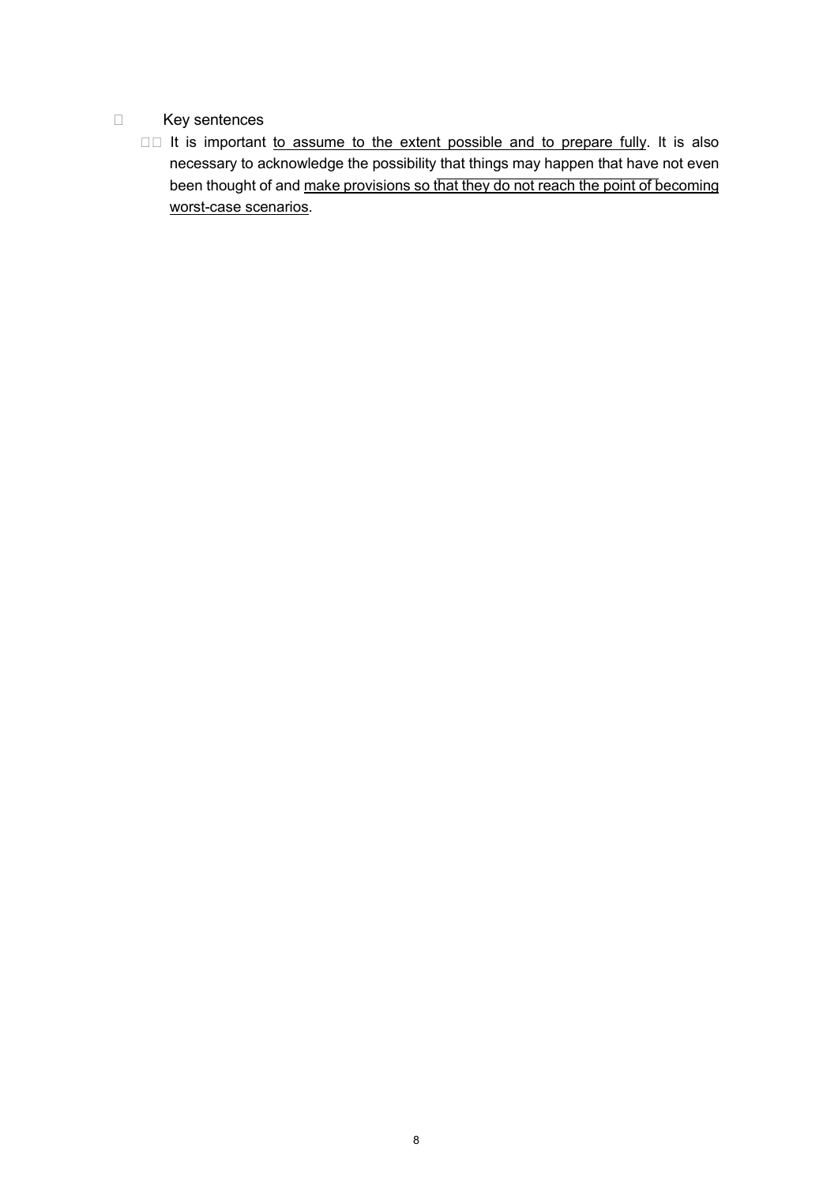- Key sentences
  - It is important <u>to assume to the extent possible and to prepare fully</u>. It is also necessary to acknowledge the possibility that things may happen that have not even been thought of and <u>make provisions so that they do not reach the point of becoming worst-case scenarios</u>.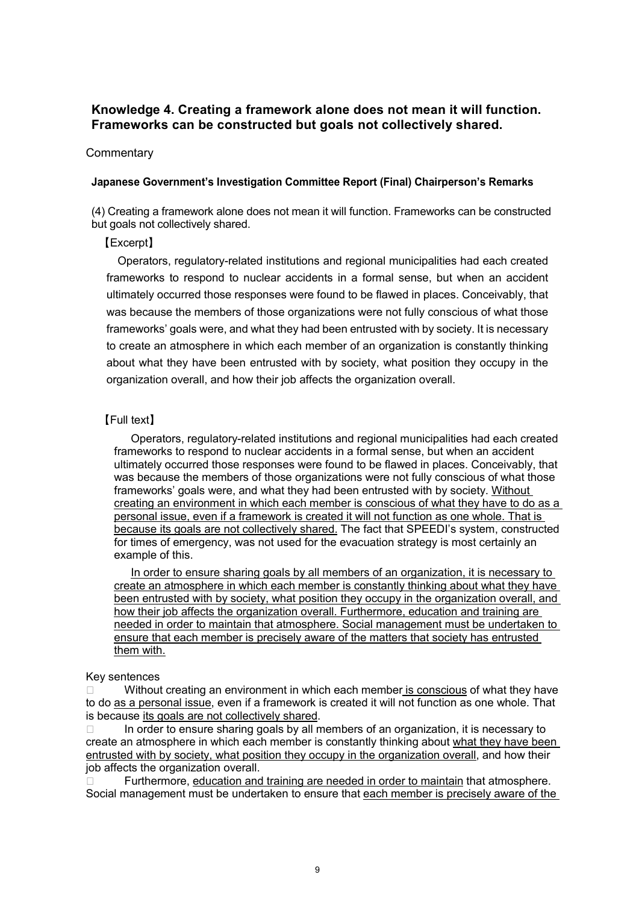## Knowledge 4. Creating a framework alone does not mean it will function. Frameworks can be constructed but goals not collectively shared.

Commentary

**Japanese Government's Investigation Committee Report (Final) Chairperson's Remarks**

(4) Creating a framework alone does not mean it will function. Frameworks can be constructed but goals not collectively shared.

【Excerpt】

Operators, regulatory-related institutions and regional municipalities had each created frameworks to respond to nuclear accidents in a formal sense, but when an accident ultimately occurred those responses were found to be flawed in places. Conceivably, that was because the members of those organizations were not fully conscious of what those frameworks' goals were, and what they had been entrusted with by society. It is necessary to create an atmosphere in which each member of an organization is constantly thinking about what they have been entrusted with by society, what position they occupy in the organization overall, and how their job affects the organization overall.

【Full text】

Operators, regulatory-related institutions and regional municipalities had each created frameworks to respond to nuclear accidents in a formal sense, but when an accident ultimately occurred those responses were found to be flawed in places. Conceivably, that was because the members of those organizations were not fully conscious of what those frameworks' goals were, and what they had been entrusted with by society. <u>Without creating an environment in which each member is conscious of what they have to do as a personal issue, even if a framework is created it will not function as one whole. That is because its goals are not collectively shared.</u> The fact that SPEEDI's system, constructed for times of emergency, was not used for the evacuation strategy is most certainly an example of this.

<u>In order to ensure sharing goals by all members of an organization, it is necessary to create an atmosphere in which each member is constantly thinking about what they have been entrusted with by society, what position they occupy in the organization overall, and how their job affects the organization overall. Furthermore, education and training are needed in order to maintain that atmosphere. Social management must be undertaken to ensure that each member is precisely aware of the matters that society has entrusted them with.</u>

Key sentences

- Without creating an environment in which each member <u>is conscious</u> of what they have to do <u>as a personal issue</u>, even if a framework is created it will not function as one whole. That is because <u>its goals are not collectively shared</u>.
- In order to ensure sharing goals by all members of an organization, it is necessary to create an atmosphere in which each member is constantly thinking about <u>what they have been entrusted with by society, what position they occupy in the organization overall</u>, and how their job affects the organization overall.
- Furthermore, <u>education and training are needed in order to maintain</u> that atmosphere. Social management must be undertaken to ensure that <u>each member is precisely aware of the</u>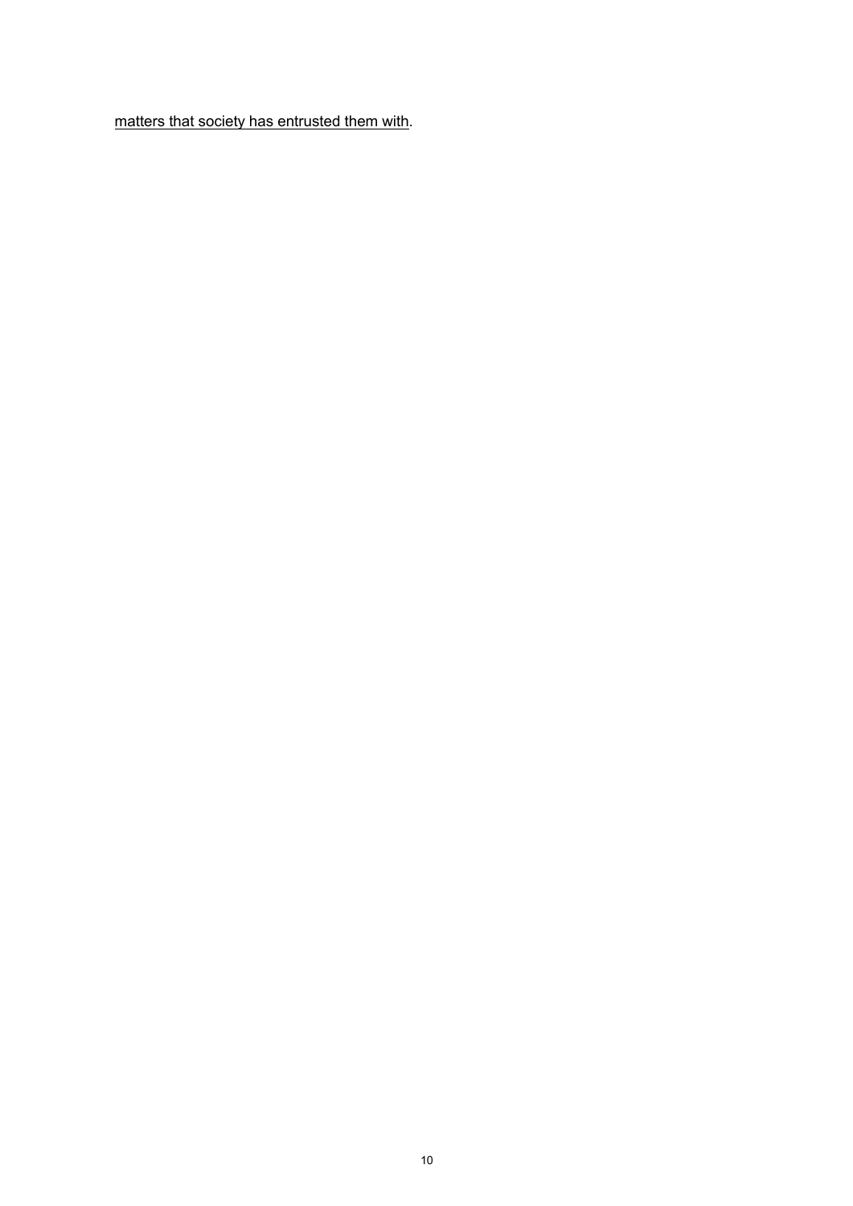<u>matters that society has entrusted them with</u>.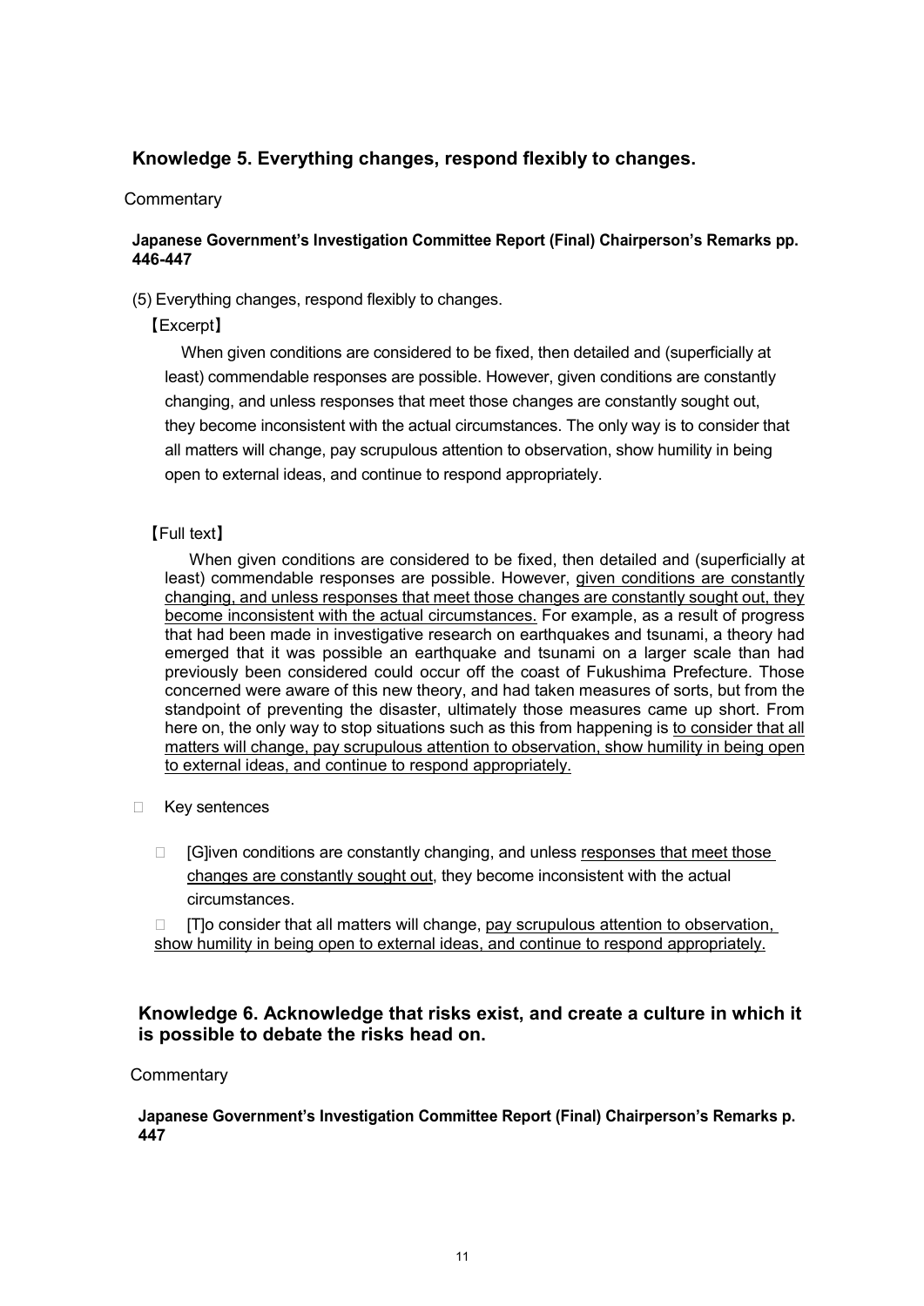## Knowledge 5. Everything changes, respond flexibly to changes.

Commentary

**Japanese Government's Investigation Committee Report (Final) Chairperson's Remarks pp. 446-447**

(5) Everything changes, respond flexibly to changes.

【Excerpt】

When given conditions are considered to be fixed, then detailed and (superficially at least) commendable responses are possible. However, given conditions are constantly changing, and unless responses that meet those changes are constantly sought out, they become inconsistent with the actual circumstances. The only way is to consider that all matters will change, pay scrupulous attention to observation, show humility in being open to external ideas, and continue to respond appropriately.

【Full text】

When given conditions are considered to be fixed, then detailed and (superficially at least) commendable responses are possible. However, <u>given conditions are constantly changing, and unless responses that meet those changes are constantly sought out, they become inconsistent with the actual circumstances.</u> For example, as a result of progress that had been made in investigative research on earthquakes and tsunami, a theory had emerged that it was possible an earthquake and tsunami on a larger scale than had previously been considered could occur off the coast of Fukushima Prefecture. Those concerned were aware of this new theory, and had taken measures of sorts, but from the standpoint of preventing the disaster, ultimately those measures came up short. From here on, the only way to stop situations such as this from happening is <u>to consider that all matters will change, pay scrupulous attention to observation, show humility in being open to external ideas, and continue to respond appropriately.</u>

- Key sentences
  - [G]iven conditions are constantly changing, and unless <u>responses that meet those changes are constantly sought out</u>, they become inconsistent with the actual circumstances.
  - [T]o consider that all matters will change, <u>pay scrupulous attention to observation, show humility in being open to external ideas, and continue to respond appropriately.</u>

## Knowledge 6. Acknowledge that risks exist, and create a culture in which it is possible to debate the risks head on.

Commentary

**Japanese Government's Investigation Committee Report (Final) Chairperson's Remarks p. 447**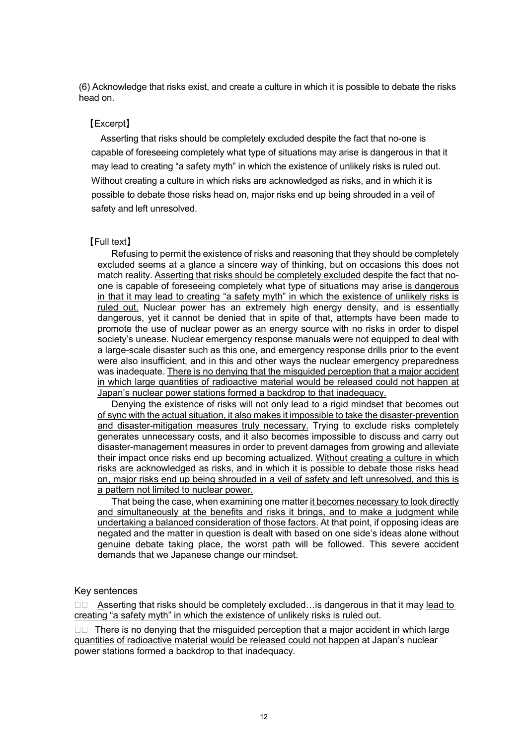(6) Acknowledge that risks exist, and create a culture in which it is possible to debate the risks head on.

【Excerpt】

Asserting that risks should be completely excluded despite the fact that no-one is capable of foreseeing completely what type of situations may arise is dangerous in that it may lead to creating "a safety myth" in which the existence of unlikely risks is ruled out. Without creating a culture in which risks are acknowledged as risks, and in which it is possible to debate those risks head on, major risks end up being shrouded in a veil of safety and left unresolved.

【Full text】

Refusing to permit the existence of risks and reasoning that they should be completely excluded seems at a glance a sincere way of thinking, but on occasions this does not match reality. <u>Asserting that risks should be completely excluded</u> despite the fact that no-one is capable of foreseeing completely what type of situations may arise <u>is dangerous in that it may lead to creating "a safety myth" in which the existence of unlikely risks is ruled out.</u> Nuclear power has an extremely high energy density, and is essentially dangerous, yet it cannot be denied that in spite of that, attempts have been made to promote the use of nuclear power as an energy source with no risks in order to dispel society's unease. Nuclear emergency response manuals were not equipped to deal with a large-scale disaster such as this one, and emergency response drills prior to the event were also insufficient, and in this and other ways the nuclear emergency preparedness was inadequate. <u>There is no denying that the misguided perception that a major accident in which large quantities of radioactive material would be released could not happen at Japan's nuclear power stations formed a backdrop to that inadequacy.</u>

<u>Denying the existence of risks will not only lead to a rigid mindset that becomes out of sync with the actual situation, it also makes it impossible to take the disaster-prevention and disaster-mitigation measures truly necessary.</u> Trying to exclude risks completely generates unnecessary costs, and it also becomes impossible to discuss and carry out disaster-management measures in order to prevent damages from growing and alleviate their impact once risks end up becoming actualized. <u>Without creating a culture in which risks are acknowledged as risks, and in which it is possible to debate those risks head on, major risks end up being shrouded in a veil of safety and left unresolved, and this is a pattern not limited to nuclear power.</u>

That being the case, when examining one matter <u>it becomes necessary to look directly and simultaneously at the benefits and risks it brings, and to make a judgment while undertaking a balanced consideration of those factors.</u> At that point, if opposing ideas are negated and the matter in question is dealt with based on one side's ideas alone without genuine debate taking place, the worst path will be followed. This severe accident demands that we Japanese change our mindset.

Key sentences

- <u>A</u>sserting that risks should be completely excluded…is dangerous in that it may <u>lead to creating "a safety myth" in which the existence of unlikely risks is ruled out.</u>
- There is no denying that <u>the misguided perception that a major accident in which large quantities of radioactive material would be released could not happen</u> at Japan's nuclear power stations formed a backdrop to that inadequacy.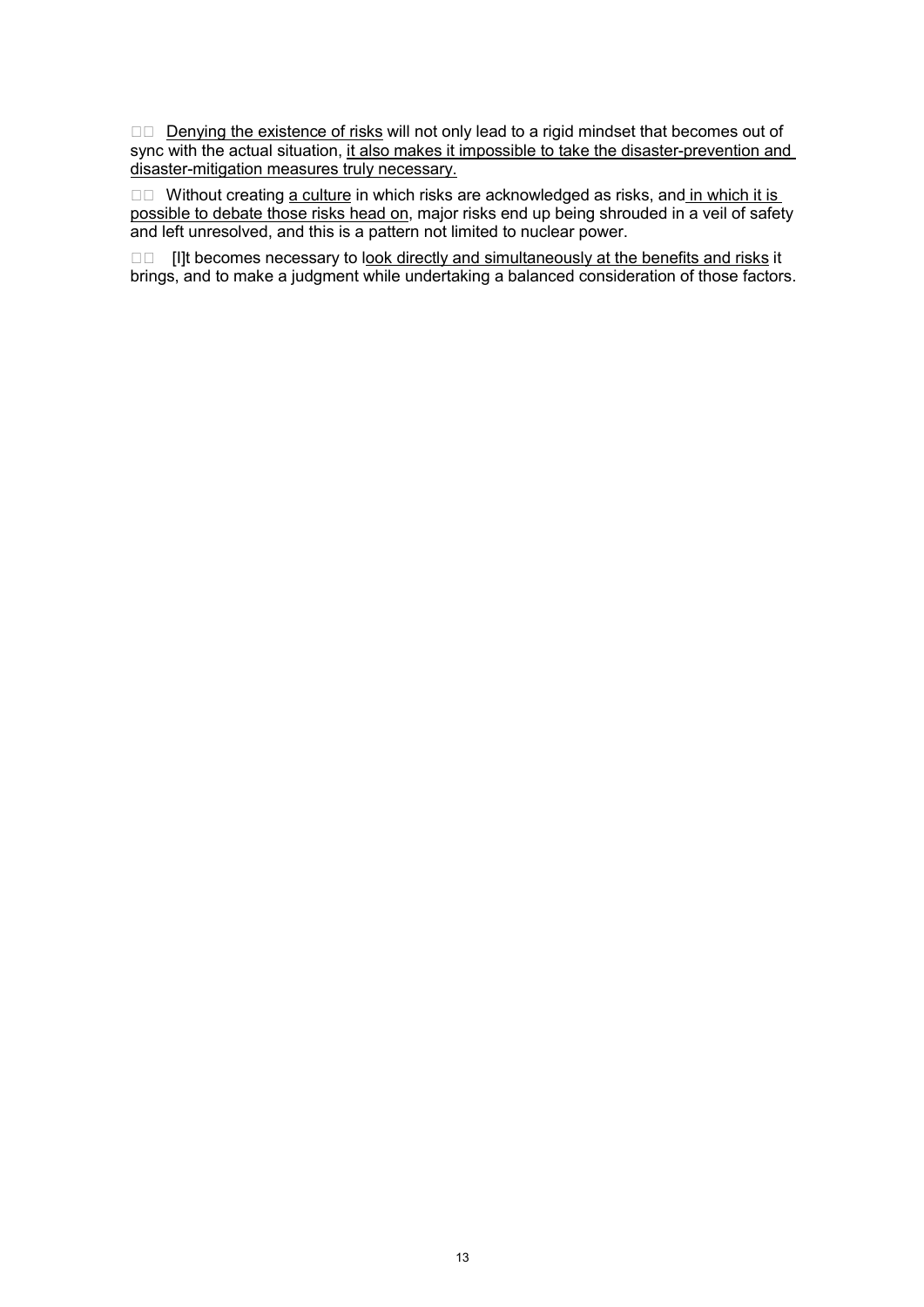□□ Denying the existence of risks will not only lead to a rigid mindset that becomes out of sync with the actual situation, it also makes it impossible to take the disaster-prevention and disaster-mitigation measures truly necessary.

□□ Without creating a culture in which risks are acknowledged as risks, and in which it is possible to debate those risks head on, major risks end up being shrouded in a veil of safety and left unresolved, and this is a pattern not limited to nuclear power.

□□ [I]t becomes necessary to look directly and simultaneously at the benefits and risks it brings, and to make a judgment while undertaking a balanced consideration of those factors.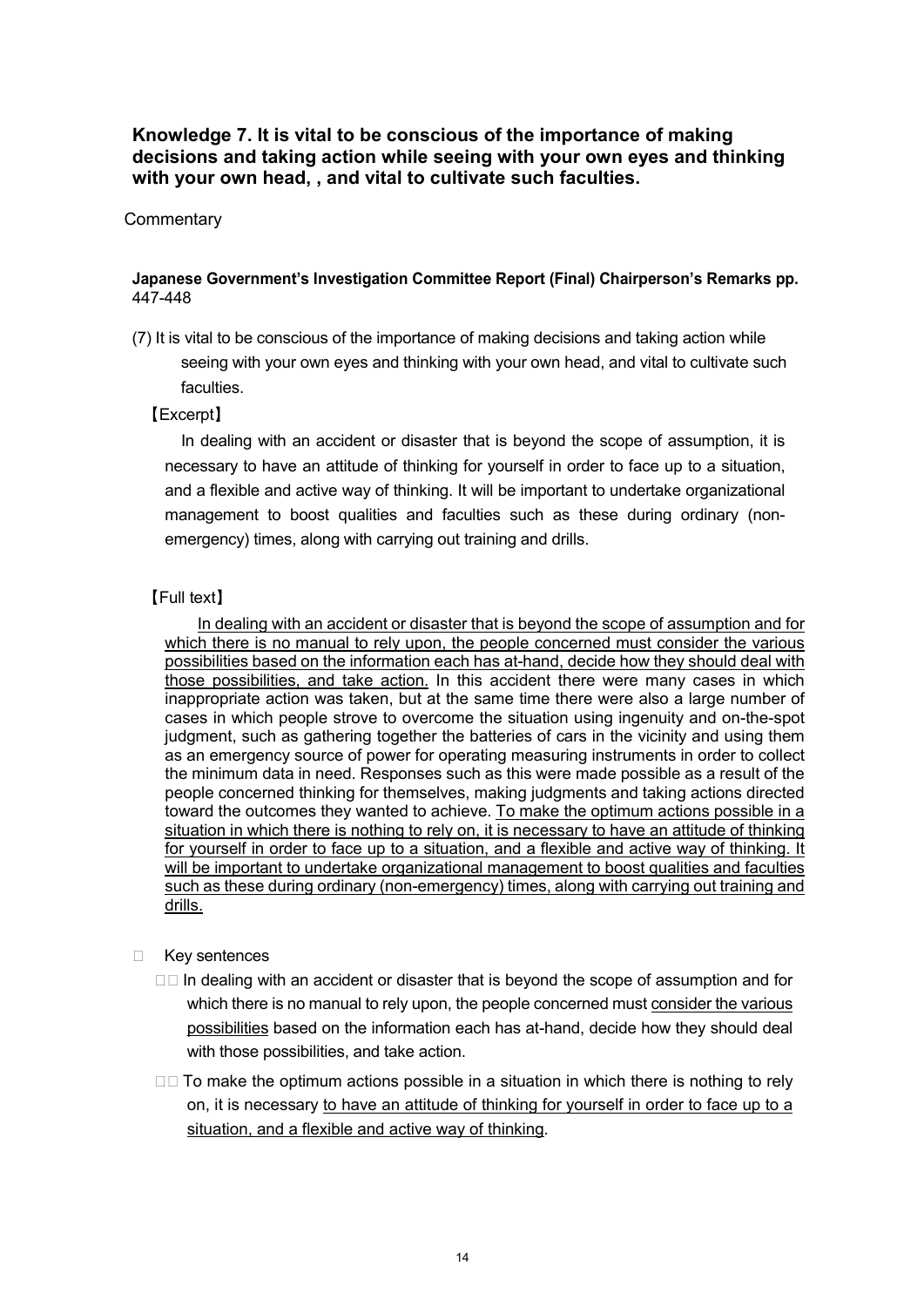### Knowledge 7. It is vital to be conscious of the importance of making decisions and taking action while seeing with your own eyes and thinking with your own head, , and vital to cultivate such faculties.

Commentary

**Japanese Government's Investigation Committee Report (Final) Chairperson's Remarks pp.** 447-448

(7) It is vital to be conscious of the importance of making decisions and taking action while seeing with your own eyes and thinking with your own head, and vital to cultivate such faculties.

【Excerpt】

In dealing with an accident or disaster that is beyond the scope of assumption, it is necessary to have an attitude of thinking for yourself in order to face up to a situation, and a flexible and active way of thinking. It will be important to undertake organizational management to boost qualities and faculties such as these during ordinary (non-emergency) times, along with carrying out training and drills.

【Full text】

<u>In dealing with an accident or disaster that is beyond the scope of assumption and for which there is no manual to rely upon, the people concerned must consider the various possibilities based on the information each has at-hand, decide how they should deal with those possibilities, and take action.</u> In this accident there were many cases in which inappropriate action was taken, but at the same time there were also a large number of cases in which people strove to overcome the situation using ingenuity and on-the-spot judgment, such as gathering together the batteries of cars in the vicinity and using them as an emergency source of power for operating measuring instruments in order to collect the minimum data in need. Responses such as this were made possible as a result of the people concerned thinking for themselves, making judgments and taking actions directed toward the outcomes they wanted to achieve. <u>To make the optimum actions possible in a situation in which there is nothing to rely on, it is necessary to have an attitude of thinking for yourself in order to face up to a situation, and a flexible and active way of thinking. It will be important to undertake organizational management to boost qualities and faculties such as these during ordinary (non-emergency) times, along with carrying out training and drills.</u>

- Key sentences
  - In dealing with an accident or disaster that is beyond the scope of assumption and for which there is no manual to rely upon, the people concerned must <u>consider the various possibilities</u> based on the information each has at-hand, decide how they should deal with those possibilities, and take action.
  - To make the optimum actions possible in a situation in which there is nothing to rely on, it is necessary <u>to have an attitude of thinking for yourself in order to face up to a situation, and a flexible and active way of thinking</u>.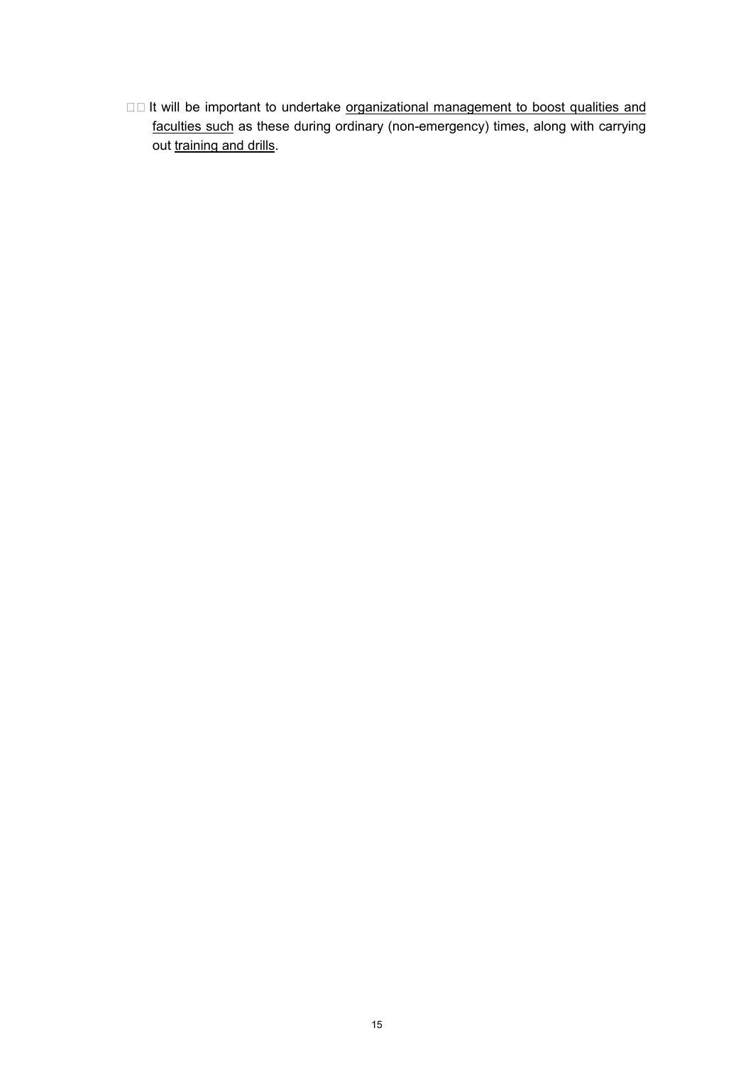□□ It will be important to undertake <u>organizational management to boost qualities and faculties such</u> as these during ordinary (non-emergency) times, along with carrying out <u>training and drills</u>.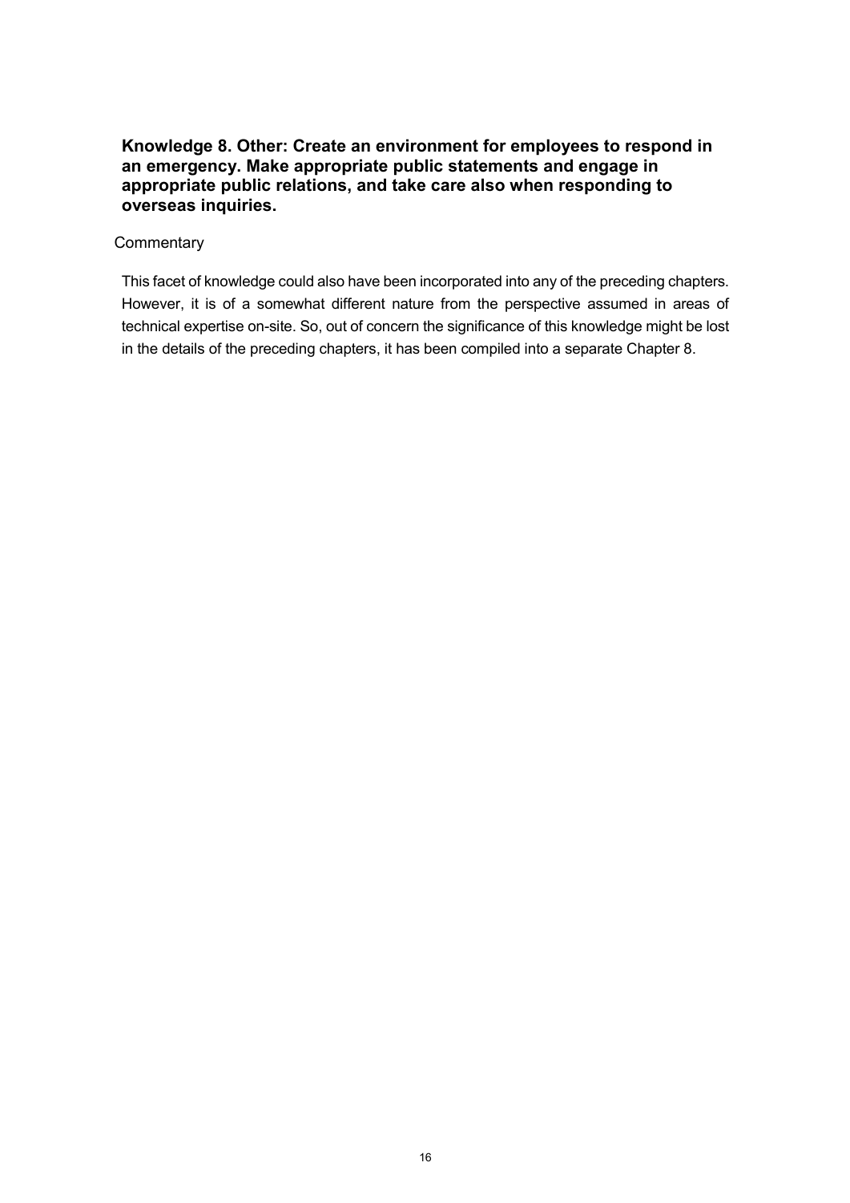## Knowledge 8. Other: Create an environment for employees to respond in an emergency. Make appropriate public statements and engage in appropriate public relations, and take care also when responding to overseas inquiries.

Commentary

This facet of knowledge could also have been incorporated into any of the preceding chapters. However, it is of a somewhat different nature from the perspective assumed in areas of technical expertise on-site. So, out of concern the significance of this knowledge might be lost in the details of the preceding chapters, it has been compiled into a separate Chapter 8.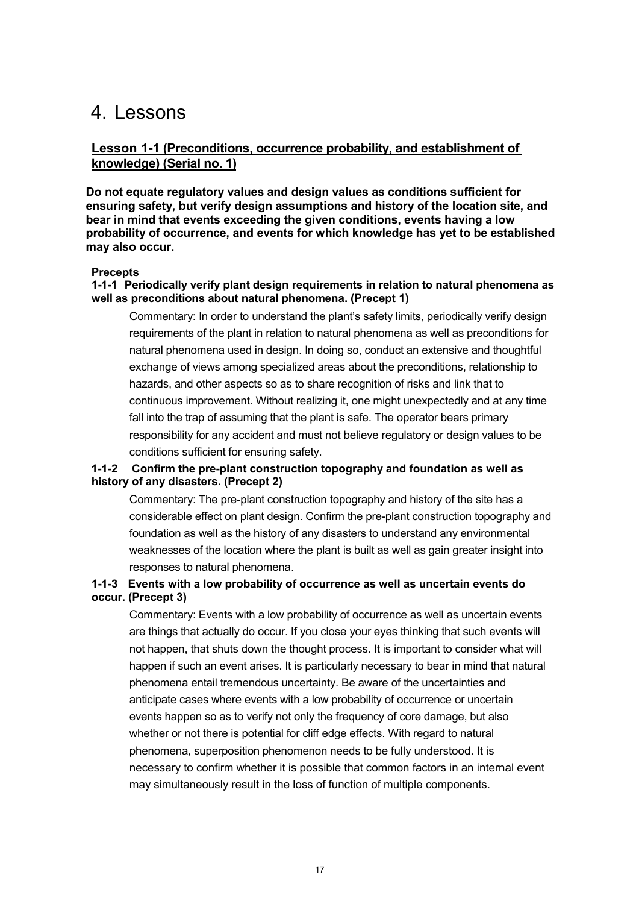# 4. Lessons

## Lesson 1-1 (Preconditions, occurrence probability, and establishment of knowledge) (Serial no. 1)

**Do not equate regulatory values and design values as conditions sufficient for ensuring safety, but verify design assumptions and history of the location site, and bear in mind that events exceeding the given conditions, events having a low probability of occurrence, and events for which knowledge has yet to be established may also occur.**

**Precepts**

**1-1-1 Periodically verify plant design requirements in relation to natural phenomena as well as preconditions about natural phenomena. (Precept 1)**

Commentary: In order to understand the plant's safety limits, periodically verify design requirements of the plant in relation to natural phenomena as well as preconditions for natural phenomena used in design. In doing so, conduct an extensive and thoughtful exchange of views among specialized areas about the preconditions, relationship to hazards, and other aspects so as to share recognition of risks and link that to continuous improvement. Without realizing it, one might unexpectedly and at any time fall into the trap of assuming that the plant is safe. The operator bears primary responsibility for any accident and must not believe regulatory or design values to be conditions sufficient for ensuring safety.

**1-1-2 Confirm the pre-plant construction topography and foundation as well as history of any disasters. (Precept 2)**

Commentary: The pre-plant construction topography and history of the site has a considerable effect on plant design. Confirm the pre-plant construction topography and foundation as well as the history of any disasters to understand any environmental weaknesses of the location where the plant is built as well as gain greater insight into responses to natural phenomena.

**1-1-3 Events with a low probability of occurrence as well as uncertain events do occur. (Precept 3)**

Commentary: Events with a low probability of occurrence as well as uncertain events are things that actually do occur. If you close your eyes thinking that such events will not happen, that shuts down the thought process. It is important to consider what will happen if such an event arises. It is particularly necessary to bear in mind that natural phenomena entail tremendous uncertainty. Be aware of the uncertainties and anticipate cases where events with a low probability of occurrence or uncertain events happen so as to verify not only the frequency of core damage, but also whether or not there is potential for cliff edge effects. With regard to natural phenomena, superposition phenomenon needs to be fully understood. It is necessary to confirm whether it is possible that common factors in an internal event may simultaneously result in the loss of function of multiple components.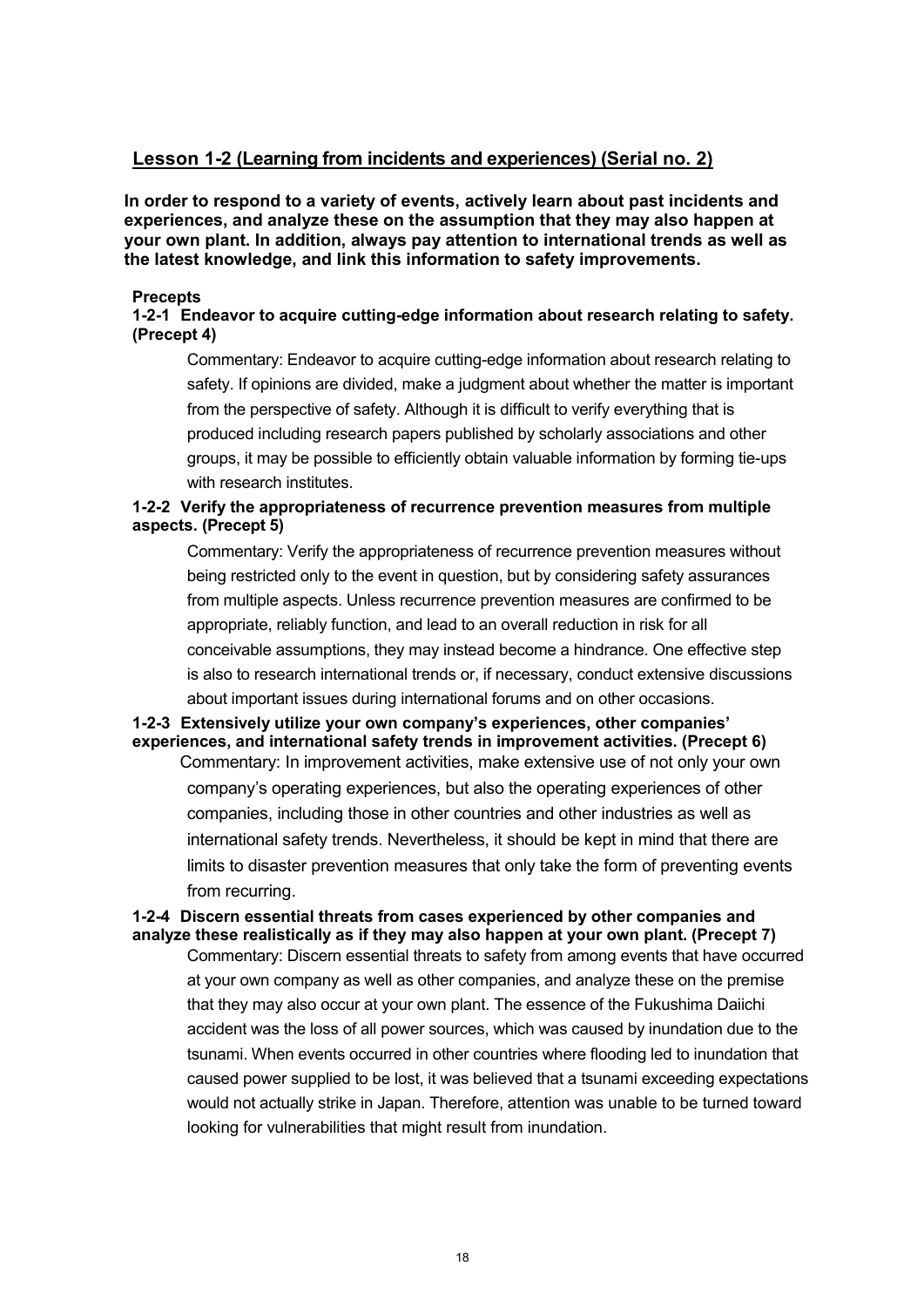## Lesson 1-2 (Learning from incidents and experiences) (Serial no. 2)

**In order to respond to a variety of events, actively learn about past incidents and experiences, and analyze these on the assumption that they may also happen at your own plant. In addition, always pay attention to international trends as well as the latest knowledge, and link this information to safety improvements.**

**Precepts**

**1-2-1 Endeavor to acquire cutting-edge information about research relating to safety. (Precept 4)**

Commentary: Endeavor to acquire cutting-edge information about research relating to safety. If opinions are divided, make a judgment about whether the matter is important from the perspective of safety. Although it is difficult to verify everything that is produced including research papers published by scholarly associations and other groups, it may be possible to efficiently obtain valuable information by forming tie-ups with research institutes.

**1-2-2 Verify the appropriateness of recurrence prevention measures from multiple aspects. (Precept 5)**

Commentary: Verify the appropriateness of recurrence prevention measures without being restricted only to the event in question, but by considering safety assurances from multiple aspects. Unless recurrence prevention measures are confirmed to be appropriate, reliably function, and lead to an overall reduction in risk for all conceivable assumptions, they may instead become a hindrance. One effective step is also to research international trends or, if necessary, conduct extensive discussions about important issues during international forums and on other occasions.

**1-2-3 Extensively utilize your own company's experiences, other companies' experiences, and international safety trends in improvement activities. (Precept 6)**

Commentary: In improvement activities, make extensive use of not only your own company's operating experiences, but also the operating experiences of other companies, including those in other countries and other industries as well as international safety trends. Nevertheless, it should be kept in mind that there are limits to disaster prevention measures that only take the form of preventing events from recurring.

**1-2-4 Discern essential threats from cases experienced by other companies and analyze these realistically as if they may also happen at your own plant. (Precept 7)**

Commentary: Discern essential threats to safety from among events that have occurred at your own company as well as other companies, and analyze these on the premise that they may also occur at your own plant. The essence of the Fukushima Daiichi accident was the loss of all power sources, which was caused by inundation due to the tsunami. When events occurred in other countries where flooding led to inundation that caused power supplied to be lost, it was believed that a tsunami exceeding expectations would not actually strike in Japan. Therefore, attention was unable to be turned toward looking for vulnerabilities that might result from inundation.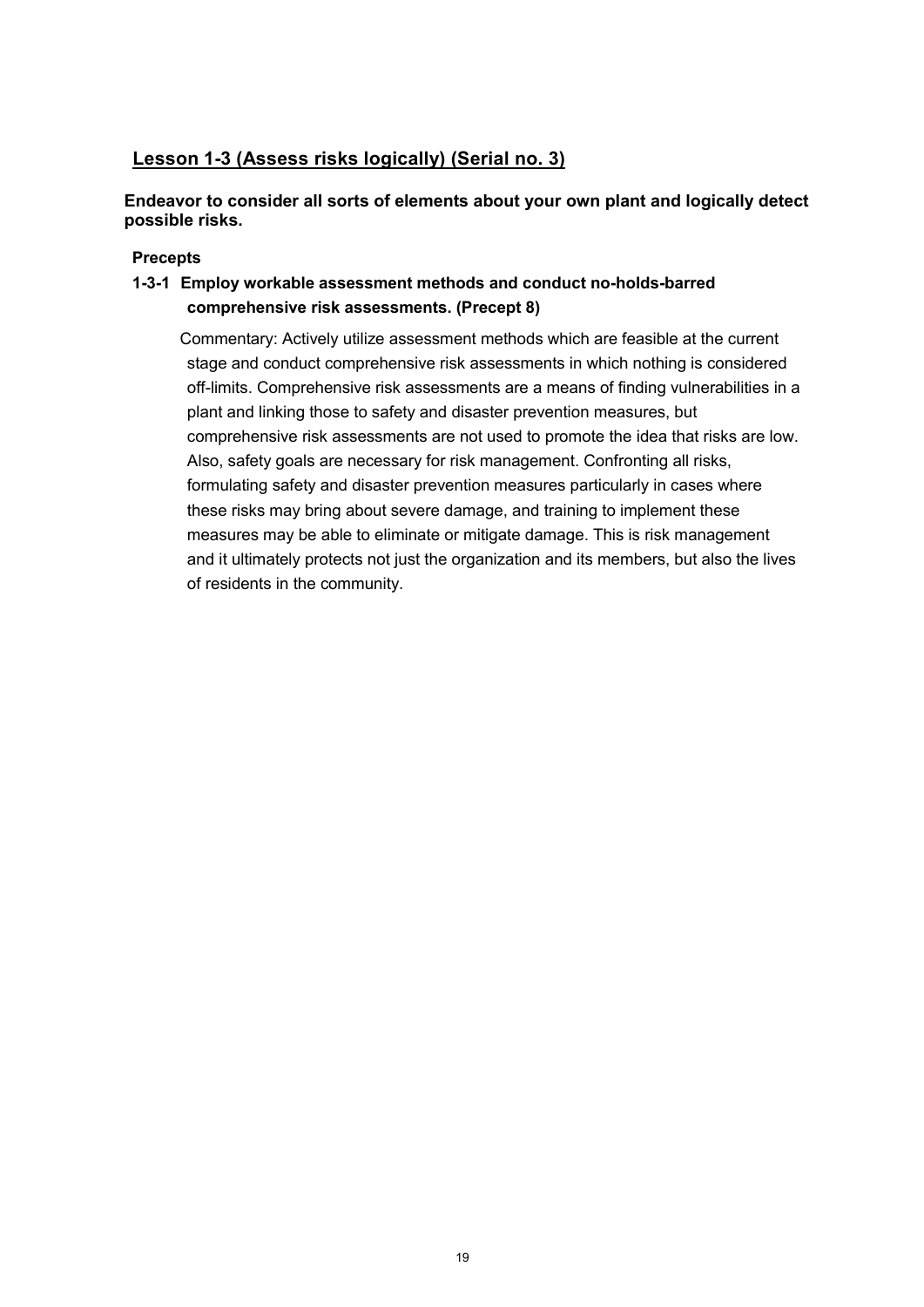## Lesson 1-3 (Assess risks logically) (Serial no. 3)

**Endeavor to consider all sorts of elements about your own plant and logically detect possible risks.**

**Precepts**

**1-3-1 Employ workable assessment methods and conduct no-holds-barred comprehensive risk assessments. (Precept 8)**

Commentary: Actively utilize assessment methods which are feasible at the current stage and conduct comprehensive risk assessments in which nothing is considered off-limits. Comprehensive risk assessments are a means of finding vulnerabilities in a plant and linking those to safety and disaster prevention measures, but comprehensive risk assessments are not used to promote the idea that risks are low. Also, safety goals are necessary for risk management. Confronting all risks, formulating safety and disaster prevention measures particularly in cases where these risks may bring about severe damage, and training to implement these measures may be able to eliminate or mitigate damage. This is risk management and it ultimately protects not just the organization and its members, but also the lives of residents in the community.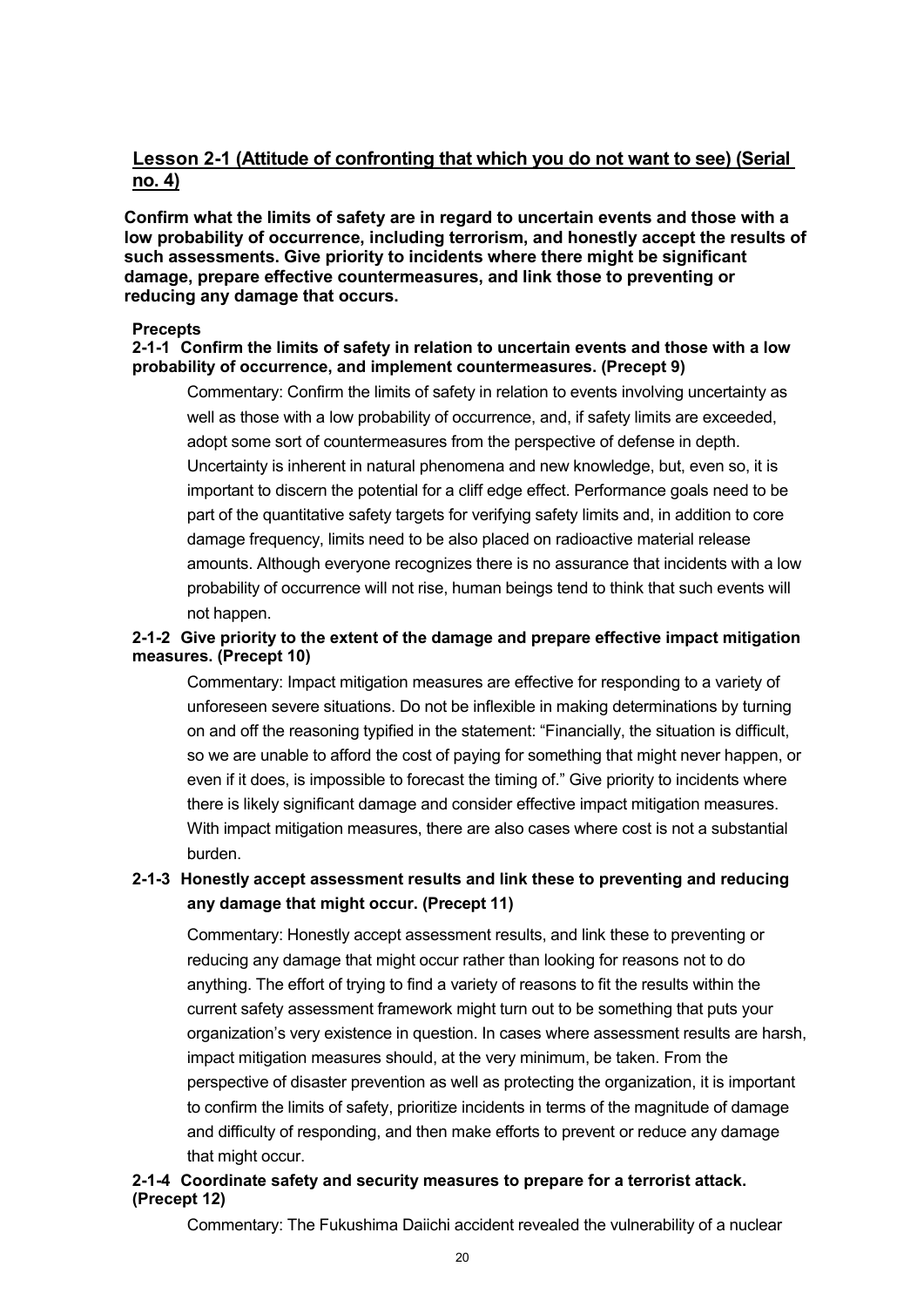## Lesson 2-1 (Attitude of confronting that which you do not want to see) (Serial no. 4)

**Confirm what the limits of safety are in regard to uncertain events and those with a low probability of occurrence, including terrorism, and honestly accept the results of such assessments. Give priority to incidents where there might be significant damage, prepare effective countermeasures, and link those to preventing or reducing any damage that occurs.**

**Precepts**

**2-1-1 Confirm the limits of safety in relation to uncertain events and those with a low probability of occurrence, and implement countermeasures. (Precept 9)**

Commentary: Confirm the limits of safety in relation to events involving uncertainty as well as those with a low probability of occurrence, and, if safety limits are exceeded, adopt some sort of countermeasures from the perspective of defense in depth. Uncertainty is inherent in natural phenomena and new knowledge, but, even so, it is important to discern the potential for a cliff edge effect. Performance goals need to be part of the quantitative safety targets for verifying safety limits and, in addition to core damage frequency, limits need to be also placed on radioactive material release amounts. Although everyone recognizes there is no assurance that incidents with a low probability of occurrence will not rise, human beings tend to think that such events will not happen.

**2-1-2 Give priority to the extent of the damage and prepare effective impact mitigation measures. (Precept 10)**

Commentary: Impact mitigation measures are effective for responding to a variety of unforeseen severe situations. Do not be inflexible in making determinations by turning on and off the reasoning typified in the statement: "Financially, the situation is difficult, so we are unable to afford the cost of paying for something that might never happen, or even if it does, is impossible to forecast the timing of." Give priority to incidents where there is likely significant damage and consider effective impact mitigation measures. With impact mitigation measures, there are also cases where cost is not a substantial burden.

**2-1-3 Honestly accept assessment results and link these to preventing and reducing any damage that might occur. (Precept 11)**

Commentary: Honestly accept assessment results, and link these to preventing or reducing any damage that might occur rather than looking for reasons not to do anything. The effort of trying to find a variety of reasons to fit the results within the current safety assessment framework might turn out to be something that puts your organization's very existence in question. In cases where assessment results are harsh, impact mitigation measures should, at the very minimum, be taken. From the perspective of disaster prevention as well as protecting the organization, it is important to confirm the limits of safety, prioritize incidents in terms of the magnitude of damage and difficulty of responding, and then make efforts to prevent or reduce any damage that might occur.

**2-1-4 Coordinate safety and security measures to prepare for a terrorist attack. (Precept 12)**

Commentary: The Fukushima Daiichi accident revealed the vulnerability of a nuclear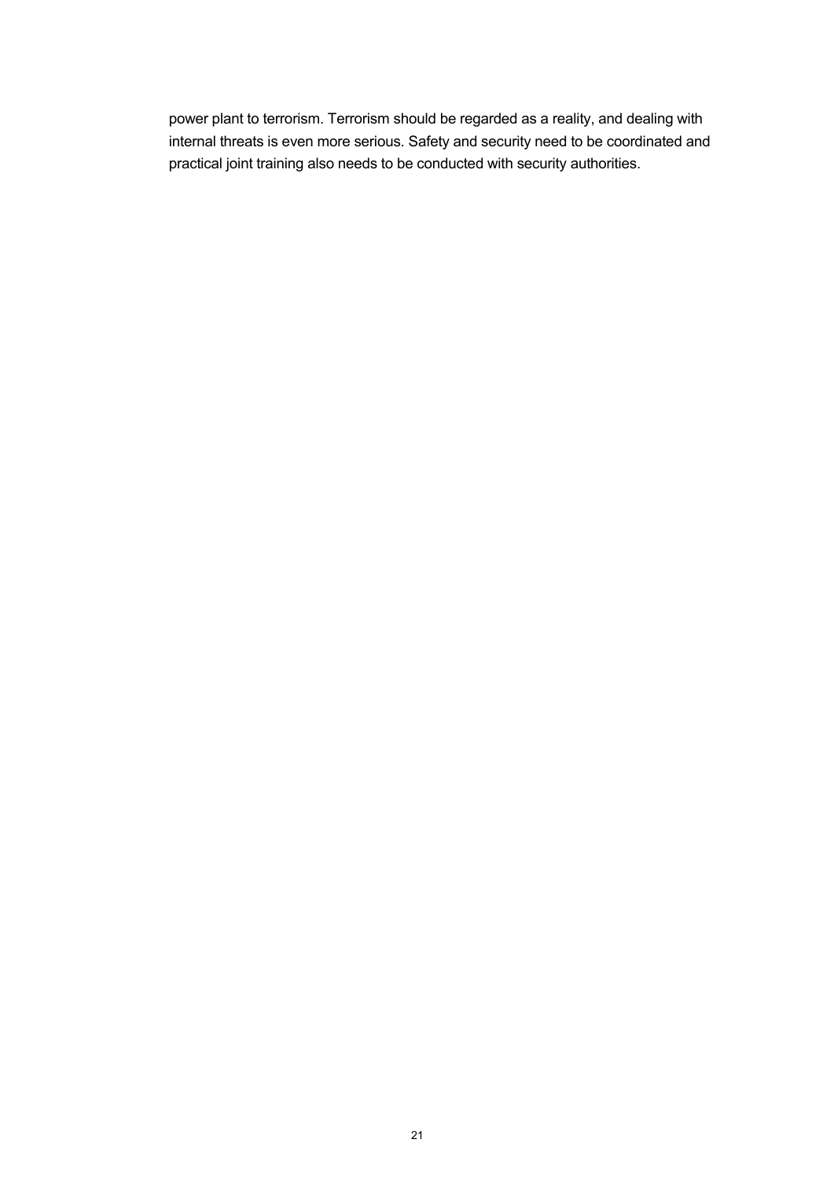power plant to terrorism. Terrorism should be regarded as a reality, and dealing with internal threats is even more serious. Safety and security need to be coordinated and practical joint training also needs to be conducted with security authorities.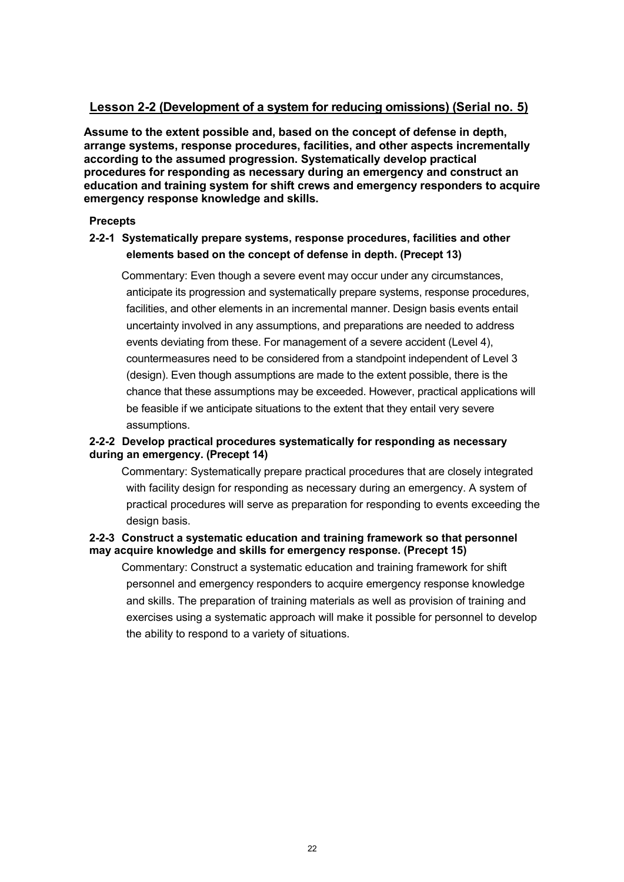## Lesson 2-2 (Development of a system for reducing omissions) (Serial no. 5)

**Assume to the extent possible and, based on the concept of defense in depth, arrange systems, response procedures, facilities, and other aspects incrementally according to the assumed progression. Systematically develop practical procedures for responding as necessary during an emergency and construct an education and training system for shift crews and emergency responders to acquire emergency response knowledge and skills.**

**Precepts**

**2-2-1 Systematically prepare systems, response procedures, facilities and other elements based on the concept of defense in depth. (Precept 13)**

Commentary: Even though a severe event may occur under any circumstances, anticipate its progression and systematically prepare systems, response procedures, facilities, and other elements in an incremental manner. Design basis events entail uncertainty involved in any assumptions, and preparations are needed to address events deviating from these. For management of a severe accident (Level 4), countermeasures need to be considered from a standpoint independent of Level 3 (design). Even though assumptions are made to the extent possible, there is the chance that these assumptions may be exceeded. However, practical applications will be feasible if we anticipate situations to the extent that they entail very severe assumptions.

**2-2-2 Develop practical procedures systematically for responding as necessary during an emergency. (Precept 14)**

Commentary: Systematically prepare practical procedures that are closely integrated with facility design for responding as necessary during an emergency. A system of practical procedures will serve as preparation for responding to events exceeding the design basis.

**2-2-3 Construct a systematic education and training framework so that personnel may acquire knowledge and skills for emergency response. (Precept 15)**

Commentary: Construct a systematic education and training framework for shift personnel and emergency responders to acquire emergency response knowledge and skills. The preparation of training materials as well as provision of training and exercises using a systematic approach will make it possible for personnel to develop the ability to respond to a variety of situations.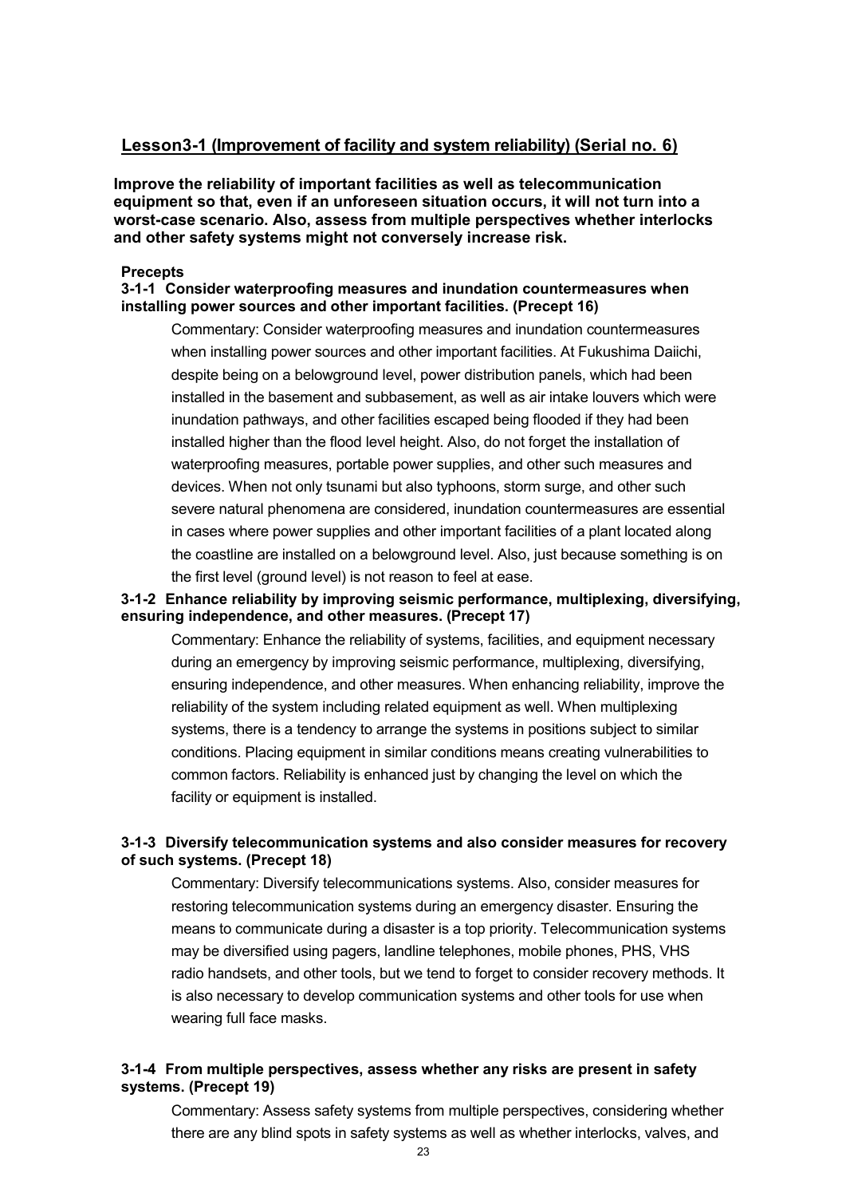## Lesson3-1 (Improvement of facility and system reliability) (Serial no. 6)

**Improve the reliability of important facilities as well as telecommunication equipment so that, even if an unforeseen situation occurs, it will not turn into a worst-case scenario. Also, assess from multiple perspectives whether interlocks and other safety systems might not conversely increase risk.**

**Precepts**

**3-1-1 Consider waterproofing measures and inundation countermeasures when installing power sources and other important facilities. (Precept 16)**

Commentary: Consider waterproofing measures and inundation countermeasures when installing power sources and other important facilities. At Fukushima Daiichi, despite being on a belowground level, power distribution panels, which had been installed in the basement and subbasement, as well as air intake louvers which were inundation pathways, and other facilities escaped being flooded if they had been installed higher than the flood level height. Also, do not forget the installation of waterproofing measures, portable power supplies, and other such measures and devices. When not only tsunami but also typhoons, storm surge, and other such severe natural phenomena are considered, inundation countermeasures are essential in cases where power supplies and other important facilities of a plant located along the coastline are installed on a belowground level. Also, just because something is on the first level (ground level) is not reason to feel at ease.

**3-1-2 Enhance reliability by improving seismic performance, multiplexing, diversifying, ensuring independence, and other measures. (Precept 17)**

Commentary: Enhance the reliability of systems, facilities, and equipment necessary during an emergency by improving seismic performance, multiplexing, diversifying, ensuring independence, and other measures. When enhancing reliability, improve the reliability of the system including related equipment as well. When multiplexing systems, there is a tendency to arrange the systems in positions subject to similar conditions. Placing equipment in similar conditions means creating vulnerabilities to common factors. Reliability is enhanced just by changing the level on which the facility or equipment is installed.

**3-1-3 Diversify telecommunication systems and also consider measures for recovery of such systems. (Precept 18)**

Commentary: Diversify telecommunications systems. Also, consider measures for restoring telecommunication systems during an emergency disaster. Ensuring the means to communicate during a disaster is a top priority. Telecommunication systems may be diversified using pagers, landline telephones, mobile phones, PHS, VHS radio handsets, and other tools, but we tend to forget to consider recovery methods. It is also necessary to develop communication systems and other tools for use when wearing full face masks.

**3-1-4 From multiple perspectives, assess whether any risks are present in safety systems. (Precept 19)**

Commentary: Assess safety systems from multiple perspectives, considering whether there are any blind spots in safety systems as well as whether interlocks, valves, and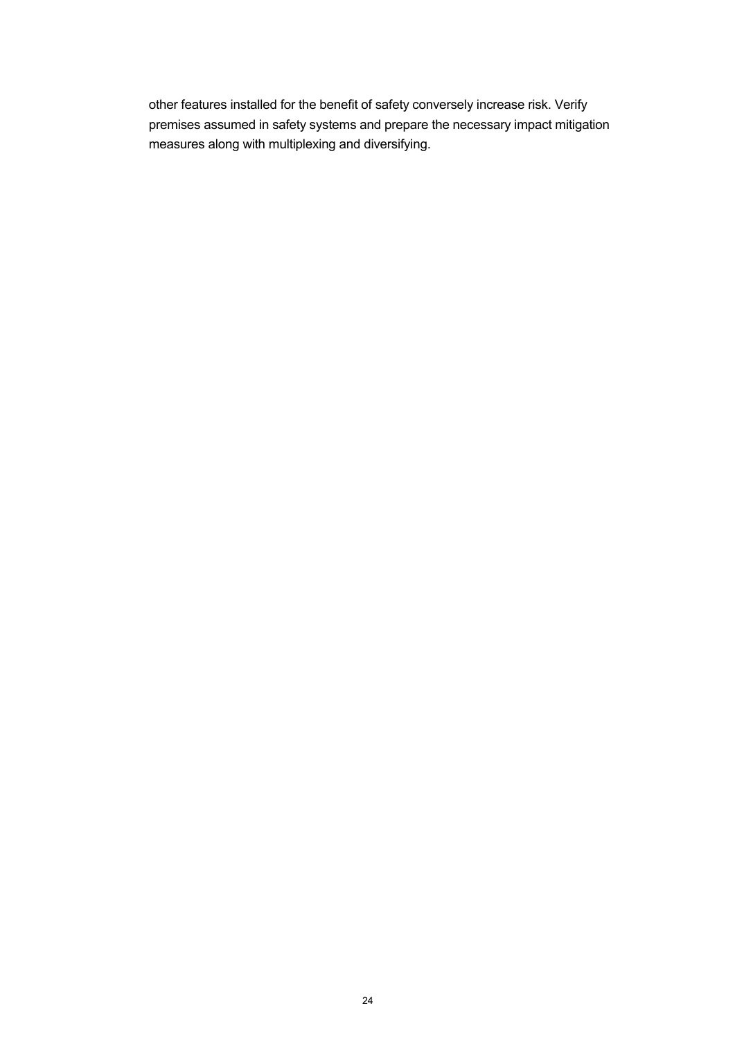other features installed for the benefit of safety conversely increase risk. Verify premises assumed in safety systems and prepare the necessary impact mitigation measures along with multiplexing and diversifying.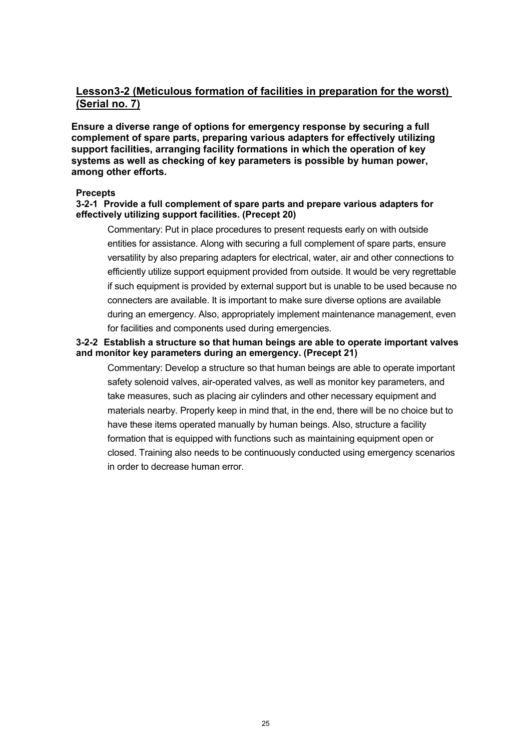## Lesson3-2 (Meticulous formation of facilities in preparation for the worst) (Serial no. 7)

**Ensure a diverse range of options for emergency response by securing a full complement of spare parts, preparing various adapters for effectively utilizing support facilities, arranging facility formations in which the operation of key systems as well as checking of key parameters is possible by human power, among other efforts.**

**Precepts**

**3-2-1 Provide a full complement of spare parts and prepare various adapters for effectively utilizing support facilities. (Precept 20)**

Commentary: Put in place procedures to present requests early on with outside entities for assistance. Along with securing a full complement of spare parts, ensure versatility by also preparing adapters for electrical, water, air and other connections to efficiently utilize support equipment provided from outside. It would be very regrettable if such equipment is provided by external support but is unable to be used because no connecters are available. It is important to make sure diverse options are available during an emergency. Also, appropriately implement maintenance management, even for facilities and components used during emergencies.

**3-2-2 Establish a structure so that human beings are able to operate important valves and monitor key parameters during an emergency. (Precept 21)**

Commentary: Develop a structure so that human beings are able to operate important safety solenoid valves, air-operated valves, as well as monitor key parameters, and take measures, such as placing air cylinders and other necessary equipment and materials nearby. Properly keep in mind that, in the end, there will be no choice but to have these items operated manually by human beings. Also, structure a facility formation that is equipped with functions such as maintaining equipment open or closed. Training also needs to be continuously conducted using emergency scenarios in order to decrease human error.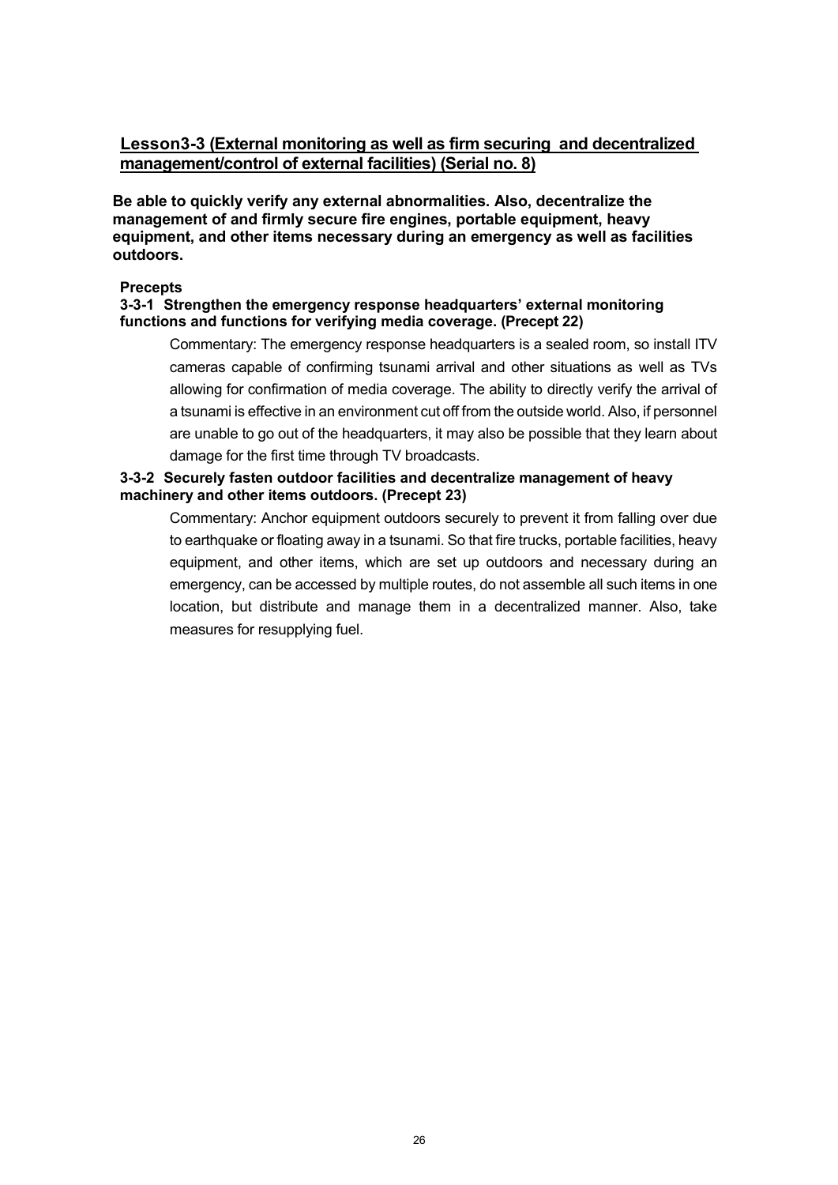## Lesson3-3 (External monitoring as well as firm securing and decentralized management/control of external facilities) (Serial no. 8)

**Be able to quickly verify any external abnormalities. Also, decentralize the management of and firmly secure fire engines, portable equipment, heavy equipment, and other items necessary during an emergency as well as facilities outdoors.**

**Precepts**

**3-3-1 Strengthen the emergency response headquarters' external monitoring functions and functions for verifying media coverage. (Precept 22)**

Commentary: The emergency response headquarters is a sealed room, so install ITV cameras capable of confirming tsunami arrival and other situations as well as TVs allowing for confirmation of media coverage. The ability to directly verify the arrival of a tsunami is effective in an environment cut off from the outside world. Also, if personnel are unable to go out of the headquarters, it may also be possible that they learn about damage for the first time through TV broadcasts.

**3-3-2 Securely fasten outdoor facilities and decentralize management of heavy machinery and other items outdoors. (Precept 23)**

Commentary: Anchor equipment outdoors securely to prevent it from falling over due to earthquake or floating away in a tsunami. So that fire trucks, portable facilities, heavy equipment, and other items, which are set up outdoors and necessary during an emergency, can be accessed by multiple routes, do not assemble all such items in one location, but distribute and manage them in a decentralized manner. Also, take measures for resupplying fuel.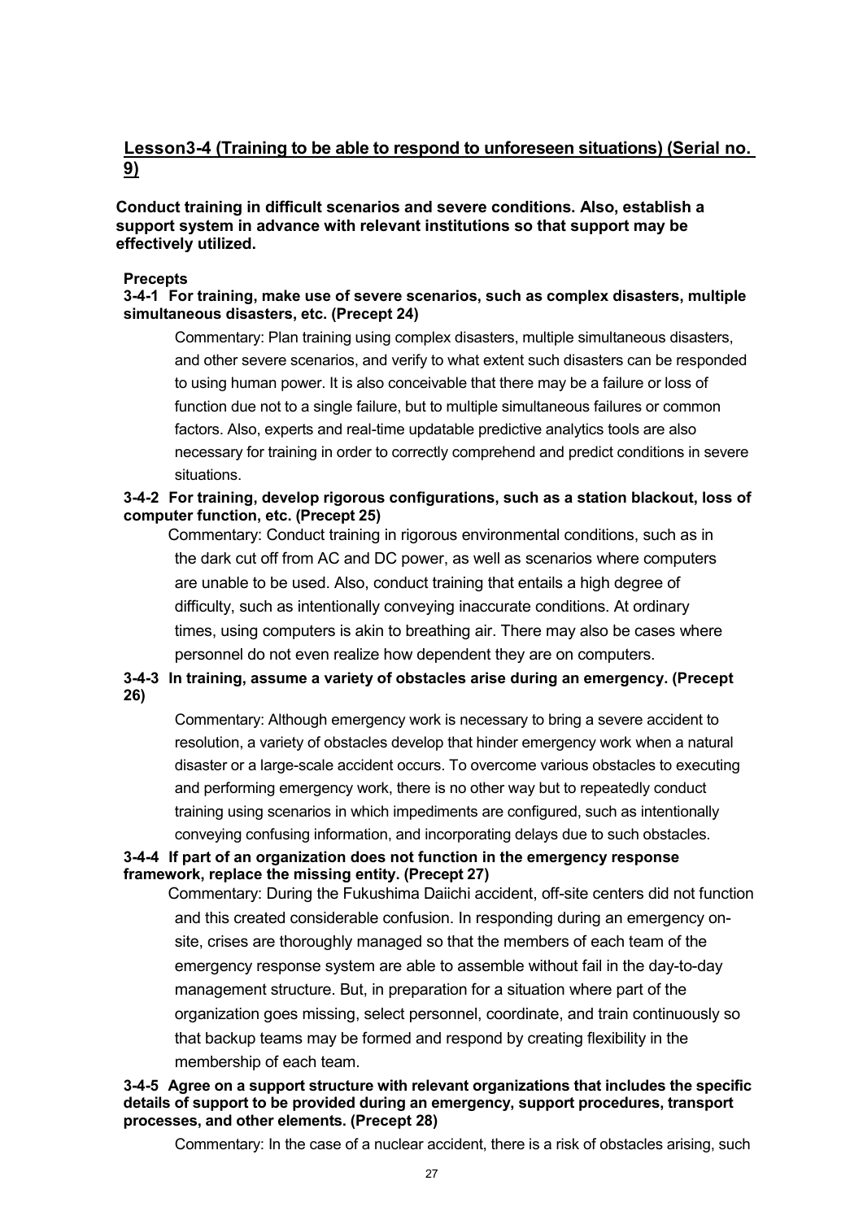## Lesson3-4 (Training to be able to respond to unforeseen situations) (Serial no. 9)

**Conduct training in difficult scenarios and severe conditions. Also, establish a support system in advance with relevant institutions so that support may be effectively utilized.**

**Precepts**

**3-4-1 For training, make use of severe scenarios, such as complex disasters, multiple simultaneous disasters, etc. (Precept 24)**

Commentary: Plan training using complex disasters, multiple simultaneous disasters, and other severe scenarios, and verify to what extent such disasters can be responded to using human power. It is also conceivable that there may be a failure or loss of function due not to a single failure, but to multiple simultaneous failures or common factors. Also, experts and real-time updatable predictive analytics tools are also necessary for training in order to correctly comprehend and predict conditions in severe situations.

**3-4-2 For training, develop rigorous configurations, such as a station blackout, loss of computer function, etc. (Precept 25)**

Commentary: Conduct training in rigorous environmental conditions, such as in the dark cut off from AC and DC power, as well as scenarios where computers are unable to be used. Also, conduct training that entails a high degree of difficulty, such as intentionally conveying inaccurate conditions. At ordinary times, using computers is akin to breathing air. There may also be cases where personnel do not even realize how dependent they are on computers.

**3-4-3 In training, assume a variety of obstacles arise during an emergency. (Precept 26)**

Commentary: Although emergency work is necessary to bring a severe accident to resolution, a variety of obstacles develop that hinder emergency work when a natural disaster or a large-scale accident occurs. To overcome various obstacles to executing and performing emergency work, there is no other way but to repeatedly conduct training using scenarios in which impediments are configured, such as intentionally conveying confusing information, and incorporating delays due to such obstacles.

**3-4-4 If part of an organization does not function in the emergency response framework, replace the missing entity. (Precept 27)**

Commentary: During the Fukushima Daiichi accident, off-site centers did not function and this created considerable confusion. In responding during an emergency on-site, crises are thoroughly managed so that the members of each team of the emergency response system are able to assemble without fail in the day-to-day management structure. But, in preparation for a situation where part of the organization goes missing, select personnel, coordinate, and train continuously so that backup teams may be formed and respond by creating flexibility in the membership of each team.

**3-4-5 Agree on a support structure with relevant organizations that includes the specific details of support to be provided during an emergency, support procedures, transport processes, and other elements. (Precept 28)**

Commentary: In the case of a nuclear accident, there is a risk of obstacles arising, such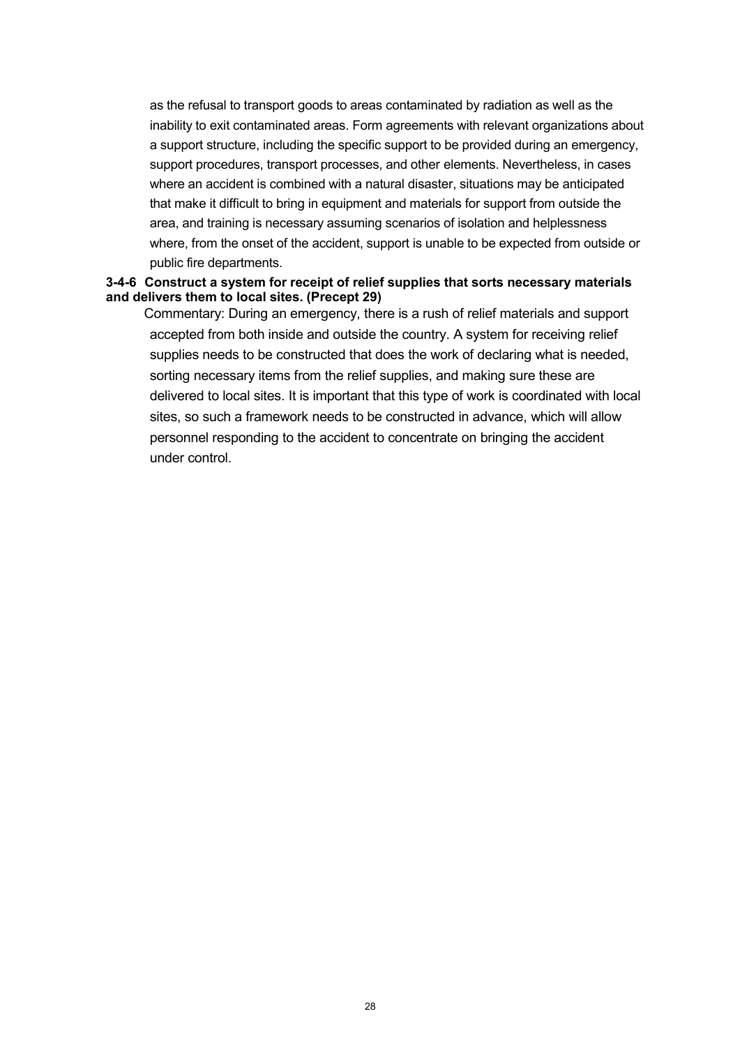as the refusal to transport goods to areas contaminated by radiation as well as the inability to exit contaminated areas. Form agreements with relevant organizations about a support structure, including the specific support to be provided during an emergency, support procedures, transport processes, and other elements. Nevertheless, in cases where an accident is combined with a natural disaster, situations may be anticipated that make it difficult to bring in equipment and materials for support from outside the area, and training is necessary assuming scenarios of isolation and helplessness where, from the onset of the accident, support is unable to be expected from outside or public fire departments.

**3-4-6 Construct a system for receipt of relief supplies that sorts necessary materials and delivers them to local sites. (Precept 29)**

Commentary: During an emergency, there is a rush of relief materials and support accepted from both inside and outside the country. A system for receiving relief supplies needs to be constructed that does the work of declaring what is needed, sorting necessary items from the relief supplies, and making sure these are delivered to local sites. It is important that this type of work is coordinated with local sites, so such a framework needs to be constructed in advance, which will allow personnel responding to the accident to concentrate on bringing the accident under control.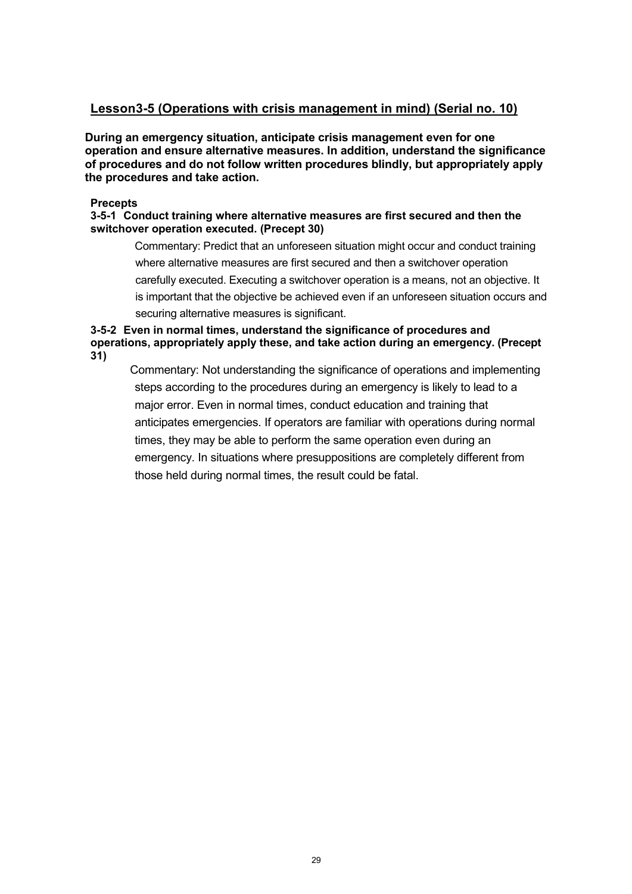## Lesson3-5 (Operations with crisis management in mind) (Serial no. 10)

**During an emergency situation, anticipate crisis management even for one operation and ensure alternative measures. In addition, understand the significance of procedures and do not follow written procedures blindly, but appropriately apply the procedures and take action.**

**Precepts**

**3-5-1 Conduct training where alternative measures are first secured and then the switchover operation executed. (Precept 30)**

Commentary: Predict that an unforeseen situation might occur and conduct training where alternative measures are first secured and then a switchover operation carefully executed. Executing a switchover operation is a means, not an objective. It is important that the objective be achieved even if an unforeseen situation occurs and securing alternative measures is significant.

**3-5-2 Even in normal times, understand the significance of procedures and operations, appropriately apply these, and take action during an emergency. (Precept 31)**

Commentary: Not understanding the significance of operations and implementing steps according to the procedures during an emergency is likely to lead to a major error. Even in normal times, conduct education and training that anticipates emergencies. If operators are familiar with operations during normal times, they may be able to perform the same operation even during an emergency. In situations where presuppositions are completely different from those held during normal times, the result could be fatal.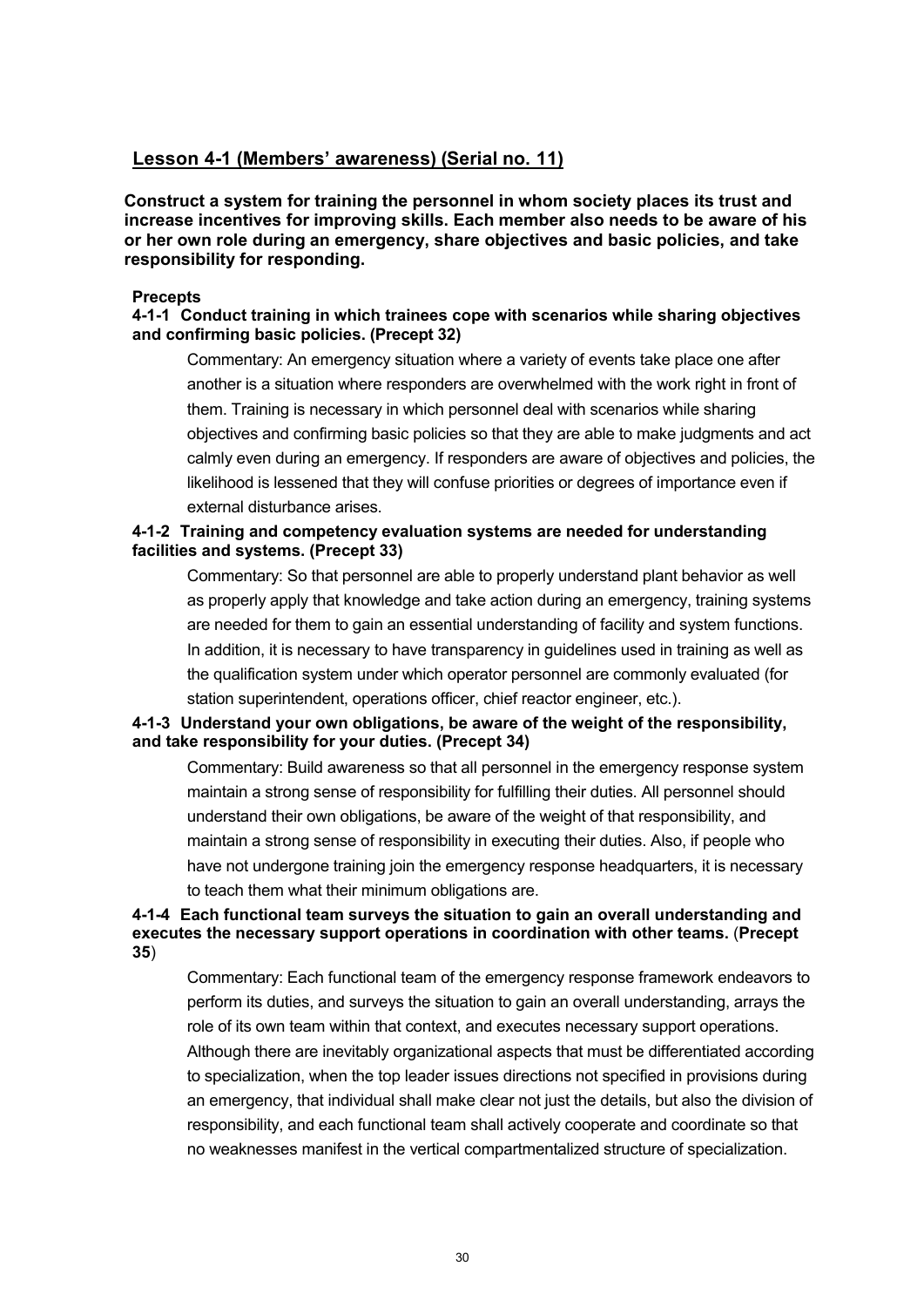## Lesson 4-1 (Members' awareness) (Serial no. 11)

**Construct a system for training the personnel in whom society places its trust and increase incentives for improving skills. Each member also needs to be aware of his or her own role during an emergency, share objectives and basic policies, and take responsibility for responding.**

**Precepts**

**4-1-1 Conduct training in which trainees cope with scenarios while sharing objectives and confirming basic policies. (Precept 32)**

Commentary: An emergency situation where a variety of events take place one after another is a situation where responders are overwhelmed with the work right in front of them. Training is necessary in which personnel deal with scenarios while sharing objectives and confirming basic policies so that they are able to make judgments and act calmly even during an emergency. If responders are aware of objectives and policies, the likelihood is lessened that they will confuse priorities or degrees of importance even if external disturbance arises.

**4-1-2 Training and competency evaluation systems are needed for understanding facilities and systems. (Precept 33)**

Commentary: So that personnel are able to properly understand plant behavior as well as properly apply that knowledge and take action during an emergency, training systems are needed for them to gain an essential understanding of facility and system functions. In addition, it is necessary to have transparency in guidelines used in training as well as the qualification system under which operator personnel are commonly evaluated (for station superintendent, operations officer, chief reactor engineer, etc.).

**4-1-3 Understand your own obligations, be aware of the weight of the responsibility, and take responsibility for your duties. (Precept 34)**

Commentary: Build awareness so that all personnel in the emergency response system maintain a strong sense of responsibility for fulfilling their duties. All personnel should understand their own obligations, be aware of the weight of that responsibility, and maintain a strong sense of responsibility in executing their duties. Also, if people who have not undergone training join the emergency response headquarters, it is necessary to teach them what their minimum obligations are.

**4-1-4 Each functional team surveys the situation to gain an overall understanding and executes the necessary support operations in coordination with other teams.** (**Precept 35**)

Commentary: Each functional team of the emergency response framework endeavors to perform its duties, and surveys the situation to gain an overall understanding, arrays the role of its own team within that context, and executes necessary support operations. Although there are inevitably organizational aspects that must be differentiated according to specialization, when the top leader issues directions not specified in provisions during an emergency, that individual shall make clear not just the details, but also the division of responsibility, and each functional team shall actively cooperate and coordinate so that no weaknesses manifest in the vertical compartmentalized structure of specialization.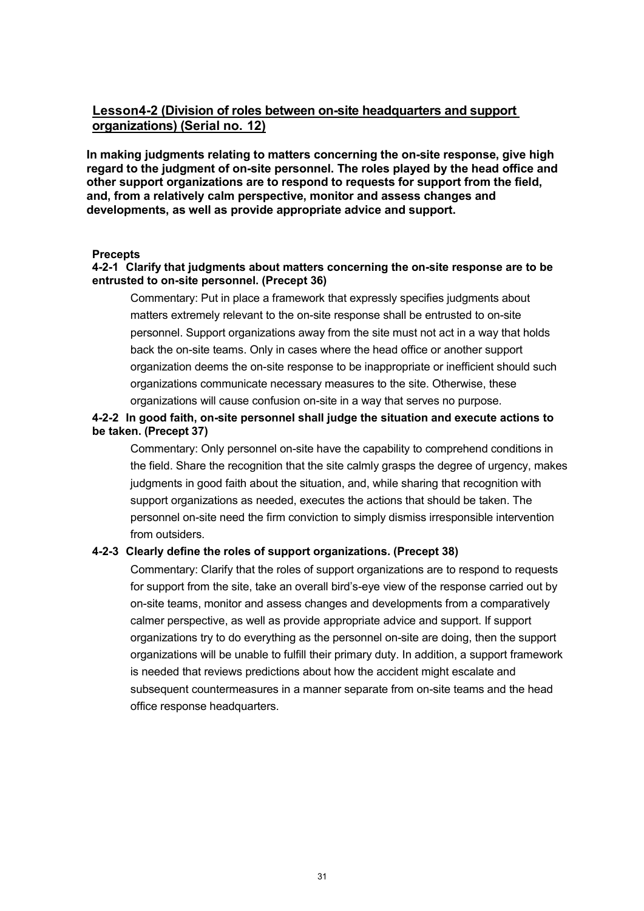## Lesson4-2 (Division of roles between on-site headquarters and support organizations) (Serial no. 12)

**In making judgments relating to matters concerning the on-site response, give high regard to the judgment of on-site personnel. The roles played by the head office and other support organizations are to respond to requests for support from the field, and, from a relatively calm perspective, monitor and assess changes and developments, as well as provide appropriate advice and support.**

**Precepts**

**4-2-1 Clarify that judgments about matters concerning the on-site response are to be entrusted to on-site personnel. (Precept 36)**

Commentary: Put in place a framework that expressly specifies judgments about matters extremely relevant to the on-site response shall be entrusted to on-site personnel. Support organizations away from the site must not act in a way that holds back the on-site teams. Only in cases where the head office or another support organization deems the on-site response to be inappropriate or inefficient should such organizations communicate necessary measures to the site. Otherwise, these organizations will cause confusion on-site in a way that serves no purpose.

**4-2-2 In good faith, on-site personnel shall judge the situation and execute actions to be taken. (Precept 37)**

Commentary: Only personnel on-site have the capability to comprehend conditions in the field. Share the recognition that the site calmly grasps the degree of urgency, makes judgments in good faith about the situation, and, while sharing that recognition with support organizations as needed, executes the actions that should be taken. The personnel on-site need the firm conviction to simply dismiss irresponsible intervention from outsiders.

**4-2-3 Clearly define the roles of support organizations. (Precept 38)**

Commentary: Clarify that the roles of support organizations are to respond to requests for support from the site, take an overall bird's-eye view of the response carried out by on-site teams, monitor and assess changes and developments from a comparatively calmer perspective, as well as provide appropriate advice and support. If support organizations try to do everything as the personnel on-site are doing, then the support organizations will be unable to fulfill their primary duty. In addition, a support framework is needed that reviews predictions about how the accident might escalate and subsequent countermeasures in a manner separate from on-site teams and the head office response headquarters.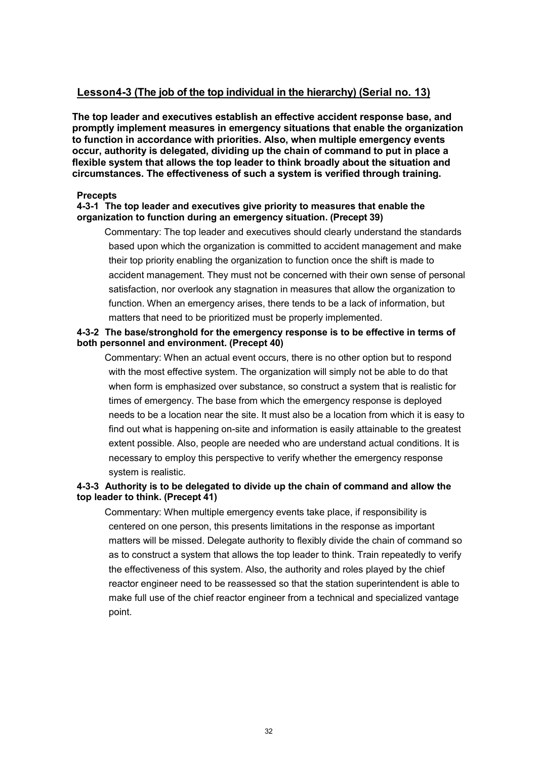## Lesson4-3 (The job of the top individual in the hierarchy) (Serial no. 13)

**The top leader and executives establish an effective accident response base, and promptly implement measures in emergency situations that enable the organization to function in accordance with priorities. Also, when multiple emergency events occur, authority is delegated, dividing up the chain of command to put in place a flexible system that allows the top leader to think broadly about the situation and circumstances. The effectiveness of such a system is verified through training.**

**Precepts**

**4-3-1 The top leader and executives give priority to measures that enable the organization to function during an emergency situation. (Precept 39)**

Commentary: The top leader and executives should clearly understand the standards based upon which the organization is committed to accident management and make their top priority enabling the organization to function once the shift is made to accident management. They must not be concerned with their own sense of personal satisfaction, nor overlook any stagnation in measures that allow the organization to function. When an emergency arises, there tends to be a lack of information, but matters that need to be prioritized must be properly implemented.

**4-3-2 The base/stronghold for the emergency response is to be effective in terms of both personnel and environment. (Precept 40)**

Commentary: When an actual event occurs, there is no other option but to respond with the most effective system. The organization will simply not be able to do that when form is emphasized over substance, so construct a system that is realistic for times of emergency. The base from which the emergency response is deployed needs to be a location near the site. It must also be a location from which it is easy to find out what is happening on-site and information is easily attainable to the greatest extent possible. Also, people are needed who are understand actual conditions. It is necessary to employ this perspective to verify whether the emergency response system is realistic.

**4-3-3 Authority is to be delegated to divide up the chain of command and allow the top leader to think. (Precept 41)**

Commentary: When multiple emergency events take place, if responsibility is centered on one person, this presents limitations in the response as important matters will be missed. Delegate authority to flexibly divide the chain of command so as to construct a system that allows the top leader to think. Train repeatedly to verify the effectiveness of this system. Also, the authority and roles played by the chief reactor engineer need to be reassessed so that the station superintendent is able to make full use of the chief reactor engineer from a technical and specialized vantage point.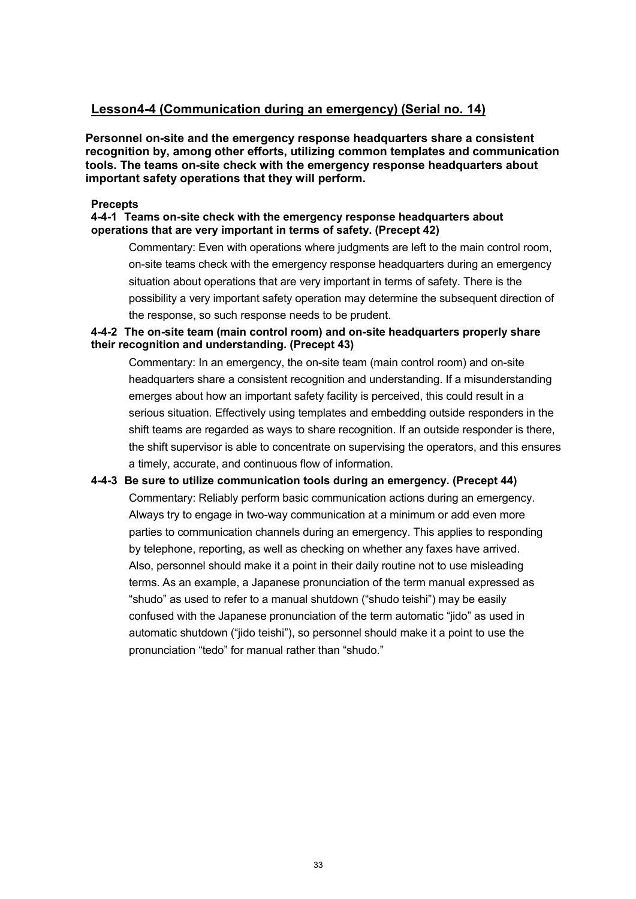## Lesson4-4 (Communication during an emergency) (Serial no. 14)

**Personnel on-site and the emergency response headquarters share a consistent recognition by, among other efforts, utilizing common templates and communication tools. The teams on-site check with the emergency response headquarters about important safety operations that they will perform.**

**Precepts**

**4-4-1 Teams on-site check with the emergency response headquarters about operations that are very important in terms of safety. (Precept 42)**

Commentary: Even with operations where judgments are left to the main control room, on-site teams check with the emergency response headquarters during an emergency situation about operations that are very important in terms of safety. There is the possibility a very important safety operation may determine the subsequent direction of the response, so such response needs to be prudent.

**4-4-2 The on-site team (main control room) and on-site headquarters properly share their recognition and understanding. (Precept 43)**

Commentary: In an emergency, the on-site team (main control room) and on-site headquarters share a consistent recognition and understanding. If a misunderstanding emerges about how an important safety facility is perceived, this could result in a serious situation. Effectively using templates and embedding outside responders in the shift teams are regarded as ways to share recognition. If an outside responder is there, the shift supervisor is able to concentrate on supervising the operators, and this ensures a timely, accurate, and continuous flow of information.

**4-4-3 Be sure to utilize communication tools during an emergency. (Precept 44)**

Commentary: Reliably perform basic communication actions during an emergency. Always try to engage in two-way communication at a minimum or add even more parties to communication channels during an emergency. This applies to responding by telephone, reporting, as well as checking on whether any faxes have arrived. Also, personnel should make it a point in their daily routine not to use misleading terms. As an example, a Japanese pronunciation of the term manual expressed as "shudo" as used to refer to a manual shutdown ("shudo teishi") may be easily confused with the Japanese pronunciation of the term automatic "jido" as used in automatic shutdown ("jido teishi"), so personnel should make it a point to use the pronunciation "tedo" for manual rather than "shudo."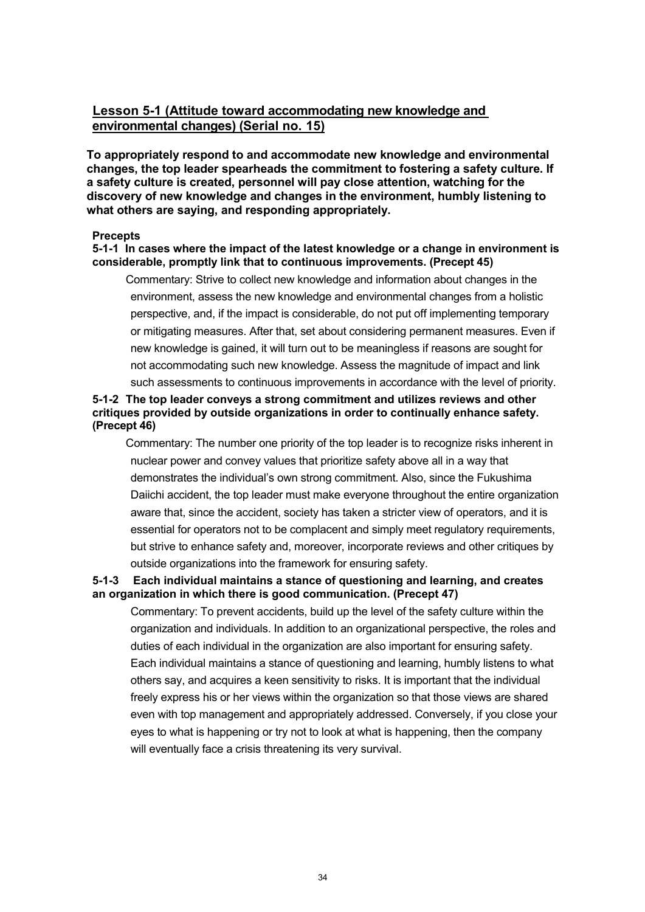## Lesson 5-1 (Attitude toward accommodating new knowledge and environmental changes) (Serial no. 15)

**To appropriately respond to and accommodate new knowledge and environmental changes, the top leader spearheads the commitment to fostering a safety culture. If a safety culture is created, personnel will pay close attention, watching for the discovery of new knowledge and changes in the environment, humbly listening to what others are saying, and responding appropriately.**

**Precepts**

**5-1-1 In cases where the impact of the latest knowledge or a change in environment is considerable, promptly link that to continuous improvements. (Precept 45)**

Commentary: Strive to collect new knowledge and information about changes in the environment, assess the new knowledge and environmental changes from a holistic perspective, and, if the impact is considerable, do not put off implementing temporary or mitigating measures. After that, set about considering permanent measures. Even if new knowledge is gained, it will turn out to be meaningless if reasons are sought for not accommodating such new knowledge. Assess the magnitude of impact and link such assessments to continuous improvements in accordance with the level of priority.

**5-1-2 The top leader conveys a strong commitment and utilizes reviews and other critiques provided by outside organizations in order to continually enhance safety. (Precept 46)**

Commentary: The number one priority of the top leader is to recognize risks inherent in nuclear power and convey values that prioritize safety above all in a way that demonstrates the individual's own strong commitment. Also, since the Fukushima Daiichi accident, the top leader must make everyone throughout the entire organization aware that, since the accident, society has taken a stricter view of operators, and it is essential for operators not to be complacent and simply meet regulatory requirements, but strive to enhance safety and, moreover, incorporate reviews and other critiques by outside organizations into the framework for ensuring safety.

**5-1-3 Each individual maintains a stance of questioning and learning, and creates an organization in which there is good communication. (Precept 47)**

Commentary: To prevent accidents, build up the level of the safety culture within the organization and individuals. In addition to an organizational perspective, the roles and duties of each individual in the organization are also important for ensuring safety. Each individual maintains a stance of questioning and learning, humbly listens to what others say, and acquires a keen sensitivity to risks. It is important that the individual freely express his or her views within the organization so that those views are shared even with top management and appropriately addressed. Conversely, if you close your eyes to what is happening or try not to look at what is happening, then the company will eventually face a crisis threatening its very survival.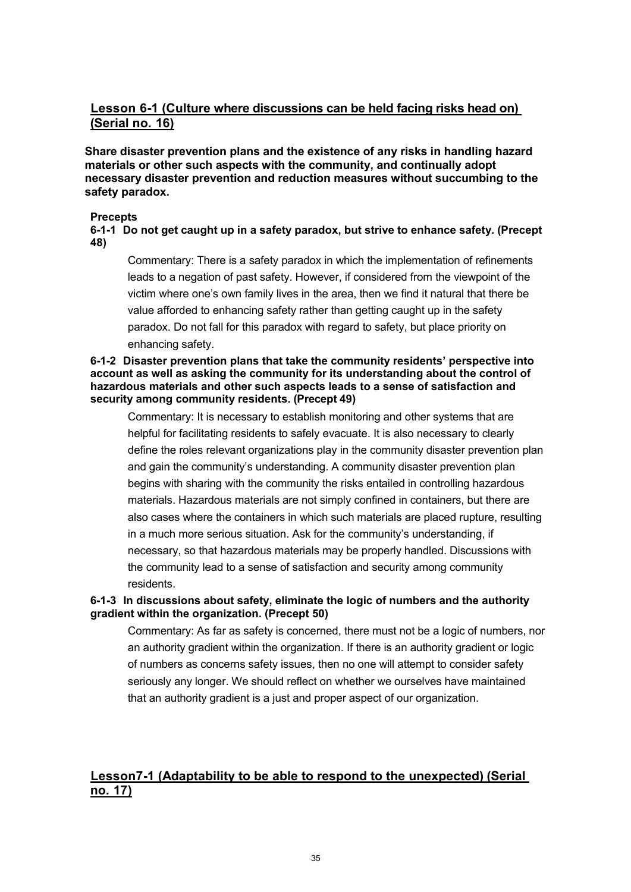## Lesson 6-1 (Culture where discussions can be held facing risks head on) (Serial no. 16)

**Share disaster prevention plans and the existence of any risks in handling hazard materials or other such aspects with the community, and continually adopt necessary disaster prevention and reduction measures without succumbing to the safety paradox.**

**Precepts**

**6-1-1 Do not get caught up in a safety paradox, but strive to enhance safety. (Precept 48)**

Commentary: There is a safety paradox in which the implementation of refinements leads to a negation of past safety. However, if considered from the viewpoint of the victim where one's own family lives in the area, then we find it natural that there be value afforded to enhancing safety rather than getting caught up in the safety paradox. Do not fall for this paradox with regard to safety, but place priority on enhancing safety.

**6-1-2 Disaster prevention plans that take the community residents' perspective into account as well as asking the community for its understanding about the control of hazardous materials and other such aspects leads to a sense of satisfaction and security among community residents. (Precept 49)**

Commentary: It is necessary to establish monitoring and other systems that are helpful for facilitating residents to safely evacuate. It is also necessary to clearly define the roles relevant organizations play in the community disaster prevention plan and gain the community's understanding. A community disaster prevention plan begins with sharing with the community the risks entailed in controlling hazardous materials. Hazardous materials are not simply confined in containers, but there are also cases where the containers in which such materials are placed rupture, resulting in a much more serious situation. Ask for the community's understanding, if necessary, so that hazardous materials may be properly handled. Discussions with the community lead to a sense of satisfaction and security among community residents.

**6-1-3 In discussions about safety, eliminate the logic of numbers and the authority gradient within the organization. (Precept 50)**

Commentary: As far as safety is concerned, there must not be a logic of numbers, nor an authority gradient within the organization. If there is an authority gradient or logic of numbers as concerns safety issues, then no one will attempt to consider safety seriously any longer. We should reflect on whether we ourselves have maintained that an authority gradient is a just and proper aspect of our organization.

## Lesson7-1 (Adaptability to be able to respond to the unexpected) (Serial no. 17)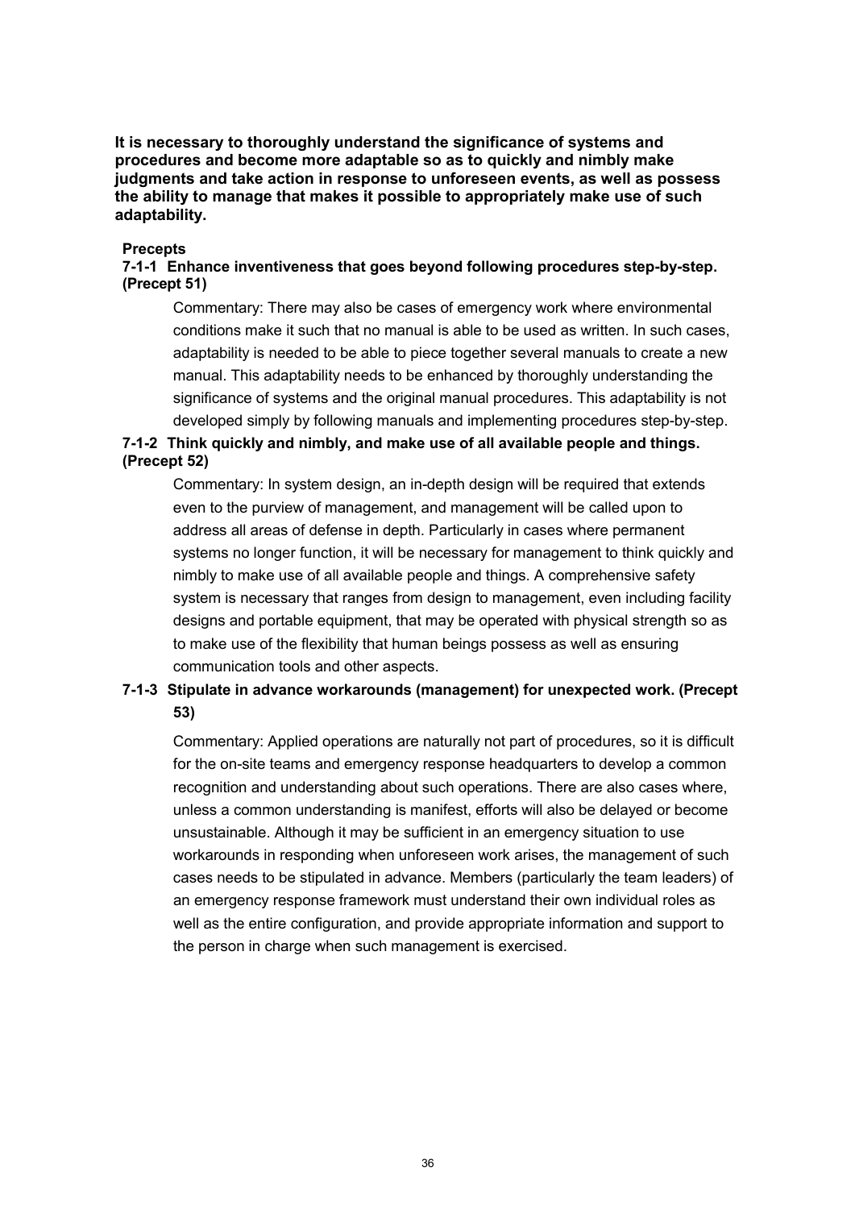**It is necessary to thoroughly understand the significance of systems and procedures and become more adaptable so as to quickly and nimbly make judgments and take action in response to unforeseen events, as well as possess the ability to manage that makes it possible to appropriately make use of such adaptability.**

**Precepts**

**7-1-1 Enhance inventiveness that goes beyond following procedures step-by-step. (Precept 51)**

Commentary: There may also be cases of emergency work where environmental conditions make it such that no manual is able to be used as written. In such cases, adaptability is needed to be able to piece together several manuals to create a new manual. This adaptability needs to be enhanced by thoroughly understanding the significance of systems and the original manual procedures. This adaptability is not developed simply by following manuals and implementing procedures step-by-step.

**7-1-2 Think quickly and nimbly, and make use of all available people and things. (Precept 52)**

Commentary: In system design, an in-depth design will be required that extends even to the purview of management, and management will be called upon to address all areas of defense in depth. Particularly in cases where permanent systems no longer function, it will be necessary for management to think quickly and nimbly to make use of all available people and things. A comprehensive safety system is necessary that ranges from design to management, even including facility designs and portable equipment, that may be operated with physical strength so as to make use of the flexibility that human beings possess as well as ensuring communication tools and other aspects.

**7-1-3 Stipulate in advance workarounds (management) for unexpected work. (Precept 53)**

Commentary: Applied operations are naturally not part of procedures, so it is difficult for the on-site teams and emergency response headquarters to develop a common recognition and understanding about such operations. There are also cases where, unless a common understanding is manifest, efforts will also be delayed or become unsustainable. Although it may be sufficient in an emergency situation to use workarounds in responding when unforeseen work arises, the management of such cases needs to be stipulated in advance. Members (particularly the team leaders) of an emergency response framework must understand their own individual roles as well as the entire configuration, and provide appropriate information and support to the person in charge when such management is exercised.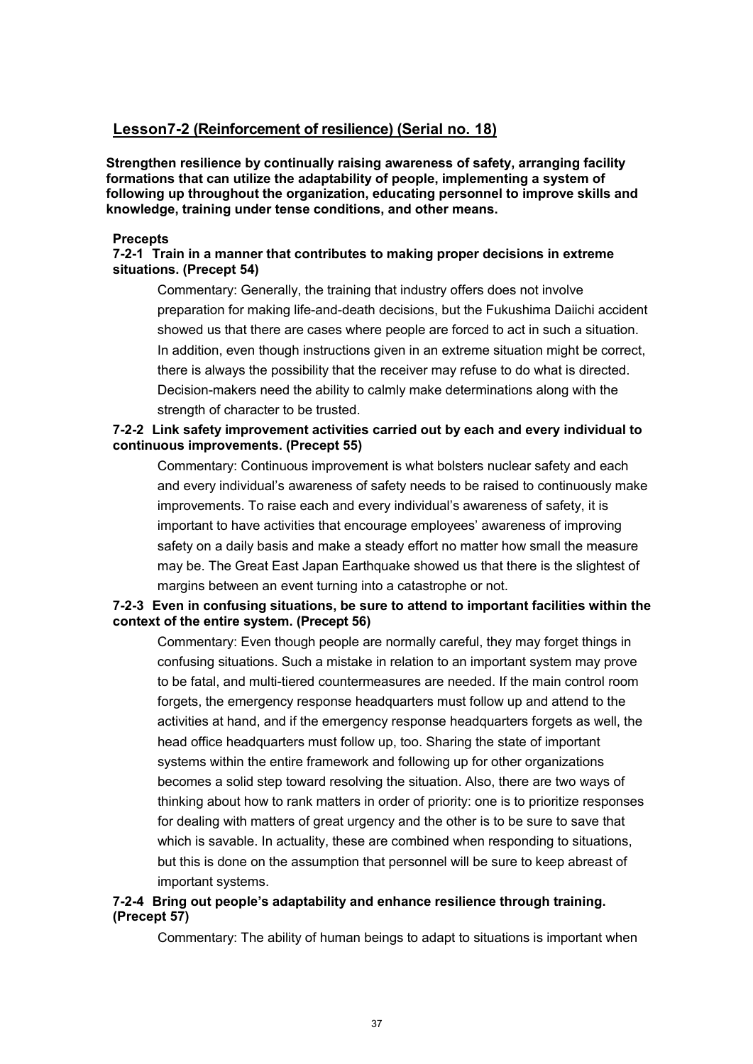## Lesson7-2 (Reinforcement of resilience) (Serial no. 18)

**Strengthen resilience by continually raising awareness of safety, arranging facility formations that can utilize the adaptability of people, implementing a system of following up throughout the organization, educating personnel to improve skills and knowledge, training under tense conditions, and other means.**

**Precepts**

**7-2-1 Train in a manner that contributes to making proper decisions in extreme situations. (Precept 54)**

Commentary: Generally, the training that industry offers does not involve preparation for making life-and-death decisions, but the Fukushima Daiichi accident showed us that there are cases where people are forced to act in such a situation. In addition, even though instructions given in an extreme situation might be correct, there is always the possibility that the receiver may refuse to do what is directed. Decision-makers need the ability to calmly make determinations along with the strength of character to be trusted.

**7-2-2 Link safety improvement activities carried out by each and every individual to continuous improvements. (Precept 55)**

Commentary: Continuous improvement is what bolsters nuclear safety and each and every individual's awareness of safety needs to be raised to continuously make improvements. To raise each and every individual's awareness of safety, it is important to have activities that encourage employees' awareness of improving safety on a daily basis and make a steady effort no matter how small the measure may be. The Great East Japan Earthquake showed us that there is the slightest of margins between an event turning into a catastrophe or not.

**7-2-3 Even in confusing situations, be sure to attend to important facilities within the context of the entire system. (Precept 56)**

Commentary: Even though people are normally careful, they may forget things in confusing situations. Such a mistake in relation to an important system may prove to be fatal, and multi-tiered countermeasures are needed. If the main control room forgets, the emergency response headquarters must follow up and attend to the activities at hand, and if the emergency response headquarters forgets as well, the head office headquarters must follow up, too. Sharing the state of important systems within the entire framework and following up for other organizations becomes a solid step toward resolving the situation. Also, there are two ways of thinking about how to rank matters in order of priority: one is to prioritize responses for dealing with matters of great urgency and the other is to be sure to save that which is savable. In actuality, these are combined when responding to situations, but this is done on the assumption that personnel will be sure to keep abreast of important systems.

**7-2-4 Bring out people's adaptability and enhance resilience through training. (Precept 57)**

Commentary: The ability of human beings to adapt to situations is important when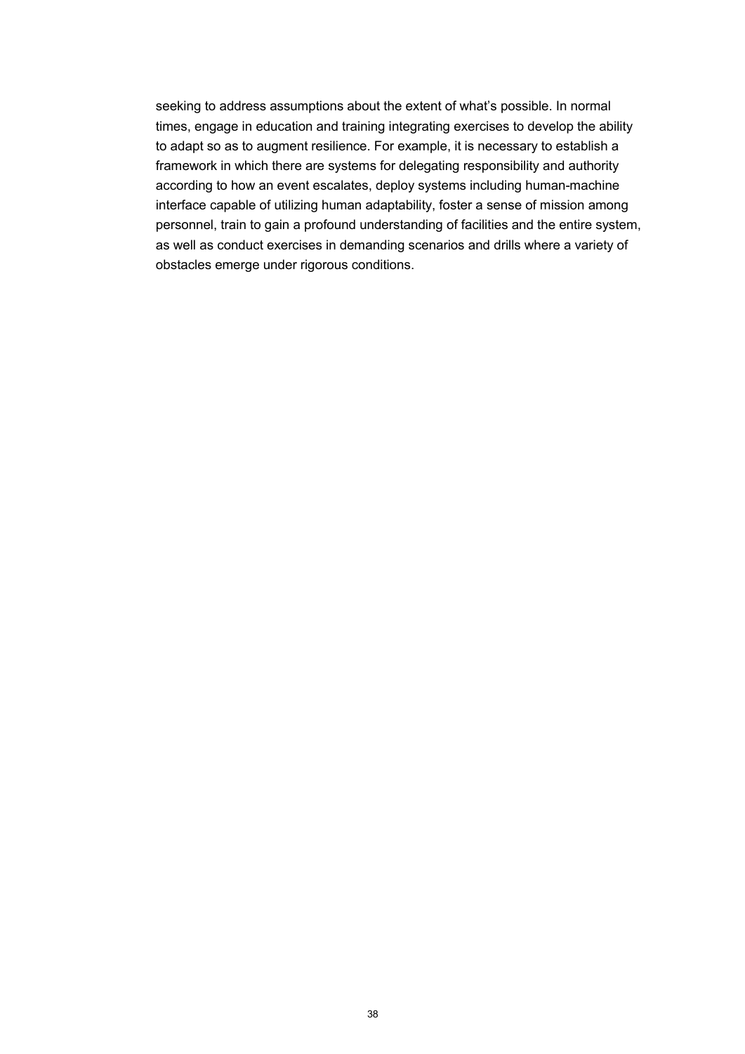seeking to address assumptions about the extent of what's possible. In normal times, engage in education and training integrating exercises to develop the ability to adapt so as to augment resilience. For example, it is necessary to establish a framework in which there are systems for delegating responsibility and authority according to how an event escalates, deploy systems including human-machine interface capable of utilizing human adaptability, foster a sense of mission among personnel, train to gain a profound understanding of facilities and the entire system, as well as conduct exercises in demanding scenarios and drills where a variety of obstacles emerge under rigorous conditions.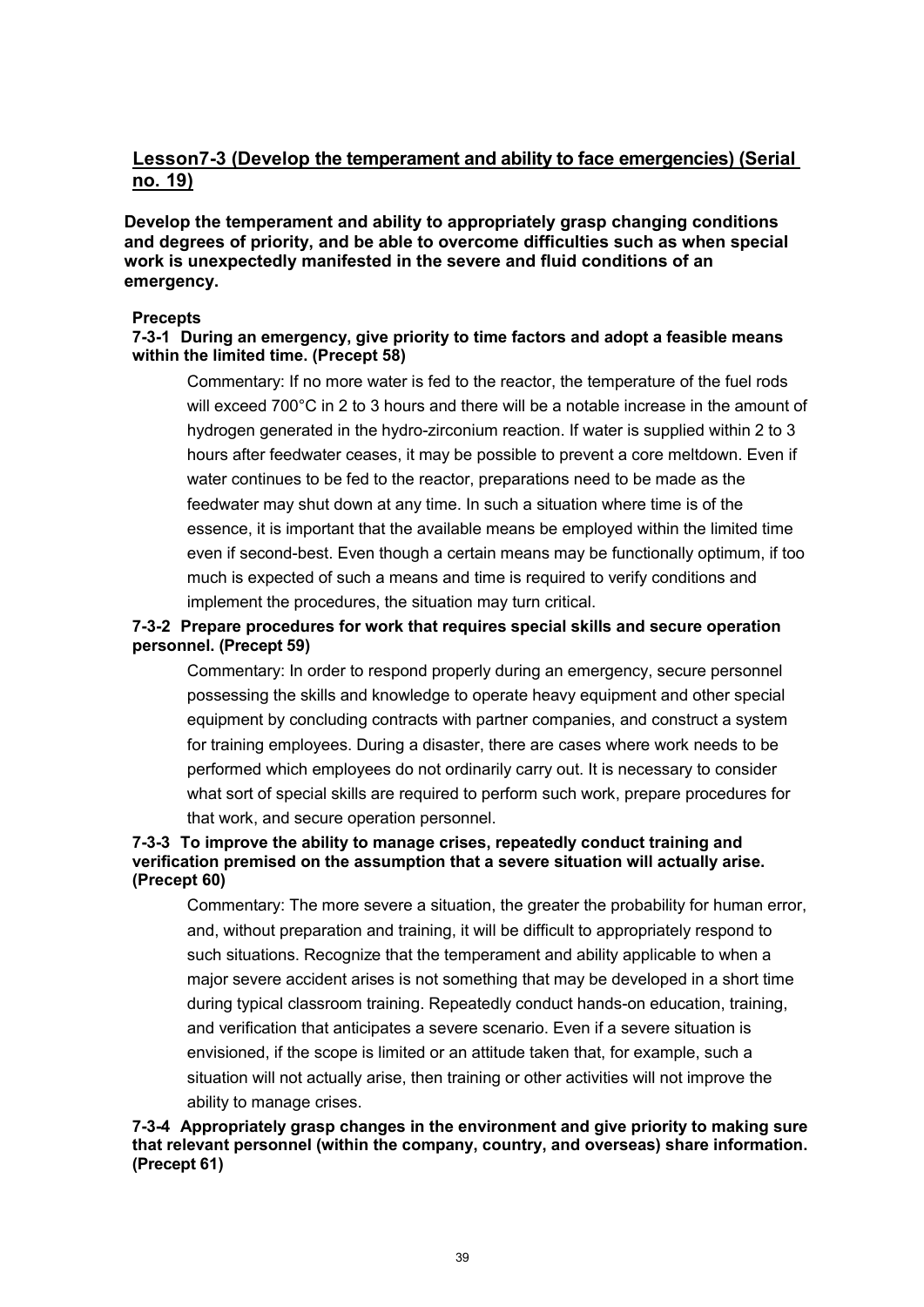## Lesson7-3 (Develop the temperament and ability to face emergencies) (Serial no. 19)

**Develop the temperament and ability to appropriately grasp changing conditions and degrees of priority, and be able to overcome difficulties such as when special work is unexpectedly manifested in the severe and fluid conditions of an emergency.**

**Precepts**

**7-3-1 During an emergency, give priority to time factors and adopt a feasible means within the limited time. (Precept 58)**

Commentary: If no more water is fed to the reactor, the temperature of the fuel rods will exceed 700°C in 2 to 3 hours and there will be a notable increase in the amount of hydrogen generated in the hydro-zirconium reaction. If water is supplied within 2 to 3 hours after feedwater ceases, it may be possible to prevent a core meltdown. Even if water continues to be fed to the reactor, preparations need to be made as the feedwater may shut down at any time. In such a situation where time is of the essence, it is important that the available means be employed within the limited time even if second-best. Even though a certain means may be functionally optimum, if too much is expected of such a means and time is required to verify conditions and implement the procedures, the situation may turn critical.

**7-3-2 Prepare procedures for work that requires special skills and secure operation personnel. (Precept 59)**

Commentary: In order to respond properly during an emergency, secure personnel possessing the skills and knowledge to operate heavy equipment and other special equipment by concluding contracts with partner companies, and construct a system for training employees. During a disaster, there are cases where work needs to be performed which employees do not ordinarily carry out. It is necessary to consider what sort of special skills are required to perform such work, prepare procedures for that work, and secure operation personnel.

**7-3-3 To improve the ability to manage crises, repeatedly conduct training and verification premised on the assumption that a severe situation will actually arise. (Precept 60)**

Commentary: The more severe a situation, the greater the probability for human error, and, without preparation and training, it will be difficult to appropriately respond to such situations. Recognize that the temperament and ability applicable to when a major severe accident arises is not something that may be developed in a short time during typical classroom training. Repeatedly conduct hands-on education, training, and verification that anticipates a severe scenario. Even if a severe situation is envisioned, if the scope is limited or an attitude taken that, for example, such a situation will not actually arise, then training or other activities will not improve the ability to manage crises.

**7-3-4 Appropriately grasp changes in the environment and give priority to making sure that relevant personnel (within the company, country, and overseas) share information. (Precept 61)**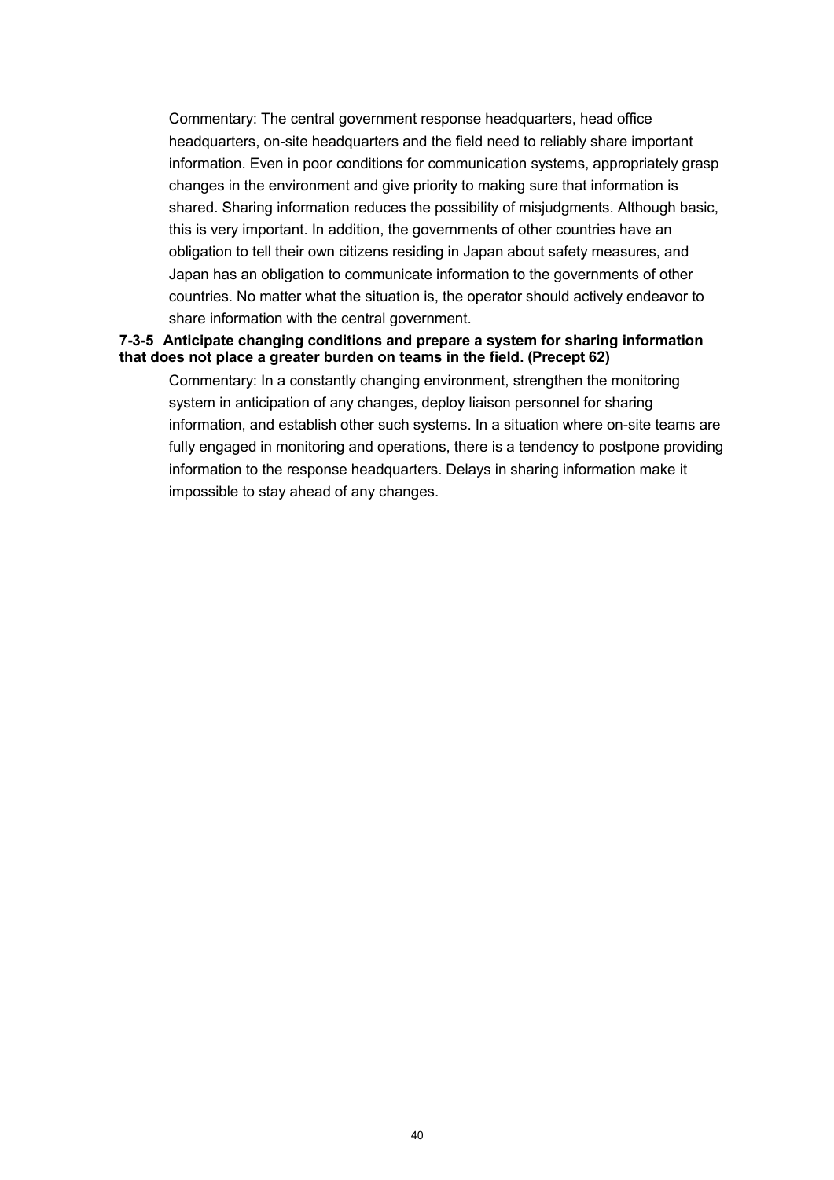Commentary: The central government response headquarters, head office headquarters, on-site headquarters and the field need to reliably share important information. Even in poor conditions for communication systems, appropriately grasp changes in the environment and give priority to making sure that information is shared. Sharing information reduces the possibility of misjudgments. Although basic, this is very important. In addition, the governments of other countries have an obligation to tell their own citizens residing in Japan about safety measures, and Japan has an obligation to communicate information to the governments of other countries. No matter what the situation is, the operator should actively endeavor to share information with the central government.

#### 7-3-5 Anticipate changing conditions and prepare a system for sharing information that does not place a greater burden on teams in the field. (Precept 62)

Commentary: In a constantly changing environment, strengthen the monitoring system in anticipation of any changes, deploy liaison personnel for sharing information, and establish other such systems. In a situation where on-site teams are fully engaged in monitoring and operations, there is a tendency to postpone providing information to the response headquarters. Delays in sharing information make it impossible to stay ahead of any changes.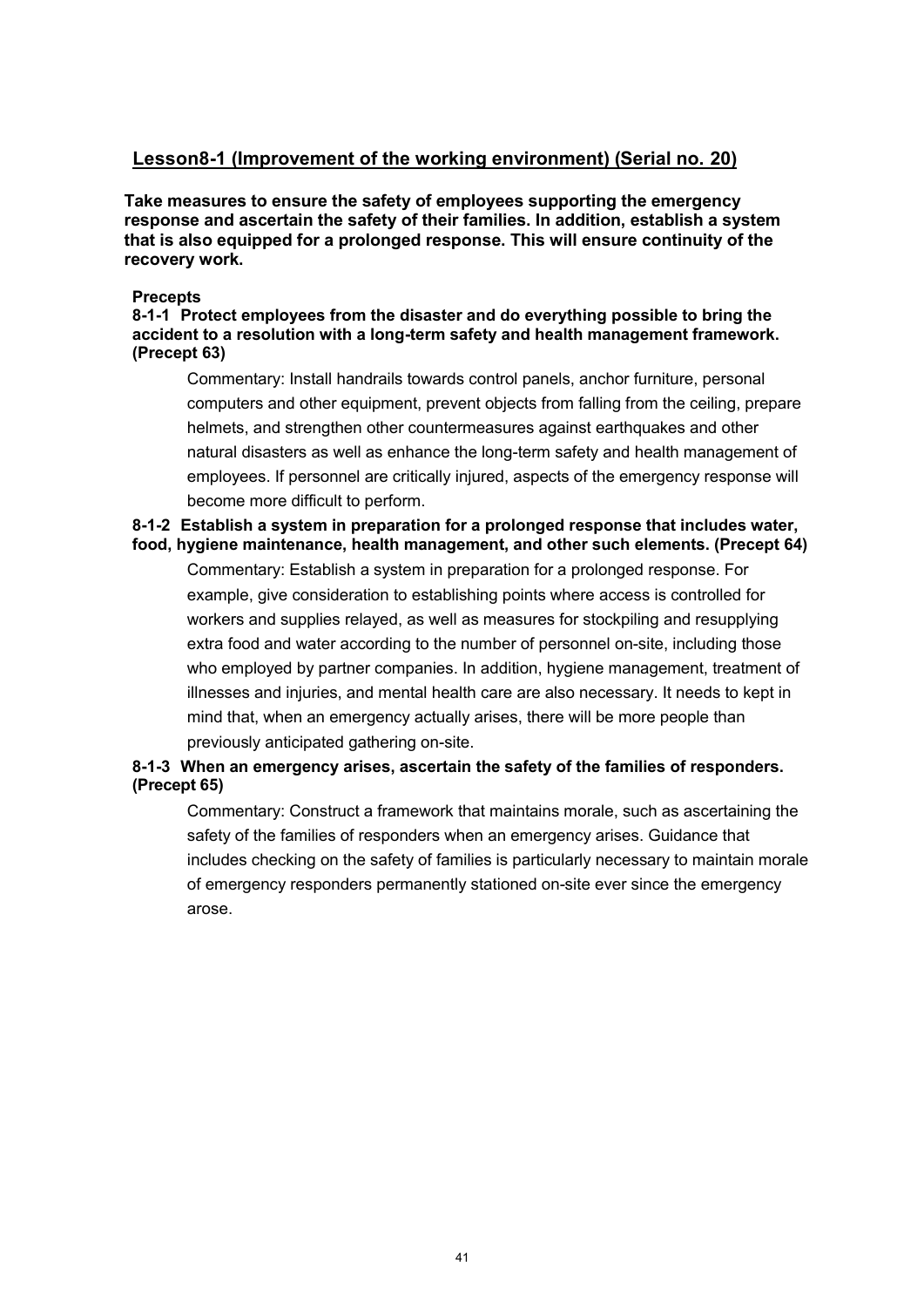## Lesson8-1 (Improvement of the working environment) (Serial no. 20)

**Take measures to ensure the safety of employees supporting the emergency response and ascertain the safety of their families. In addition, establish a system that is also equipped for a prolonged response. This will ensure continuity of the recovery work.**

**Precepts**

**8-1-1 Protect employees from the disaster and do everything possible to bring the accident to a resolution with a long-term safety and health management framework. (Precept 63)**

Commentary: Install handrails towards control panels, anchor furniture, personal computers and other equipment, prevent objects from falling from the ceiling, prepare helmets, and strengthen other countermeasures against earthquakes and other natural disasters as well as enhance the long-term safety and health management of employees. If personnel are critically injured, aspects of the emergency response will become more difficult to perform.

**8-1-2 Establish a system in preparation for a prolonged response that includes water, food, hygiene maintenance, health management, and other such elements. (Precept 64)**

Commentary: Establish a system in preparation for a prolonged response. For example, give consideration to establishing points where access is controlled for workers and supplies relayed, as well as measures for stockpiling and resupplying extra food and water according to the number of personnel on-site, including those who employed by partner companies. In addition, hygiene management, treatment of illnesses and injuries, and mental health care are also necessary. It needs to kept in mind that, when an emergency actually arises, there will be more people than previously anticipated gathering on-site.

**8-1-3 When an emergency arises, ascertain the safety of the families of responders. (Precept 65)**

Commentary: Construct a framework that maintains morale, such as ascertaining the safety of the families of responders when an emergency arises. Guidance that includes checking on the safety of families is particularly necessary to maintain morale of emergency responders permanently stationed on-site ever since the emergency arose.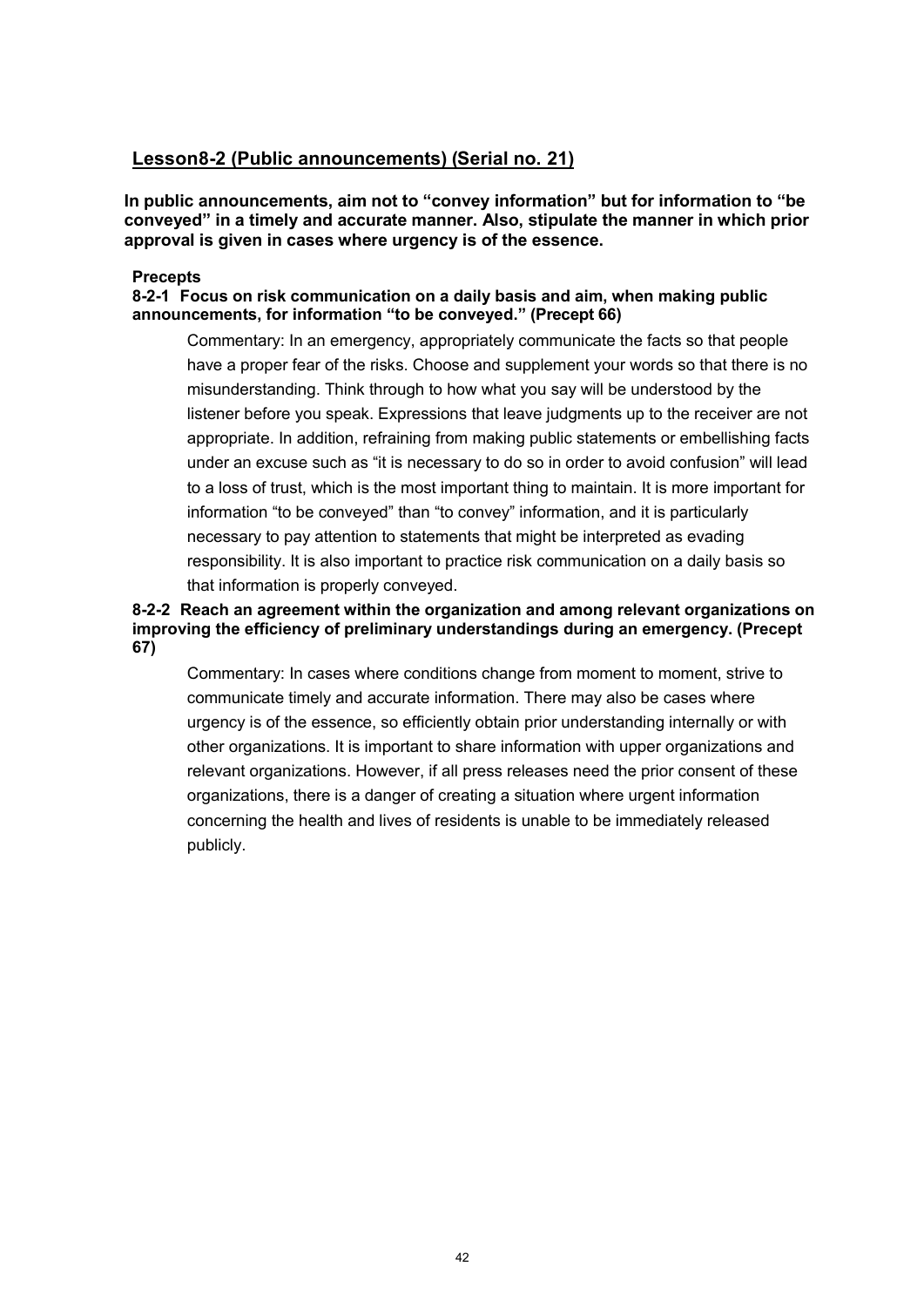## Lesson8-2 (Public announcements) (Serial no. 21)

**In public announcements, aim not to "convey information" but for information to "be conveyed" in a timely and accurate manner. Also, stipulate the manner in which prior approval is given in cases where urgency is of the essence.**

**Precepts**

**8-2-1 Focus on risk communication on a daily basis and aim, when making public announcements, for information "to be conveyed." (Precept 66)**

Commentary: In an emergency, appropriately communicate the facts so that people have a proper fear of the risks. Choose and supplement your words so that there is no misunderstanding. Think through to how what you say will be understood by the listener before you speak. Expressions that leave judgments up to the receiver are not appropriate. In addition, refraining from making public statements or embellishing facts under an excuse such as "it is necessary to do so in order to avoid confusion" will lead to a loss of trust, which is the most important thing to maintain. It is more important for information "to be conveyed" than "to convey" information, and it is particularly necessary to pay attention to statements that might be interpreted as evading responsibility. It is also important to practice risk communication on a daily basis so that information is properly conveyed.

**8-2-2 Reach an agreement within the organization and among relevant organizations on improving the efficiency of preliminary understandings during an emergency. (Precept 67)**

Commentary: In cases where conditions change from moment to moment, strive to communicate timely and accurate information. There may also be cases where urgency is of the essence, so efficiently obtain prior understanding internally or with other organizations. It is important to share information with upper organizations and relevant organizations. However, if all press releases need the prior consent of these organizations, there is a danger of creating a situation where urgent information concerning the health and lives of residents is unable to be immediately released publicly.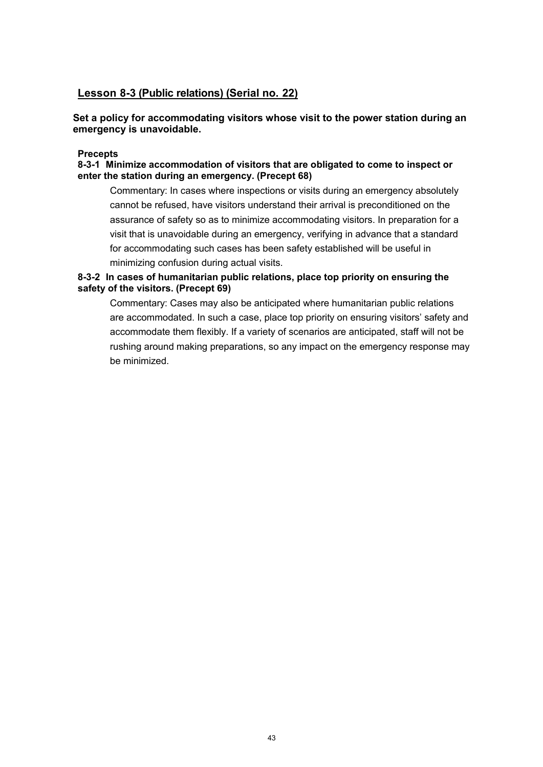## Lesson 8-3 (Public relations) (Serial no. 22)

**Set a policy for accommodating visitors whose visit to the power station during an emergency is unavoidable.**

**Precepts**

**8-3-1 Minimize accommodation of visitors that are obligated to come to inspect or enter the station during an emergency. (Precept 68)**

Commentary: In cases where inspections or visits during an emergency absolutely cannot be refused, have visitors understand their arrival is preconditioned on the assurance of safety so as to minimize accommodating visitors. In preparation for a visit that is unavoidable during an emergency, verifying in advance that a standard for accommodating such cases has been safety established will be useful in minimizing confusion during actual visits.

**8-3-2 In cases of humanitarian public relations, place top priority on ensuring the safety of the visitors. (Precept 69)**

Commentary: Cases may also be anticipated where humanitarian public relations are accommodated. In such a case, place top priority on ensuring visitors' safety and accommodate them flexibly. If a variety of scenarios are anticipated, staff will not be rushing around making preparations, so any impact on the emergency response may be minimized.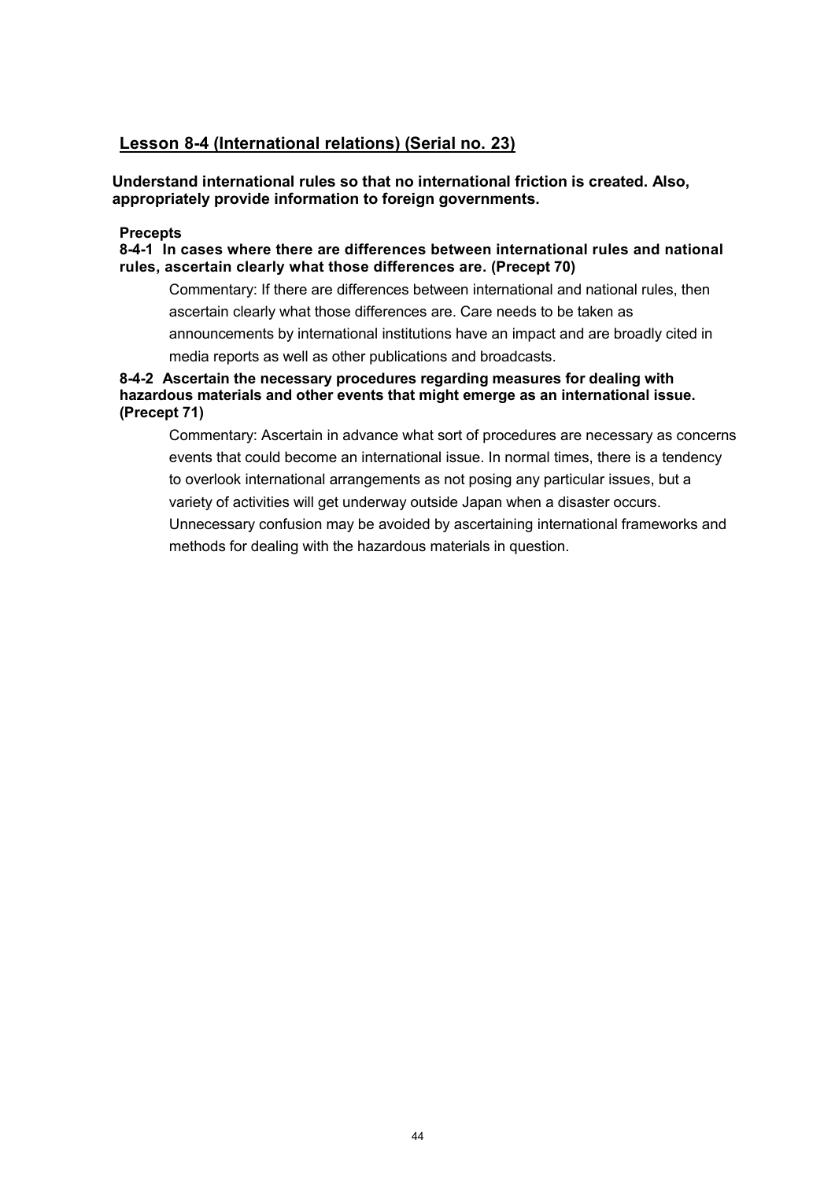## Lesson 8-4 (International relations) (Serial no. 23)

**Understand international rules so that no international friction is created. Also, appropriately provide information to foreign governments.**

**Precepts**

**8-4-1 In cases where there are differences between international rules and national rules, ascertain clearly what those differences are. (Precept 70)**

Commentary: If there are differences between international and national rules, then ascertain clearly what those differences are. Care needs to be taken as announcements by international institutions have an impact and are broadly cited in media reports as well as other publications and broadcasts.

**8-4-2 Ascertain the necessary procedures regarding measures for dealing with hazardous materials and other events that might emerge as an international issue. (Precept 71)**

Commentary: Ascertain in advance what sort of procedures are necessary as concerns events that could become an international issue. In normal times, there is a tendency to overlook international arrangements as not posing any particular issues, but a variety of activities will get underway outside Japan when a disaster occurs. Unnecessary confusion may be avoided by ascertaining international frameworks and methods for dealing with the hazardous materials in question.